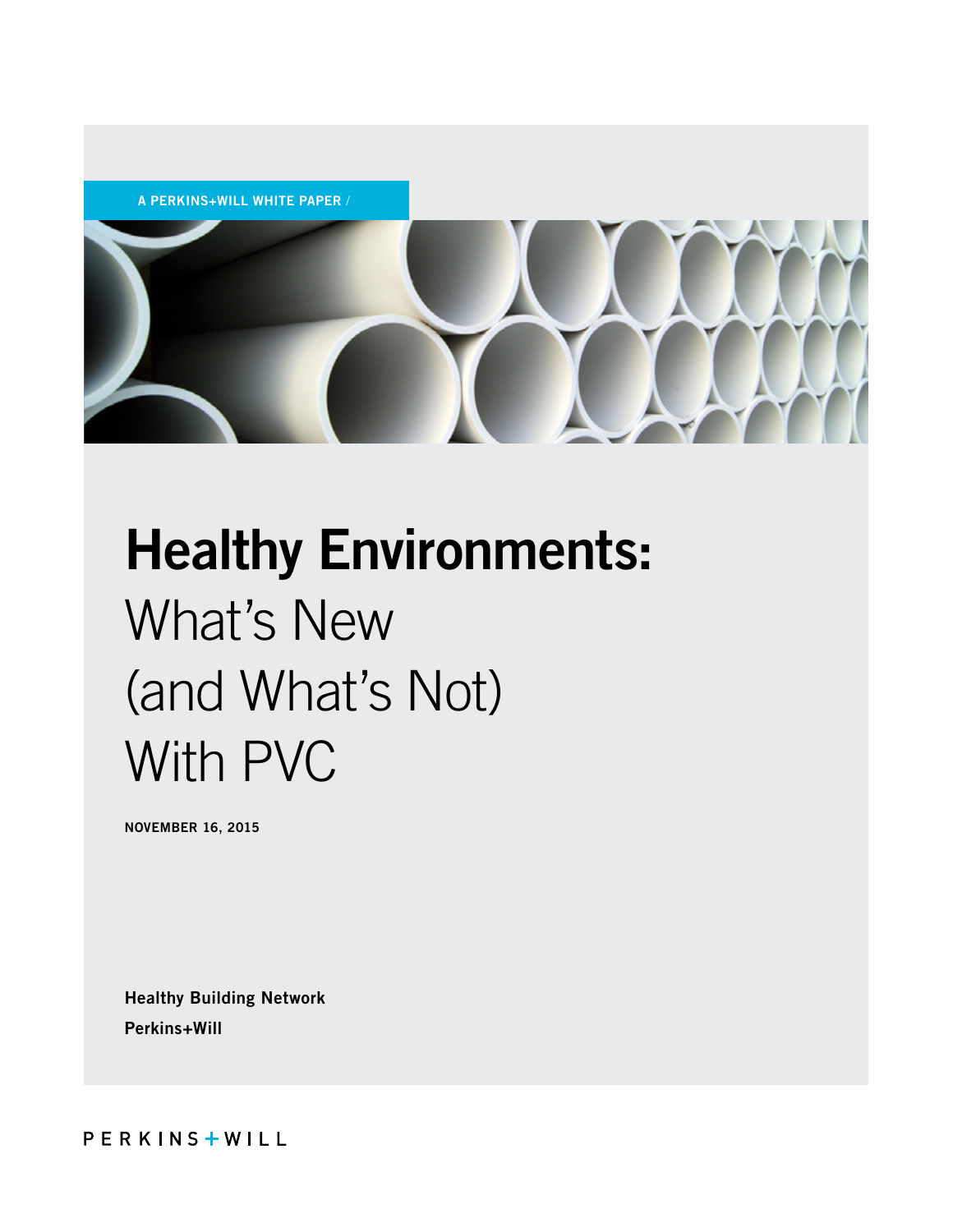A PERKINS+WILL WHITE PAPER /

# Healthy Environments: What's New (and What's Not) With PVC

**NOVEMBER 16, 2015**

**Healthy Building Network**

**Perkins+Will**

PERKINS+WILL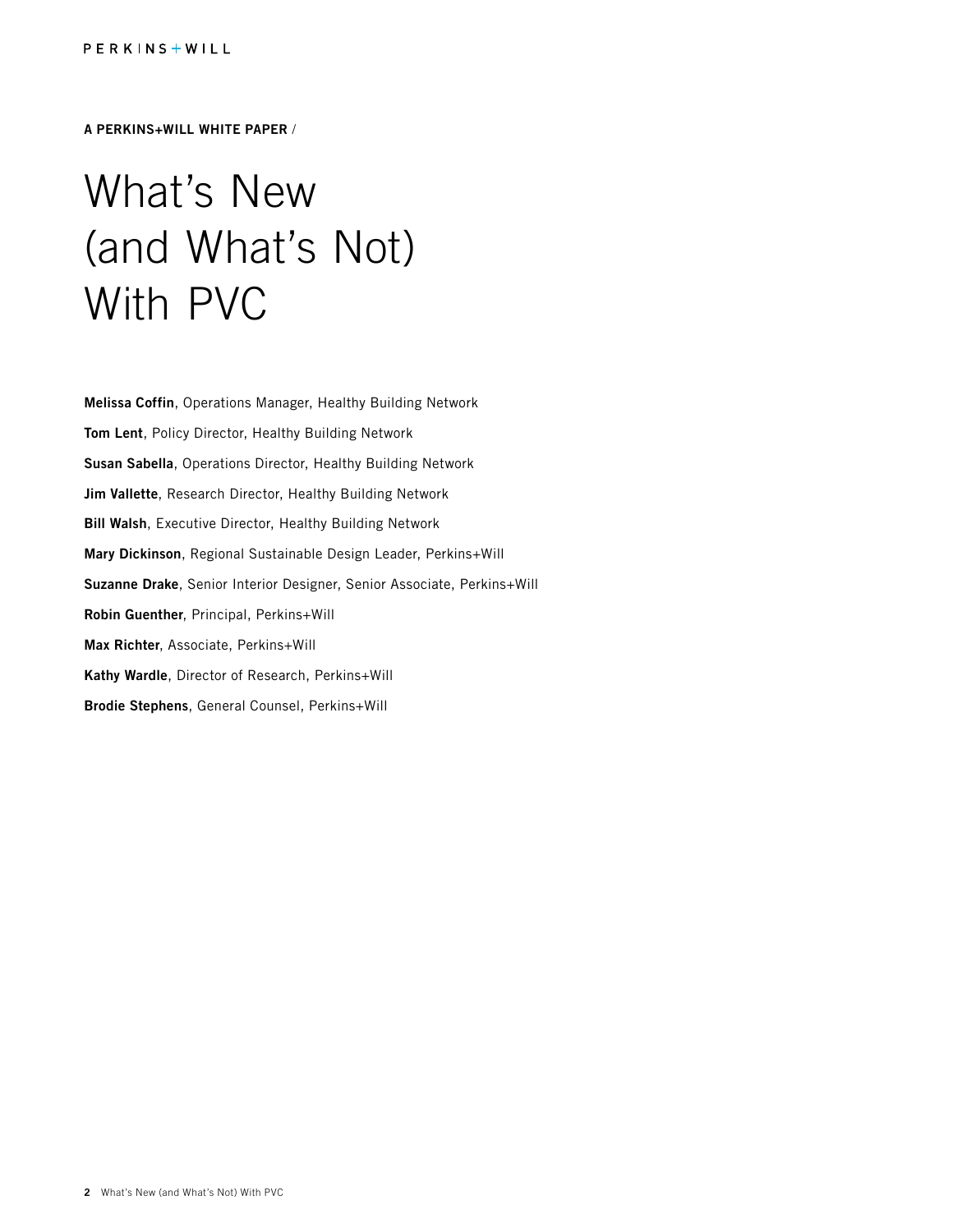A PERKINS+WILL WHITE PAPER /

# What's New (and What's Not) With PVC

**Melissa Coffin**, Operations Manager, Healthy Building Network

**Tom Lent**, Policy Director, Healthy Building Network

**Susan Sabella**, Operations Director, Healthy Building Network

**Jim Vallette**, Research Director, Healthy Building Network

**Bill Walsh**, Executive Director, Healthy Building Network

**Mary Dickinson**, Regional Sustainable Design Leader, Perkins+Will

**Suzanne Drake**, Senior Interior Designer, Senior Associate, Perkins+Will

**Robin Guenther**, Principal, Perkins+Will

**Max Richter**, Associate, Perkins+Will

**Kathy Wardle**, Director of Research, Perkins+Will

**Brodie Stephens**, General Counsel, Perkins+Will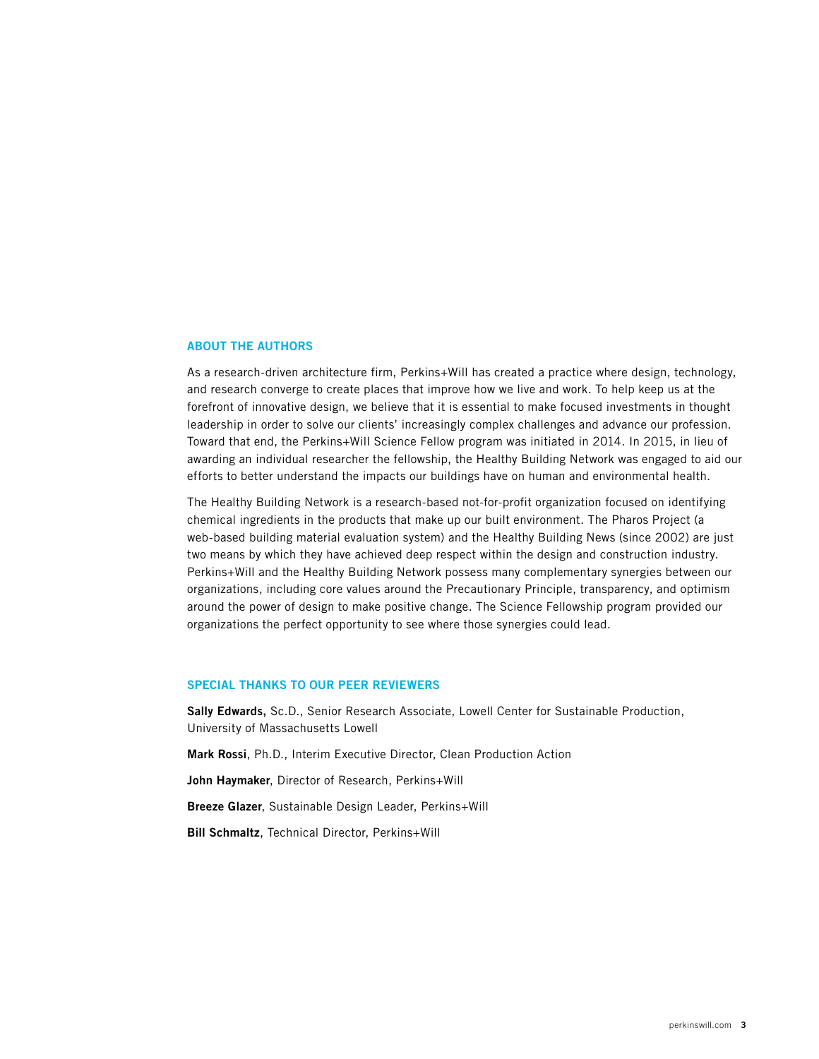## ABOUT THE AUTHORS

As a research-driven architecture firm, Perkins+Will has created a practice where design, technology, and research converge to create places that improve how we live and work. To help keep us at the forefront of innovative design, we believe that it is essential to make focused investments in thought leadership in order to solve our clients' increasingly complex challenges and advance our profession. Toward that end, the Perkins+Will Science Fellow program was initiated in 2014. In 2015, in lieu of awarding an individual researcher the fellowship, the Healthy Building Network was engaged to aid our efforts to better understand the impacts our buildings have on human and environmental health.

The Healthy Building Network is a research-based not-for-profit organization focused on identifying chemical ingredients in the products that make up our built environment. The Pharos Project (a web-based building material evaluation system) and the Healthy Building News (since 2002) are just two means by which they have achieved deep respect within the design and construction industry. Perkins+Will and the Healthy Building Network possess many complementary synergies between our organizations, including core values around the Precautionary Principle, transparency, and optimism around the power of design to make positive change. The Science Fellowship program provided our organizations the perfect opportunity to see where those synergies could lead.

## SPECIAL THANKS TO OUR PEER REVIEWERS

**Sally Edwards,** Sc.D., Senior Research Associate, Lowell Center for Sustainable Production, University of Massachusetts Lowell

**Mark Rossi**, Ph.D., Interim Executive Director, Clean Production Action

**John Haymaker**, Director of Research, Perkins+Will

**Breeze Glazer**, Sustainable Design Leader, Perkins+Will

**Bill Schmaltz**, Technical Director, Perkins+Will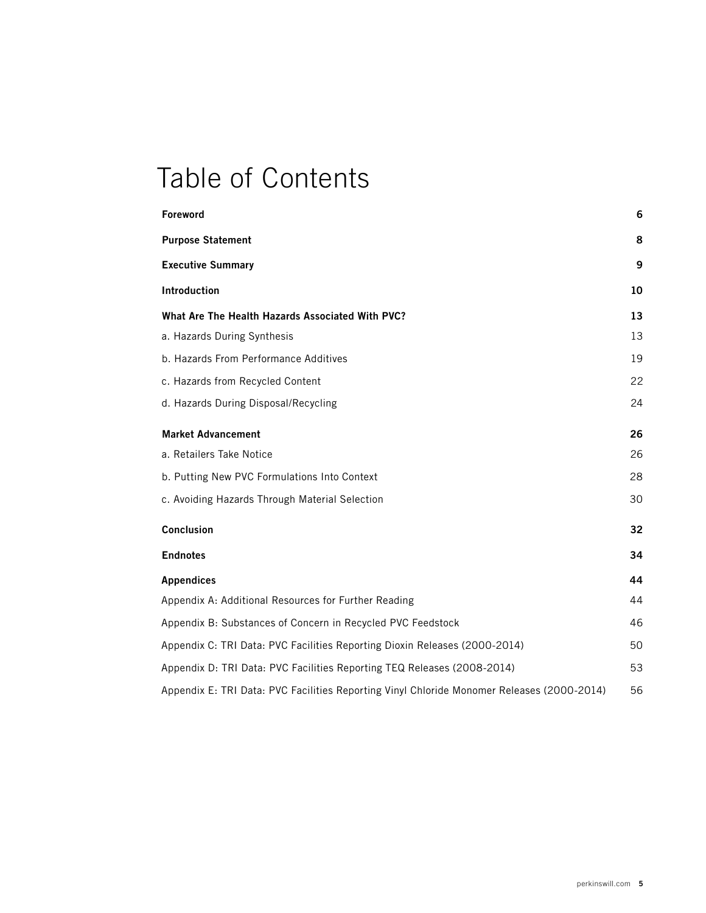# Table of Contents

| | |
|---|---|
| **Foreword** | **6** |
| **Purpose Statement** | **8** |
| **Executive Summary** | **9** |
| **Introduction** | **10** |
| **What Are The Health Hazards Associated With PVC?** | **13** |
| a. Hazards During Synthesis | 13 |
| b. Hazards From Performance Additives | 19 |
| c. Hazards from Recycled Content | 22 |
| d. Hazards During Disposal/Recycling | 24 |
| **Market Advancement** | **26** |
| a. Retailers Take Notice | 26 |
| b. Putting New PVC Formulations Into Context | 28 |
| c. Avoiding Hazards Through Material Selection | 30 |
| **Conclusion** | **32** |
| **Endnotes** | **34** |
| **Appendices** | **44** |
| Appendix A: Additional Resources for Further Reading | 44 |
| Appendix B: Substances of Concern in Recycled PVC Feedstock | 46 |
| Appendix C: TRI Data: PVC Facilities Reporting Dioxin Releases (2000-2014) | 50 |
| Appendix D: TRI Data: PVC Facilities Reporting TEQ Releases (2008-2014) | 53 |
| Appendix E: TRI Data: PVC Facilities Reporting Vinyl Chloride Monomer Releases (2000-2014) | 56 |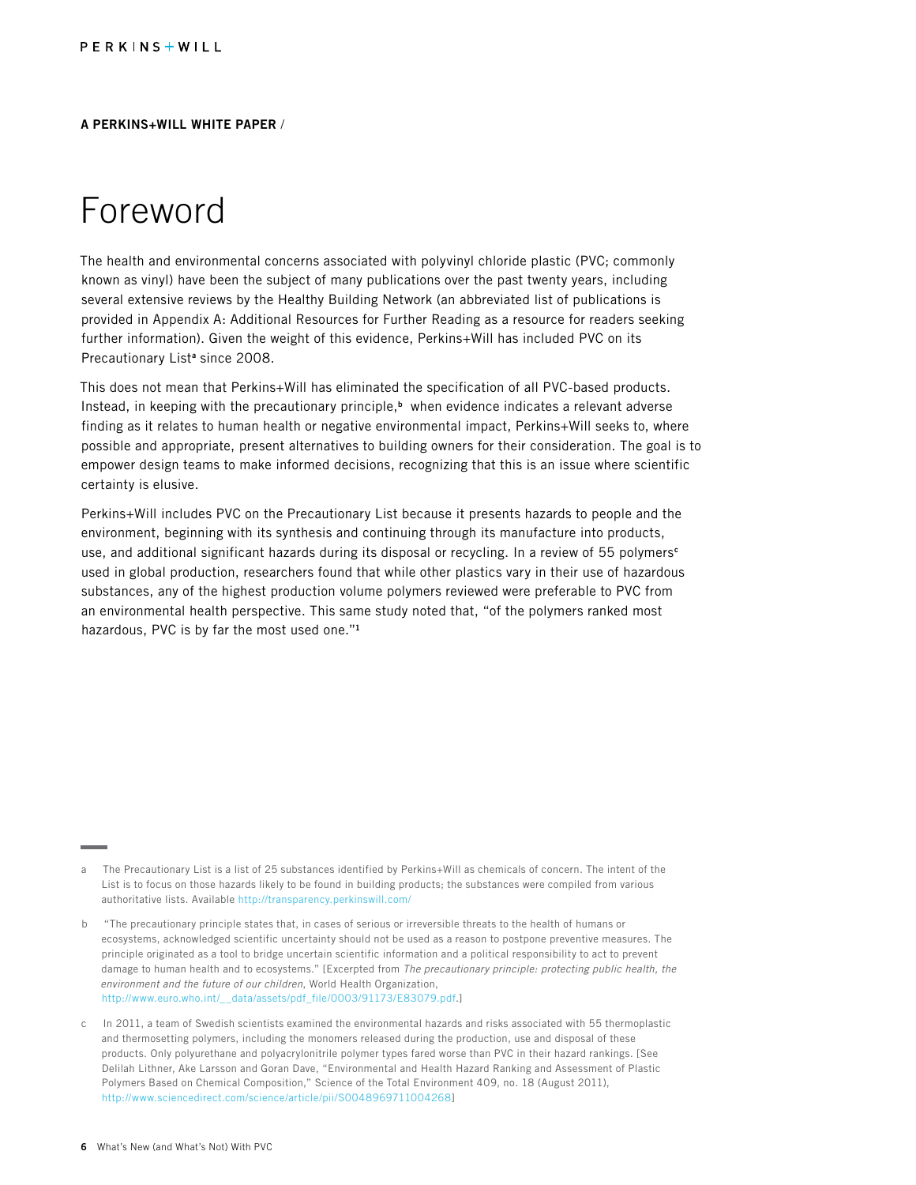**A PERKINS+WILL WHITE PAPER** /

# Foreword

The health and environmental concerns associated with polyvinyl chloride plastic (PVC; commonly known as vinyl) have been the subject of many publications over the past twenty years, including several extensive reviews by the Healthy Building Network (an abbreviated list of publications is provided in Appendix A: Additional Resources for Further Reading as a resource for readers seeking further information). Given the weight of this evidence, Perkins+Will has included PVC on its Precautionary List[a] since 2008.

This does not mean that Perkins+Will has eliminated the specification of all PVC-based products. Instead, in keeping with the precautionary principle,[b] when evidence indicates a relevant adverse finding as it relates to human health or negative environmental impact, Perkins+Will seeks to, where possible and appropriate, present alternatives to building owners for their consideration. The goal is to empower design teams to make informed decisions, recognizing that this is an issue where scientific certainty is elusive.

Perkins+Will includes PVC on the Precautionary List because it presents hazards to people and the environment, beginning with its synthesis and continuing through its manufacture into products, use, and additional significant hazards during its disposal or recycling. In a review of 55 polymers[c] used in global production, researchers found that while other plastics vary in their use of hazardous substances, any of the highest production volume polymers reviewed were preferable to PVC from an environmental health perspective. This same study noted that, "of the polymers ranked most hazardous, PVC is by far the most used one."[1]

---

a The Precautionary List is a list of 25 substances identified by Perkins+Will as chemicals of concern. The intent of the List is to focus on those hazards likely to be found in building products; the substances were compiled from various authoritative lists. Available http://transparency.perkinswill.com/

b "The precautionary principle states that, in cases of serious or irreversible threats to the health of humans or ecosystems, acknowledged scientific uncertainty should not be used as a reason to postpone preventive measures. The principle originated as a tool to bridge uncertain scientific information and a political responsibility to act to prevent damage to human health and to ecosystems." [Excerpted from *The precautionary principle: protecting public health, the environment and the future of our children*, World Health Organization, http://www.euro.who.int/__data/assets/pdf_file/0003/91173/E83079.pdf.]

c In 2011, a team of Swedish scientists examined the environmental hazards and risks associated with 55 thermoplastic and thermosetting polymers, including the monomers released during the production, use and disposal of these products. Only polyurethane and polyacrylonitrile polymer types fared worse than PVC in their hazard rankings. [See Delilah Lithner, Ake Larsson and Goran Dave, "Environmental and Health Hazard Ranking and Assessment of Plastic Polymers Based on Chemical Composition," Science of the Total Environment 409, no. 18 (August 2011), http://www.sciencedirect.com/science/article/pii/S0048969711004268]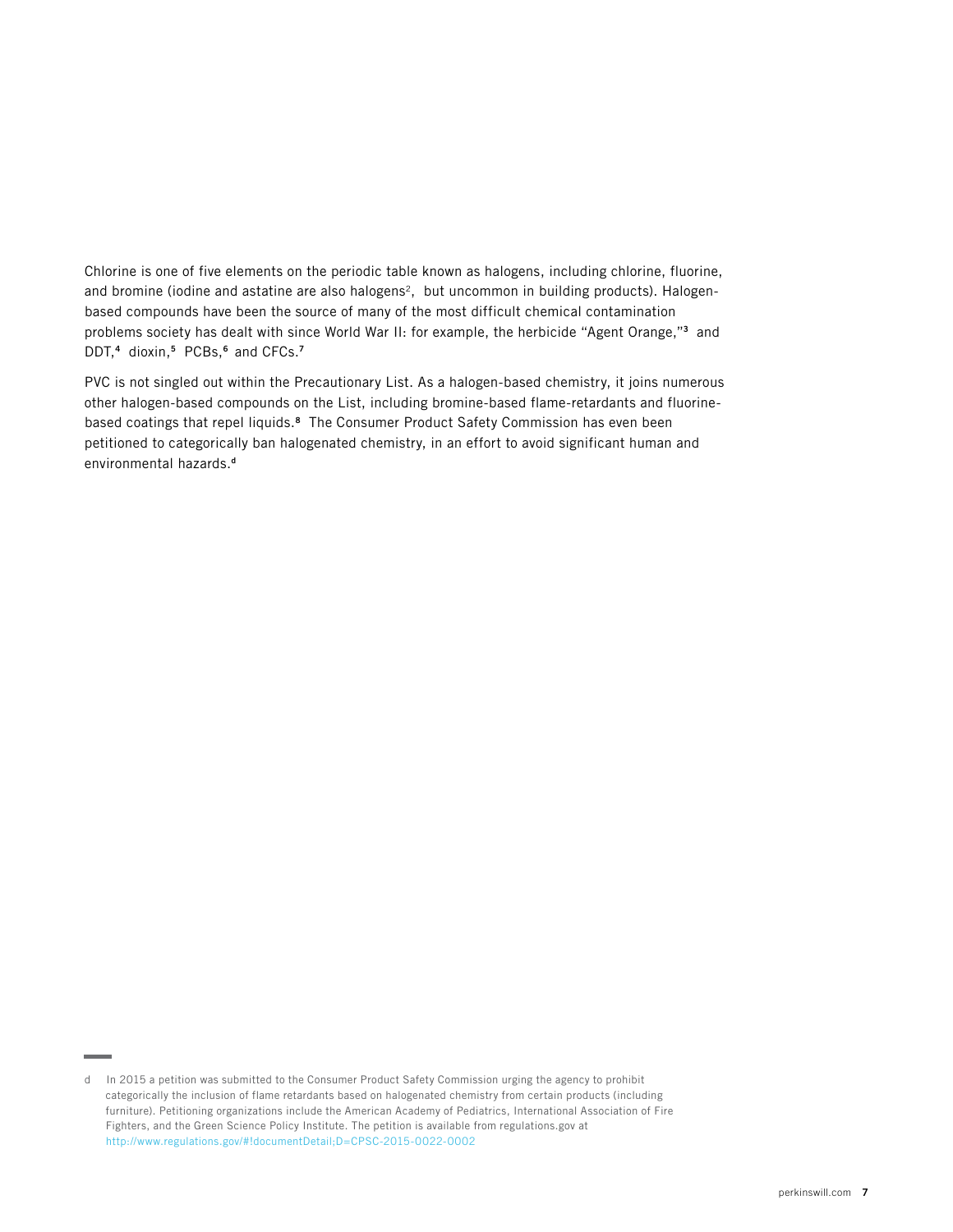Chlorine is one of five elements on the periodic table known as halogens, including chlorine, fluorine, and bromine (iodine and astatine are also halogens[2], but uncommon in building products). Halogen-based compounds have been the source of many of the most difficult chemical contamination problems society has dealt with since World War II: for example, the herbicide "Agent Orange,"[3] and DDT,[4] dioxin,[5] PCBs,[6] and CFCs.[7]

PVC is not singled out within the Precautionary List. As a halogen-based chemistry, it joins numerous other halogen-based compounds on the List, including bromine-based flame-retardants and fluorine-based coatings that repel liquids.[8] The Consumer Product Safety Commission has even been petitioned to categorically ban halogenated chemistry, in an effort to avoid significant human and environmental hazards.[d]

---

d In 2015 a petition was submitted to the Consumer Product Safety Commission urging the agency to prohibit categorically the inclusion of flame retardants based on halogenated chemistry from certain products (including furniture). Petitioning organizations include the American Academy of Pediatrics, International Association of Fire Fighters, and the Green Science Policy Institute. The petition is available from regulations.gov at http://www.regulations.gov/#!documentDetail;D=CPSC-2015-0022-0002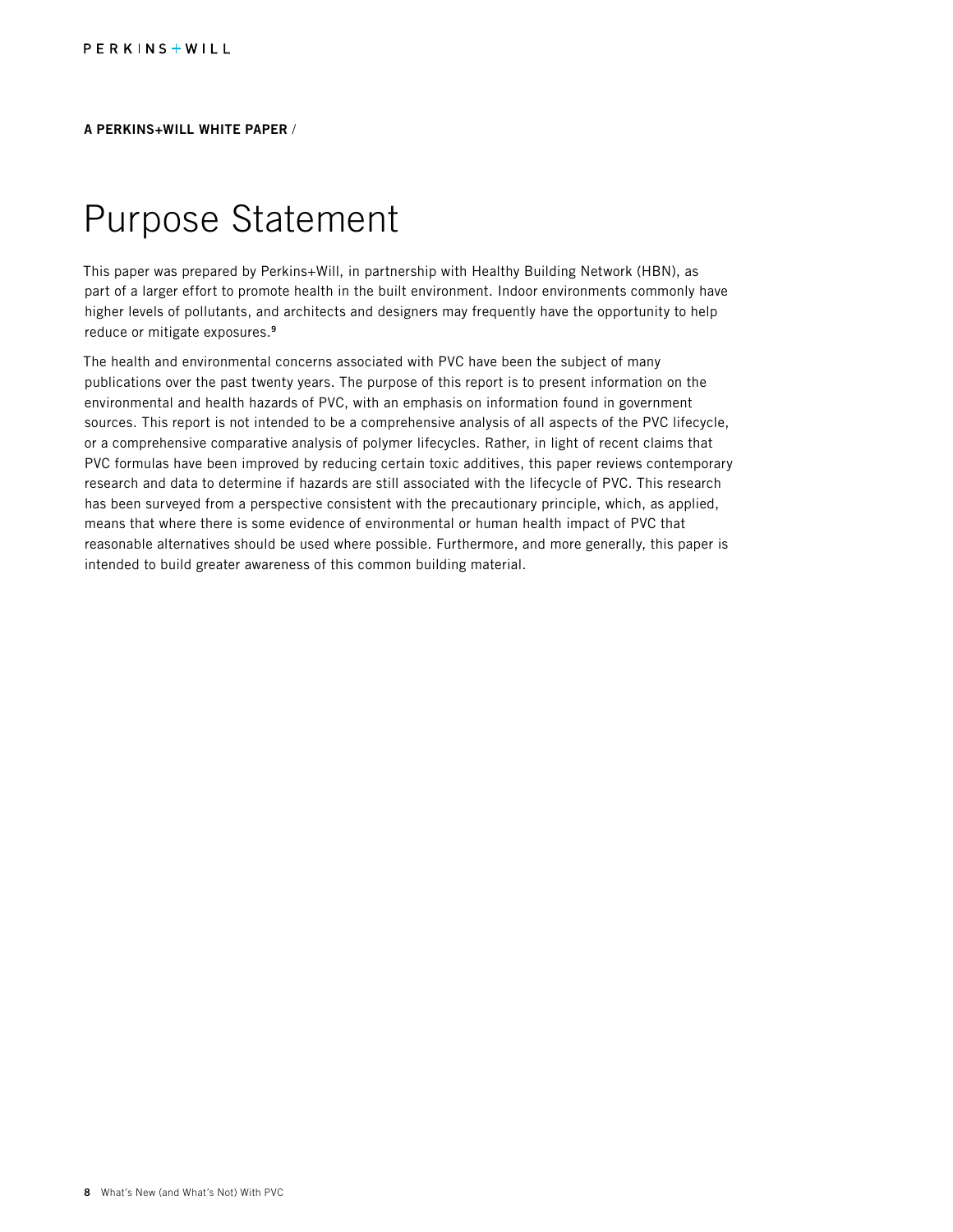A PERKINS+WILL WHITE PAPER /

# Purpose Statement

This paper was prepared by Perkins+Will, in partnership with Healthy Building Network (HBN), as part of a larger effort to promote health in the built environment. Indoor environments commonly have higher levels of pollutants, and architects and designers may frequently have the opportunity to help reduce or mitigate exposures.[9]

The health and environmental concerns associated with PVC have been the subject of many publications over the past twenty years. The purpose of this report is to present information on the environmental and health hazards of PVC, with an emphasis on information found in government sources. This report is not intended to be a comprehensive analysis of all aspects of the PVC lifecycle, or a comprehensive comparative analysis of polymer lifecycles. Rather, in light of recent claims that PVC formulas have been improved by reducing certain toxic additives, this paper reviews contemporary research and data to determine if hazards are still associated with the lifecycle of PVC. This research has been surveyed from a perspective consistent with the precautionary principle, which, as applied, means that where there is some evidence of environmental or human health impact of PVC that reasonable alternatives should be used where possible. Furthermore, and more generally, this paper is intended to build greater awareness of this common building material.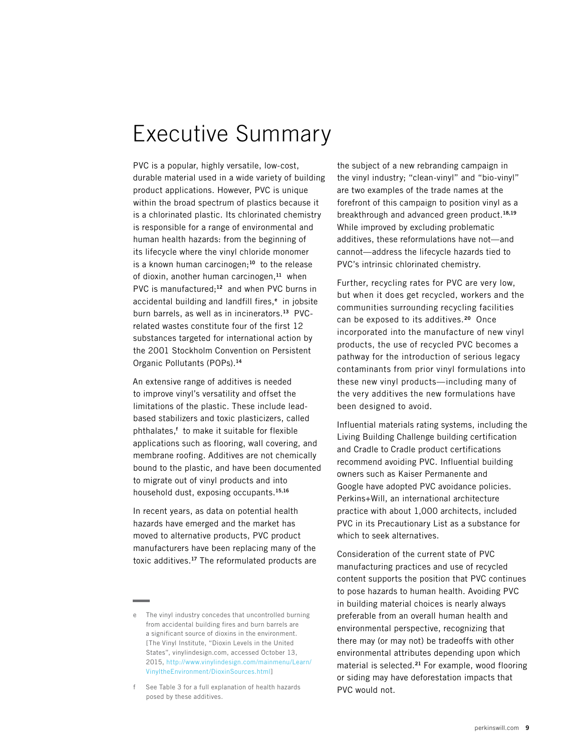# Executive Summary

PVC is a popular, highly versatile, low-cost, durable material used in a wide variety of building product applications. However, PVC is unique within the broad spectrum of plastics because it is a chlorinated plastic. Its chlorinated chemistry is responsible for a range of environmental and human health hazards: from the beginning of its lifecycle where the vinyl chloride monomer is a known human carcinogen;[10] to the release of dioxin, another human carcinogen,[11] when PVC is manufactured;[12] and when PVC burns in accidental building and landfill fires,[e] in jobsite burn barrels, as well as in incinerators.[13] PVC-related wastes constitute four of the first 12 substances targeted for international action by the 2001 Stockholm Convention on Persistent Organic Pollutants (POPs).[14]

An extensive range of additives is needed to improve vinyl's versatility and offset the limitations of the plastic. These include lead-based stabilizers and toxic plasticizers, called phthalates,[f] to make it suitable for flexible applications such as flooring, wall covering, and membrane roofing. Additives are not chemically bound to the plastic, and have been documented to migrate out of vinyl products and into household dust, exposing occupants.[15,16]

In recent years, as data on potential health hazards have emerged and the market has moved to alternative products, PVC product manufacturers have been replacing many of the toxic additives.[17] The reformulated products are the subject of a new rebranding campaign in the vinyl industry; "clean-vinyl" and "bio-vinyl" are two examples of the trade names at the forefront of this campaign to position vinyl as a breakthrough and advanced green product.[18,19] While improved by excluding problematic additives, these reformulations have not—and cannot—address the lifecycle hazards tied to PVC's intrinsic chlorinated chemistry.

Further, recycling rates for PVC are very low, but when it does get recycled, workers and the communities surrounding recycling facilities can be exposed to its additives.[20] Once incorporated into the manufacture of new vinyl products, the use of recycled PVC becomes a pathway for the introduction of serious legacy contaminants from prior vinyl formulations into these new vinyl products—including many of the very additives the new formulations have been designed to avoid.

Influential materials rating systems, including the Living Building Challenge building certification and Cradle to Cradle product certifications recommend avoiding PVC. Influential building owners such as Kaiser Permanente and Google have adopted PVC avoidance policies. Perkins+Will, an international architecture practice with about 1,000 architects, included PVC in its Precautionary List as a substance for which to seek alternatives.

Consideration of the current state of PVC manufacturing practices and use of recycled content supports the position that PVC continues to pose hazards to human health. Avoiding PVC in building material choices is nearly always preferable from an overall human health and environmental perspective, recognizing that there may (or may not) be tradeoffs with other environmental attributes depending upon which material is selected.[21] For example, wood flooring or siding may have deforestation impacts that PVC would not.

---

e The vinyl industry concedes that uncontrolled burning from accidental building fires and burn barrels are a significant source of dioxins in the environment. [The Vinyl Institute, "Dioxin Levels in the United States", vinylindesign.com, accessed October 13, 2015, http://www.vinylindesign.com/mainmenu/Learn/VinyltheEnvironment/DioxinSources.html]

f See Table 3 for a full explanation of health hazards posed by these additives.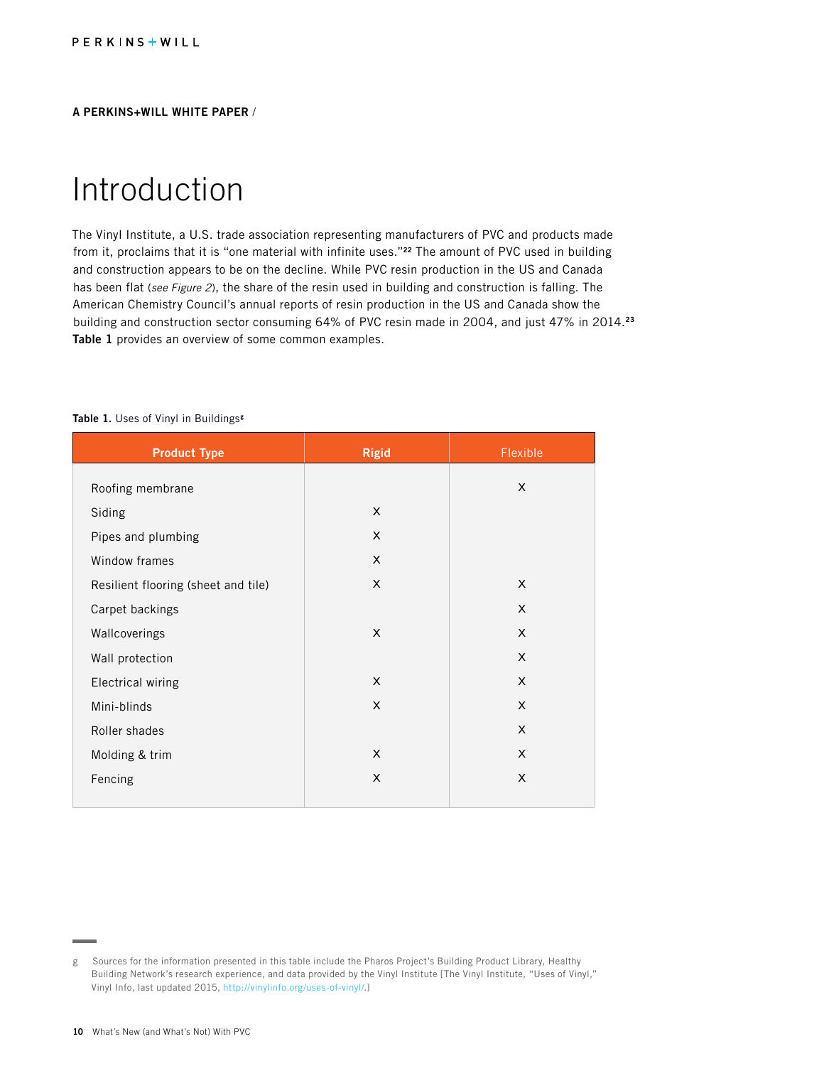A PERKINS+WILL WHITE PAPER /

# Introduction

The Vinyl Institute, a U.S. trade association representing manufacturers of PVC and products made from it, proclaims that it is "one material with infinite uses."[22] The amount of PVC used in building and construction appears to be on the decline. While PVC resin production in the US and Canada has been flat (*see Figure 2*), the share of the resin used in building and construction is falling. The American Chemistry Council's annual reports of resin production in the US and Canada show the building and construction sector consuming 64% of PVC resin made in 2004, and just 47% in 2014.[23] **Table 1** provides an overview of some common examples.

**Table 1.** Uses of Vinyl in Buildings[g]

| Product Type | Rigid | Flexible |
|---|---|---|
| Roofing membrane | | X |
| Siding | X | |
| Pipes and plumbing | X | |
| Window frames | X | |
| Resilient flooring (sheet and tile) | X | X |
| Carpet backings | | X |
| Wallcoverings | X | X |
| Wall protection | | X |
| Electrical wiring | X | X |
| Mini-blinds | X | X |
| Roller shades | | X |
| Molding & trim | X | X |
| Fencing | X | X |

g Sources for the information presented in this table include the Pharos Project's Building Product Library, Healthy Building Network's research experience, and data provided by the Vinyl Institute [The Vinyl Institute, "Uses of Vinyl," Vinyl Info, last updated 2015, http://vinylinfo.org/uses-of-vinyl/.]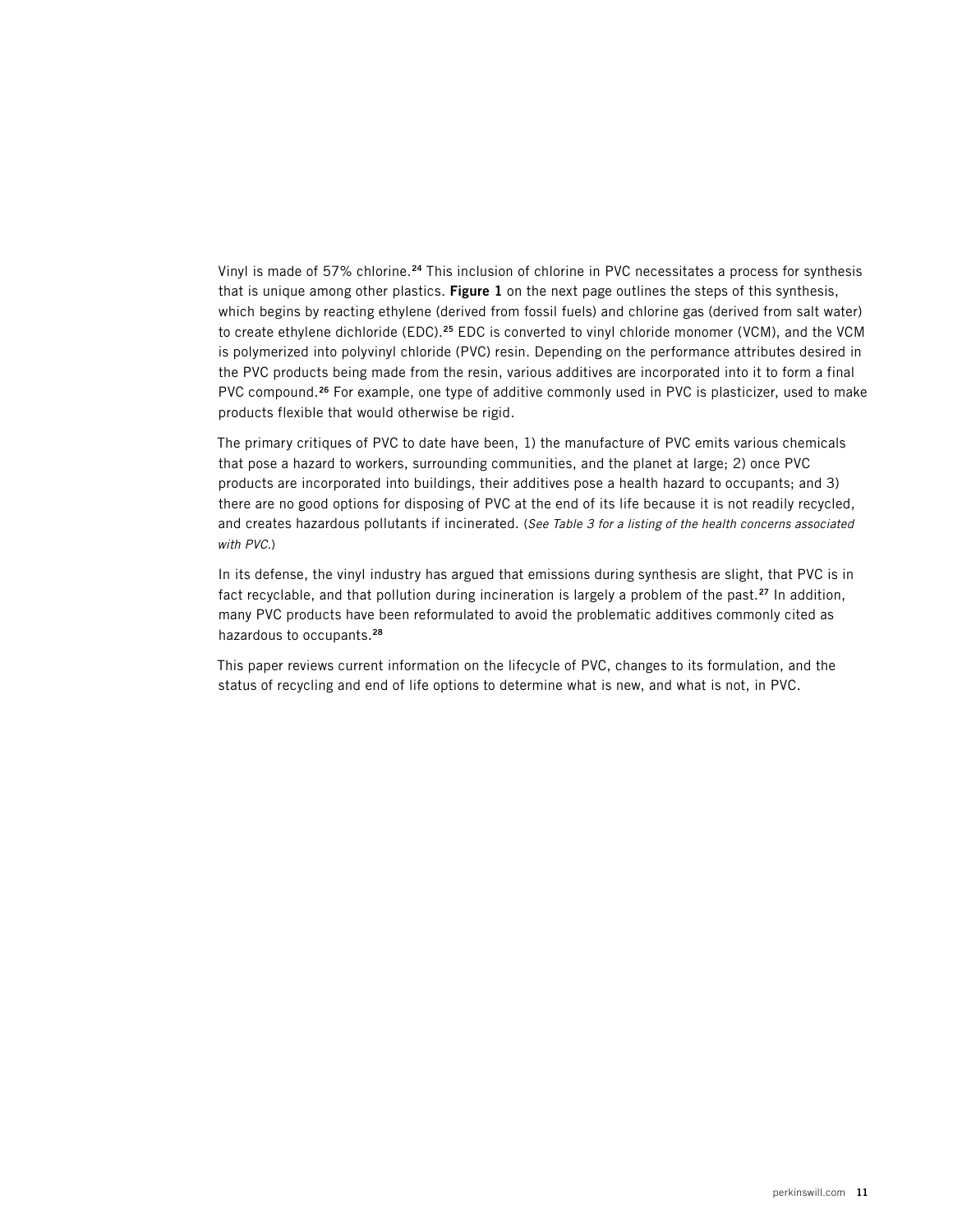Vinyl is made of 57% chlorine.[24] This inclusion of chlorine in PVC necessitates a process for synthesis that is unique among other plastics. **Figure 1** on the next page outlines the steps of this synthesis, which begins by reacting ethylene (derived from fossil fuels) and chlorine gas (derived from salt water) to create ethylene dichloride (EDC).[25] EDC is converted to vinyl chloride monomer (VCM), and the VCM is polymerized into polyvinyl chloride (PVC) resin. Depending on the performance attributes desired in the PVC products being made from the resin, various additives are incorporated into it to form a final PVC compound.[26] For example, one type of additive commonly used in PVC is plasticizer, used to make products flexible that would otherwise be rigid.

The primary critiques of PVC to date have been, 1) the manufacture of PVC emits various chemicals that pose a hazard to workers, surrounding communities, and the planet at large; 2) once PVC products are incorporated into buildings, their additives pose a health hazard to occupants; and 3) there are no good options for disposing of PVC at the end of its life because it is not readily recycled, and creates hazardous pollutants if incinerated. (*See Table 3 for a listing of the health concerns associated with PVC.*)

In its defense, the vinyl industry has argued that emissions during synthesis are slight, that PVC is in fact recyclable, and that pollution during incineration is largely a problem of the past.[27] In addition, many PVC products have been reformulated to avoid the problematic additives commonly cited as hazardous to occupants.[28]

This paper reviews current information on the lifecycle of PVC, changes to its formulation, and the status of recycling and end of life options to determine what is new, and what is not, in PVC.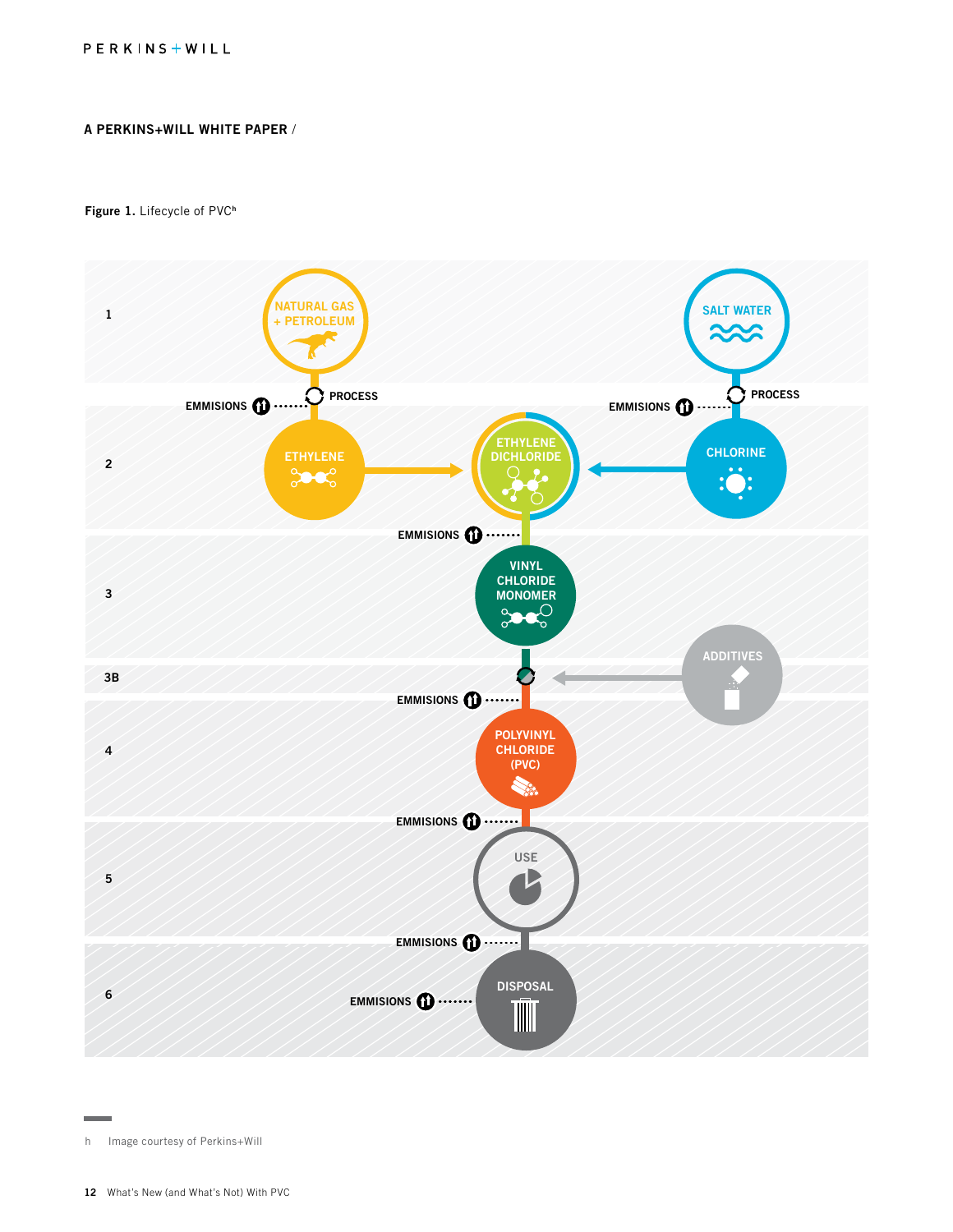A PERKINS+WILL WHITE PAPER /

**Figure 1.** Lifecycle of PVC[h]

1

NATURAL GAS + PETROLEUM

SALT WATER

EMMISIONS — PROCESS

EMMISIONS — PROCESS

2

ETHYLENE → ETHYLENE DICHLORIDE ← CHLORINE

EMMISIONS

3

VINYL CHLORIDE MONOMER

3B

ADDITIVES

EMMISIONS

4

POLYVINYL CHLORIDE (PVC)

EMMISIONS

5

USE

EMMISIONS

6

DISPOSAL

EMMISIONS

h Image courtesy of Perkins+Will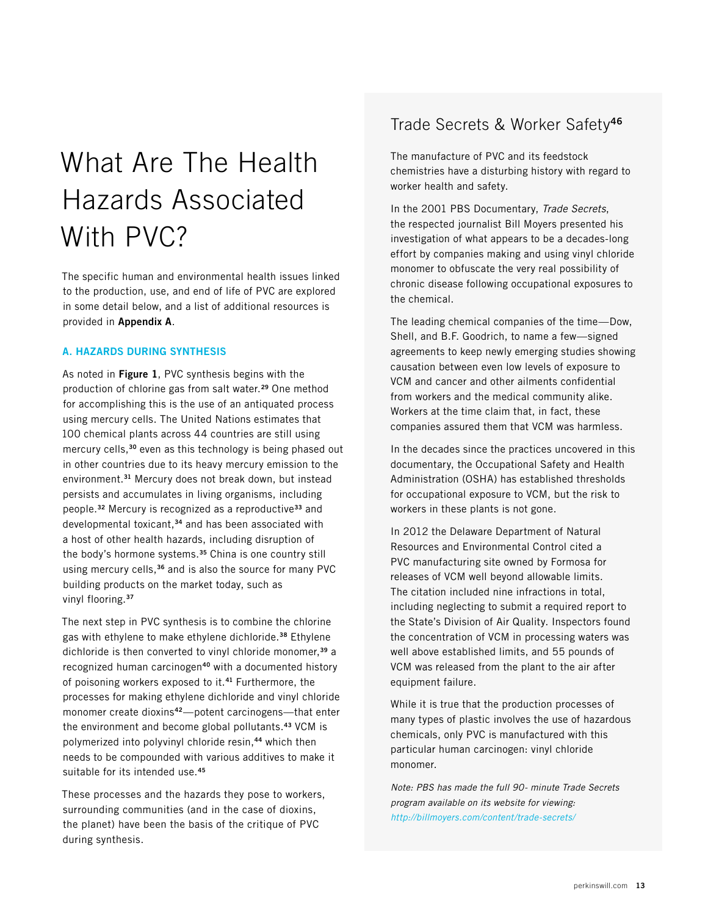# What Are The Health Hazards Associated With PVC?

The specific human and environmental health issues linked to the production, use, and end of life of PVC are explored in some detail below, and a list of additional resources is provided in **Appendix A**.

### A. HAZARDS DURING SYNTHESIS

As noted in **Figure 1**, PVC synthesis begins with the production of chlorine gas from salt water.[29] One method for accomplishing this is the use of an antiquated process using mercury cells. The United Nations estimates that 100 chemical plants across 44 countries are still using mercury cells,[30] even as this technology is being phased out in other countries due to its heavy mercury emission to the environment.[31] Mercury does not break down, but instead persists and accumulates in living organisms, including people.[32] Mercury is recognized as a reproductive[33] and developmental toxicant,[34] and has been associated with a host of other health hazards, including disruption of the body's hormone systems.[35] China is one country still using mercury cells,[36] and is also the source for many PVC building products on the market today, such as vinyl flooring.[37]

The next step in PVC synthesis is to combine the chlorine gas with ethylene to make ethylene dichloride.[38] Ethylene dichloride is then converted to vinyl chloride monomer,[39] a recognized human carcinogen[40] with a documented history of poisoning workers exposed to it.[41] Furthermore, the processes for making ethylene dichloride and vinyl chloride monomer create dioxins[42]—potent carcinogens—that enter the environment and become global pollutants.[43] VCM is polymerized into polyvinyl chloride resin,[44] which then needs to be compounded with various additives to make it suitable for its intended use.[45]

These processes and the hazards they pose to workers, surrounding communities (and in the case of dioxins, the planet) have been the basis of the critique of PVC during synthesis.

## Trade Secrets & Worker Safety[46]

The manufacture of PVC and its feedstock chemistries have a disturbing history with regard to worker health and safety.

In the 2001 PBS Documentary, *Trade Secrets*, the respected journalist Bill Moyers presented his investigation of what appears to be a decades-long effort by companies making and using vinyl chloride monomer to obfuscate the very real possibility of chronic disease following occupational exposures to the chemical.

The leading chemical companies of the time—Dow, Shell, and B.F. Goodrich, to name a few—signed agreements to keep newly emerging studies showing causation between even low levels of exposure to VCM and cancer and other ailments confidential from workers and the medical community alike. Workers at the time claim that, in fact, these companies assured them that VCM was harmless.

In the decades since the practices uncovered in this documentary, the Occupational Safety and Health Administration (OSHA) has established thresholds for occupational exposure to VCM, but the risk to workers in these plants is not gone.

In 2012 the Delaware Department of Natural Resources and Environmental Control cited a PVC manufacturing site owned by Formosa for releases of VCM well beyond allowable limits. The citation included nine infractions in total, including neglecting to submit a required report to the State's Division of Air Quality. Inspectors found the concentration of VCM in processing waters was well above established limits, and 55 pounds of VCM was released from the plant to the air after equipment failure.

While it is true that the production processes of many types of plastic involves the use of hazardous chemicals, only PVC is manufactured with this particular human carcinogen: vinyl chloride monomer.

*Note: PBS has made the full 90- minute Trade Secrets program available on its website for viewing: http://billmoyers.com/content/trade-secrets/*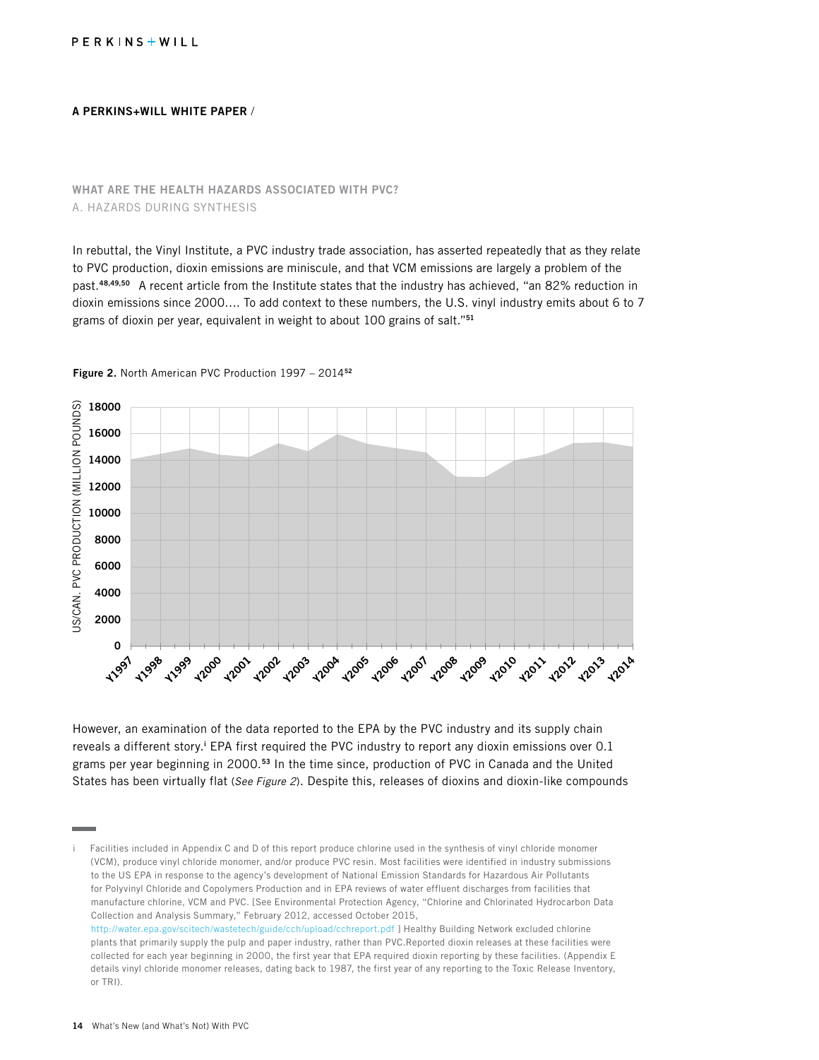**A PERKINS+WILL WHITE PAPER /**

### WHAT ARE THE HEALTH HAZARDS ASSOCIATED WITH PVC?

A. HAZARDS DURING SYNTHESIS

In rebuttal, the Vinyl Institute, a PVC industry trade association, has asserted repeatedly that as they relate to PVC production, dioxin emissions are miniscule, and that VCM emissions are largely a problem of the past.[48,49,50] A recent article from the Institute states that the industry has achieved, "an 82% reduction in dioxin emissions since 2000…. To add context to these numbers, the U.S. vinyl industry emits about 6 to 7 grams of dioxin per year, equivalent in weight to about 100 grains of salt."[51]

**Figure 2.** North American PVC Production 1997 – 2014[52]

However, an examination of the data reported to the EPA by the PVC industry and its supply chain reveals a different story.[i] EPA first required the PVC industry to report any dioxin emissions over 0.1 grams per year beginning in 2000.[53] In the time since, production of PVC in Canada and the United States has been virtually flat (*See Figure 2*). Despite this, releases of dioxins and dioxin-like compounds

---

i Facilities included in Appendix C and D of this report produce chlorine used in the synthesis of vinyl chloride monomer (VCM), produce vinyl chloride monomer, and/or produce PVC resin. Most facilities were identified in industry submissions to the US EPA in response to the agency's development of National Emission Standards for Hazardous Air Pollutants for Polyvinyl Chloride and Copolymers Production and in EPA reviews of water effluent discharges from facilities that manufacture chlorine, VCM and PVC. [See Environmental Protection Agency, "Chlorine and Chlorinated Hydrocarbon Data Collection and Analysis Summary," February 2012, accessed October 2015, http://water.epa.gov/scitech/wastetech/guide/cch/upload/cchreport.pdf ] Healthy Building Network excluded chlorine plants that primarily supply the pulp and paper industry, rather than PVC.Reported dioxin releases at these facilities were collected for each year beginning in 2000, the first year that EPA required dioxin reporting by these facilities. (Appendix E details vinyl chloride monomer releases, dating back to 1987, the first year of any reporting to the Toxic Release Inventory, or TRI).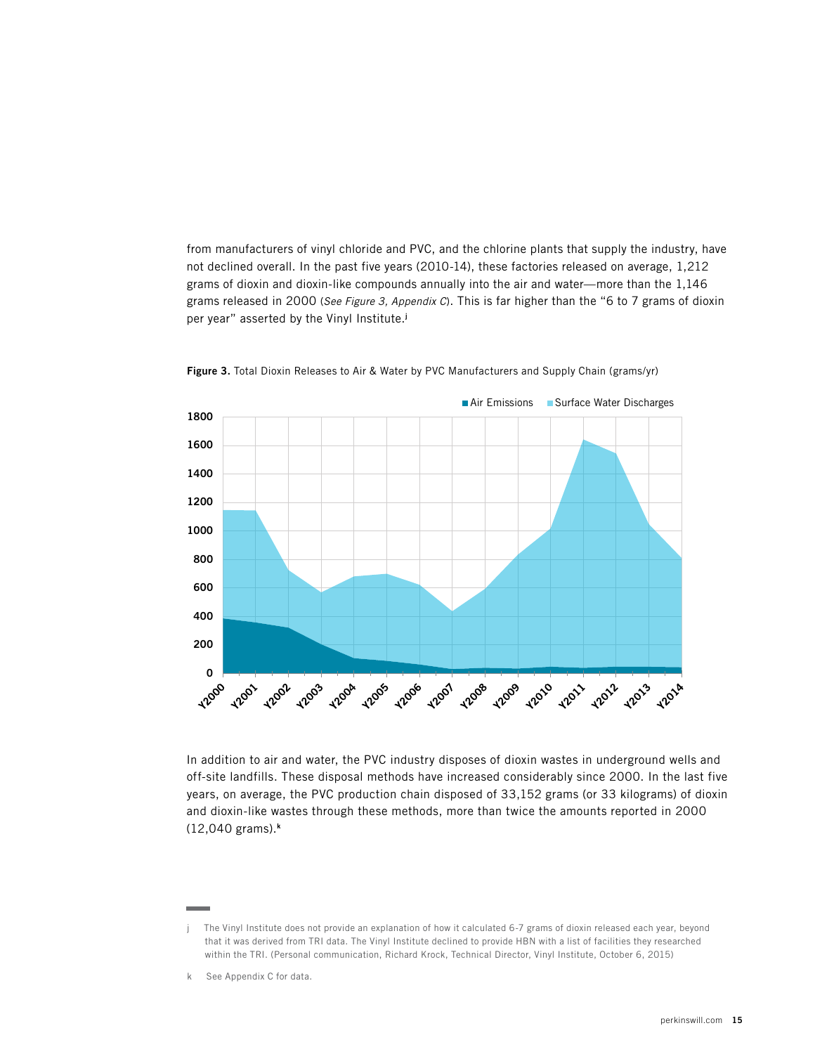from manufacturers of vinyl chloride and PVC, and the chlorine plants that supply the industry, have not declined overall. In the past five years (2010-14), these factories released on average, 1,212 grams of dioxin and dioxin-like compounds annually into the air and water—more than the 1,146 grams released in 2000 (*See Figure 3, Appendix C*). This is far higher than the "6 to 7 grams of dioxin per year" asserted by the Vinyl Institute.[j]

**Figure 3.** Total Dioxin Releases to Air & Water by PVC Manufacturers and Supply Chain (grams/yr)

In addition to air and water, the PVC industry disposes of dioxin wastes in underground wells and off-site landfills. These disposal methods have increased considerably since 2000. In the last five years, on average, the PVC production chain disposed of 33,152 grams (or 33 kilograms) of dioxin and dioxin-like wastes through these methods, more than twice the amounts reported in 2000 (12,040 grams).[k]

---

j The Vinyl Institute does not provide an explanation of how it calculated 6-7 grams of dioxin released each year, beyond that it was derived from TRI data. The Vinyl Institute declined to provide HBN with a list of facilities they researched within the TRI. (Personal communication, Richard Krock, Technical Director, Vinyl Institute, October 6, 2015)

k See Appendix C for data.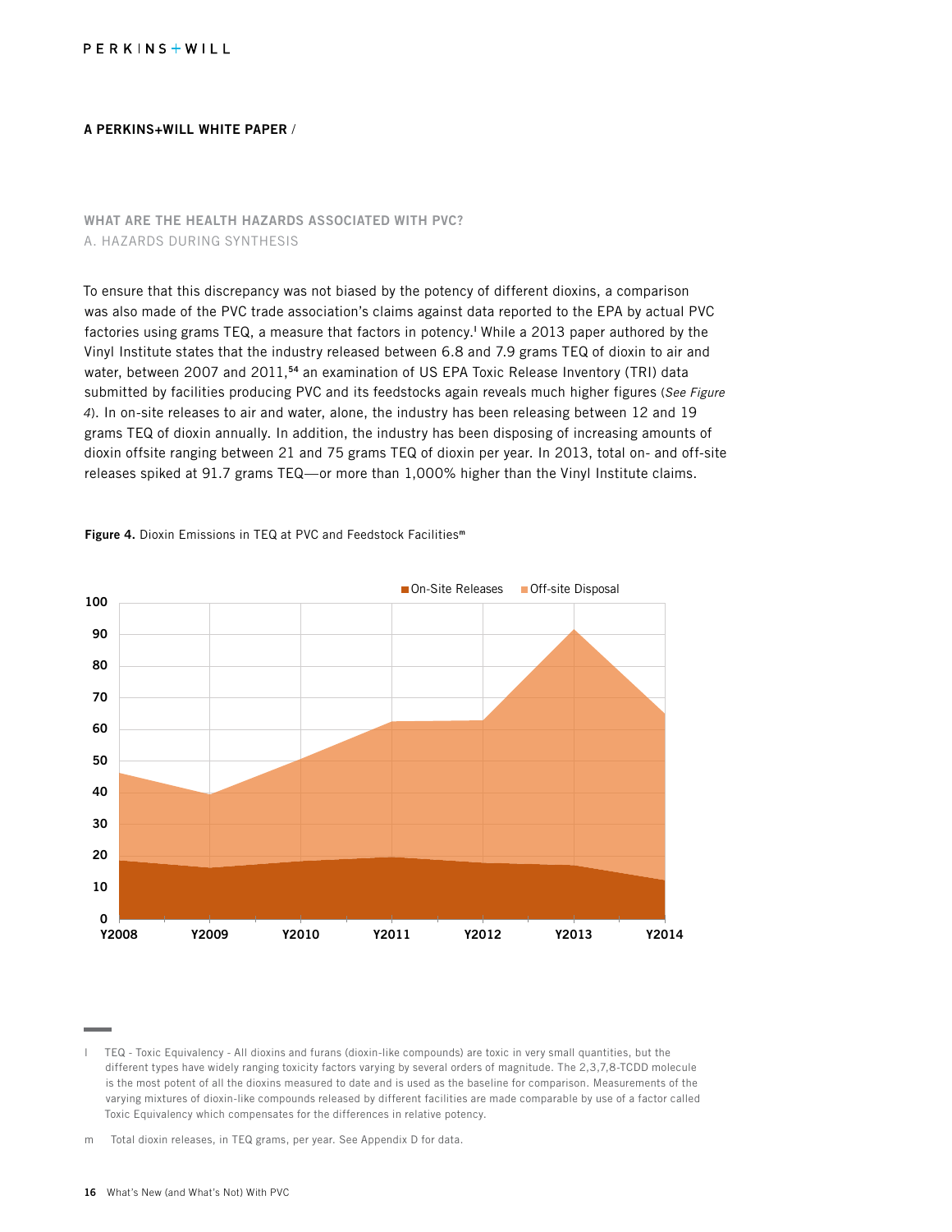## WHAT ARE THE HEALTH HAZARDS ASSOCIATED WITH PVC?

### A. HAZARDS DURING SYNTHESIS

To ensure that this discrepancy was not biased by the potency of different dioxins, a comparison was also made of the PVC trade association's claims against data reported to the EPA by actual PVC factories using grams TEQ, a measure that factors in potency.[l] While a 2013 paper authored by the Vinyl Institute states that the industry released between 6.8 and 7.9 grams TEQ of dioxin to air and water, between 2007 and 2011,[54] an examination of US EPA Toxic Release Inventory (TRI) data submitted by facilities producing PVC and its feedstocks again reveals much higher figures (*See Figure 4*). In on-site releases to air and water, alone, the industry has been releasing between 12 and 19 grams TEQ of dioxin annually. In addition, the industry has been disposing of increasing amounts of dioxin offsite ranging between 21 and 75 grams TEQ of dioxin per year. In 2013, total on- and off-site releases spiked at 91.7 grams TEQ—or more than 1,000% higher than the Vinyl Institute claims.

**Figure 4.** Dioxin Emissions in TEQ at PVC and Feedstock Facilities[m]

---

l TEQ - Toxic Equivalency - All dioxins and furans (dioxin-like compounds) are toxic in very small quantities, but the different types have widely ranging toxicity factors varying by several orders of magnitude. The 2,3,7,8-TCDD molecule is the most potent of all the dioxins measured to date and is used as the baseline for comparison. Measurements of the varying mixtures of dioxin-like compounds released by different facilities are made comparable by use of a factor called Toxic Equivalency which compensates for the differences in relative potency.

m Total dioxin releases, in TEQ grams, per year. See Appendix D for data.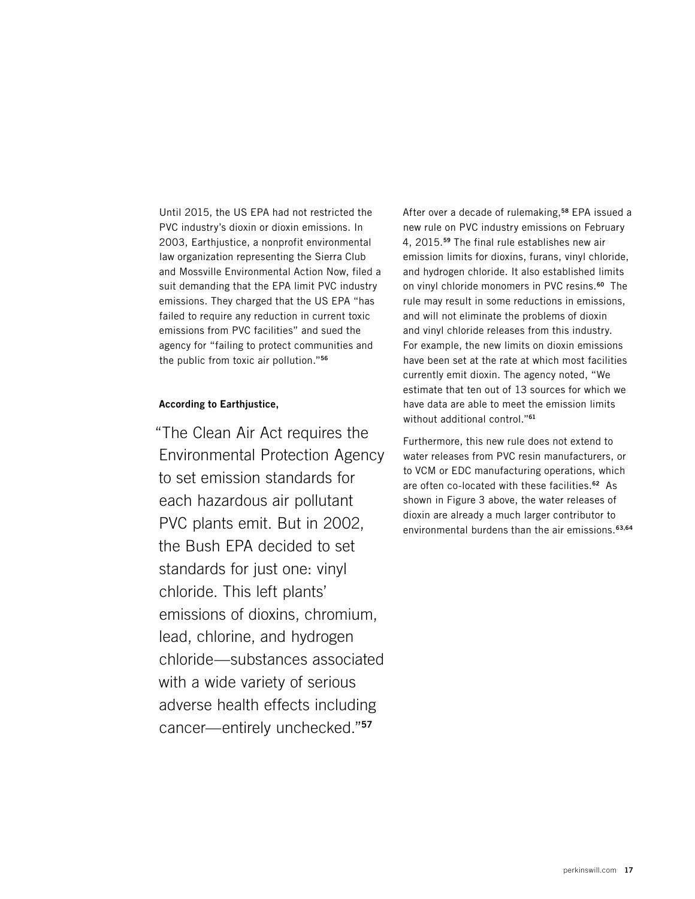Until 2015, the US EPA had not restricted the PVC industry's dioxin or dioxin emissions. In 2003, Earthjustice, a nonprofit environmental law organization representing the Sierra Club and Mossville Environmental Action Now, filed a suit demanding that the EPA limit PVC industry emissions. They charged that the US EPA "has failed to require any reduction in current toxic emissions from PVC facilities" and sued the agency for "failing to protect communities and the public from toxic air pollution."[56]

**According to Earthjustice,**

> "The Clean Air Act requires the Environmental Protection Agency to set emission standards for each hazardous air pollutant PVC plants emit. But in 2002, the Bush EPA decided to set standards for just one: vinyl chloride. This left plants' emissions of dioxins, chromium, lead, chlorine, and hydrogen chloride—substances associated with a wide variety of serious adverse health effects including cancer—entirely unchecked."[57]

After over a decade of rulemaking,[58] EPA issued a new rule on PVC industry emissions on February 4, 2015.[59] The final rule establishes new air emission limits for dioxins, furans, vinyl chloride, and hydrogen chloride. It also established limits on vinyl chloride monomers in PVC resins.[60] The rule may result in some reductions in emissions, and will not eliminate the problems of dioxin and vinyl chloride releases from this industry. For example, the new limits on dioxin emissions have been set at the rate at which most facilities currently emit dioxin. The agency noted, "We estimate that ten out of 13 sources for which we have data are able to meet the emission limits without additional control."[61]

Furthermore, this new rule does not extend to water releases from PVC resin manufacturers, or to VCM or EDC manufacturing operations, which are often co-located with these facilities.[62] As shown in Figure 3 above, the water releases of dioxin are already a much larger contributor to environmental burdens than the air emissions.[63,64]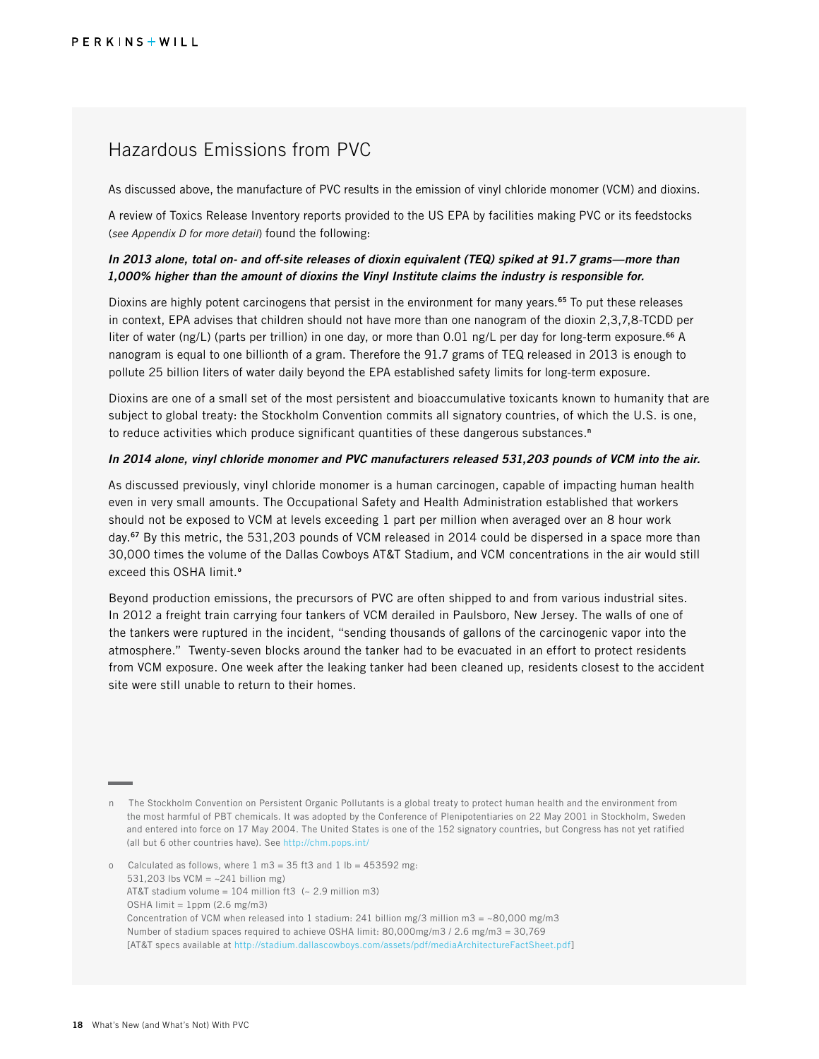## Hazardous Emissions from PVC

As discussed above, the manufacture of PVC results in the emission of vinyl chloride monomer (VCM) and dioxins.

A review of Toxics Release Inventory reports provided to the US EPA by facilities making PVC or its feedstocks (*see Appendix D for more detail*) found the following:

***In 2013 alone, total on- and off-site releases of dioxin equivalent (TEQ) spiked at 91.7 grams—more than 1,000% higher than the amount of dioxins the Vinyl Institute claims the industry is responsible for.***

Dioxins are highly potent carcinogens that persist in the environment for many years.[65] To put these releases in context, EPA advises that children should not have more than one nanogram of the dioxin 2,3,7,8-TCDD per liter of water (ng/L) (parts per trillion) in one day, or more than 0.01 ng/L per day for long-term exposure.[66] A nanogram is equal to one billionth of a gram. Therefore the 91.7 grams of TEQ released in 2013 is enough to pollute 25 billion liters of water daily beyond the EPA established safety limits for long-term exposure.

Dioxins are one of a small set of the most persistent and bioaccumulative toxicants known to humanity that are subject to global treaty: the Stockholm Convention commits all signatory countries, of which the U.S. is one, to reduce activities which produce significant quantities of these dangerous substances.[n]

***In 2014 alone, vinyl chloride monomer and PVC manufacturers released 531,203 pounds of VCM into the air.***

As discussed previously, vinyl chloride monomer is a human carcinogen, capable of impacting human health even in very small amounts. The Occupational Safety and Health Administration established that workers should not be exposed to VCM at levels exceeding 1 part per million when averaged over an 8 hour work day.[67] By this metric, the 531,203 pounds of VCM released in 2014 could be dispersed in a space more than 30,000 times the volume of the Dallas Cowboys AT&T Stadium, and VCM concentrations in the air would still exceed this OSHA limit.[o]

Beyond production emissions, the precursors of PVC are often shipped to and from various industrial sites. In 2012 a freight train carrying four tankers of VCM derailed in Paulsboro, New Jersey. The walls of one of the tankers were ruptured in the incident, "sending thousands of gallons of the carcinogenic vapor into the atmosphere." Twenty-seven blocks around the tanker had to be evacuated in an effort to protect residents from VCM exposure. One week after the leaking tanker had been cleaned up, residents closest to the accident site were still unable to return to their homes.

---

n The Stockholm Convention on Persistent Organic Pollutants is a global treaty to protect human health and the environment from the most harmful of PBT chemicals. It was adopted by the Conference of Plenipotentiaries on 22 May 2001 in Stockholm, Sweden and entered into force on 17 May 2004. The United States is one of the 152 signatory countries, but Congress has not yet ratified (all but 6 other countries have). See http://chm.pops.int/

o Calculated as follows, where 1 m3 = 35 ft3 and 1 lb = 453592 mg:
531,203 lbs VCM = ~241 billion mg)
AT&T stadium volume = 104 million ft3 (~ 2.9 million m3)
OSHA limit = 1ppm (2.6 mg/m3)
Concentration of VCM when released into 1 stadium: 241 billion mg/3 million m3 = ~80,000 mg/m3
Number of stadium spaces required to achieve OSHA limit: 80,000mg/m3 / 2.6 mg/m3 = 30,769
[AT&T specs available at http://stadium.dallascowboys.com/assets/pdf/mediaArchitectureFactSheet.pdf]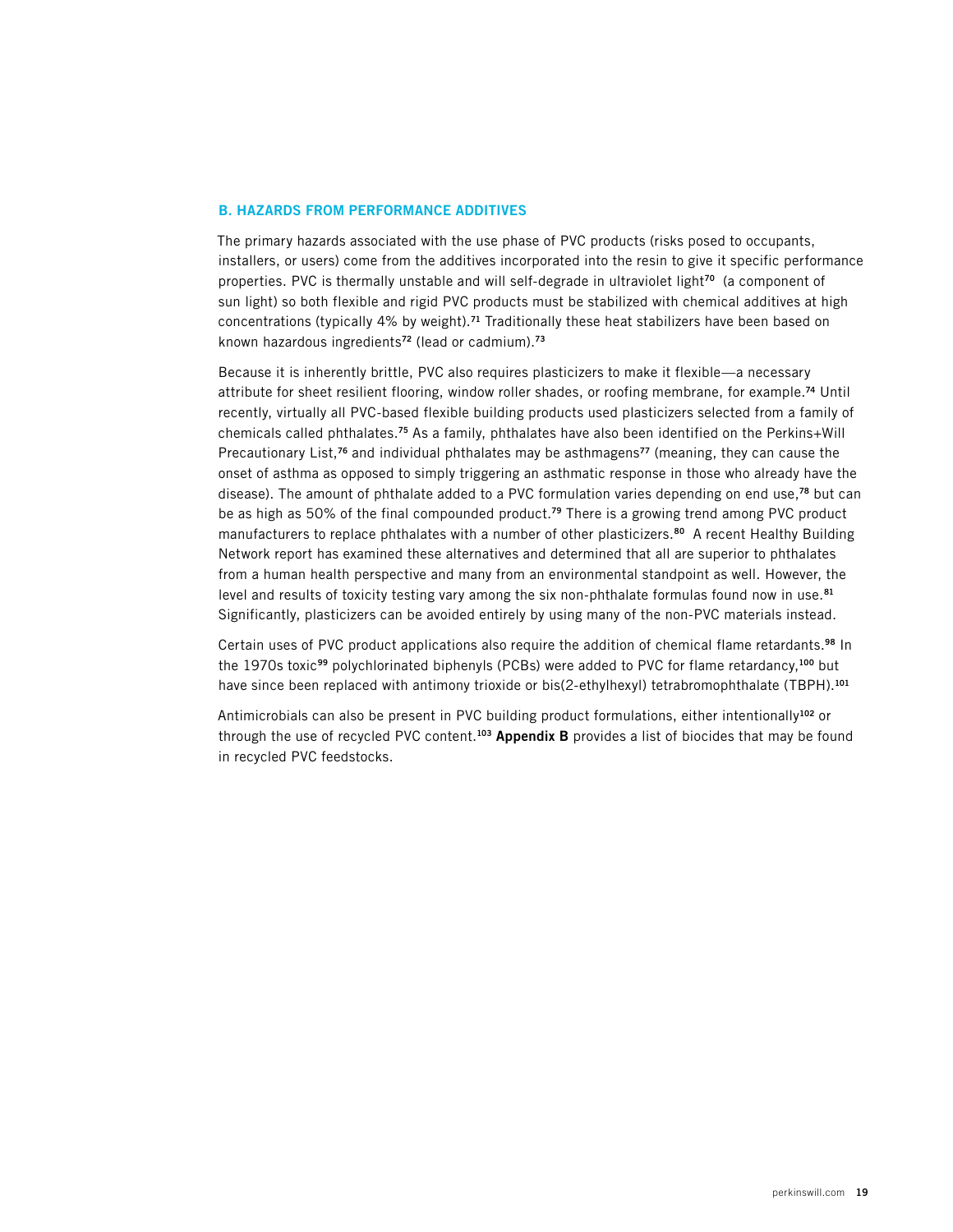### B. HAZARDS FROM PERFORMANCE ADDITIVES

The primary hazards associated with the use phase of PVC products (risks posed to occupants, installers, or users) come from the additives incorporated into the resin to give it specific performance properties. PVC is thermally unstable and will self-degrade in ultraviolet light[70] (a component of sun light) so both flexible and rigid PVC products must be stabilized with chemical additives at high concentrations (typically 4% by weight).[71] Traditionally these heat stabilizers have been based on known hazardous ingredients[72] (lead or cadmium).[73]

Because it is inherently brittle, PVC also requires plasticizers to make it flexible—a necessary attribute for sheet resilient flooring, window roller shades, or roofing membrane, for example.[74] Until recently, virtually all PVC-based flexible building products used plasticizers selected from a family of chemicals called phthalates.[75] As a family, phthalates have also been identified on the Perkins+Will Precautionary List,[76] and individual phthalates may be asthmagens[77] (meaning, they can cause the onset of asthma as opposed to simply triggering an asthmatic response in those who already have the disease). The amount of phthalate added to a PVC formulation varies depending on end use,[78] but can be as high as 50% of the final compounded product.[79] There is a growing trend among PVC product manufacturers to replace phthalates with a number of other plasticizers.[80] A recent Healthy Building Network report has examined these alternatives and determined that all are superior to phthalates from a human health perspective and many from an environmental standpoint as well. However, the level and results of toxicity testing vary among the six non-phthalate formulas found now in use.[81] Significantly, plasticizers can be avoided entirely by using many of the non-PVC materials instead.

Certain uses of PVC product applications also require the addition of chemical flame retardants.[98] In the 1970s toxic[99] polychlorinated biphenyls (PCBs) were added to PVC for flame retardancy,[100] but have since been replaced with antimony trioxide or bis(2-ethylhexyl) tetrabromophthalate (TBPH).[101]

Antimicrobials can also be present in PVC building product formulations, either intentionally[102] or through the use of recycled PVC content.[103] **Appendix B** provides a list of biocides that may be found in recycled PVC feedstocks.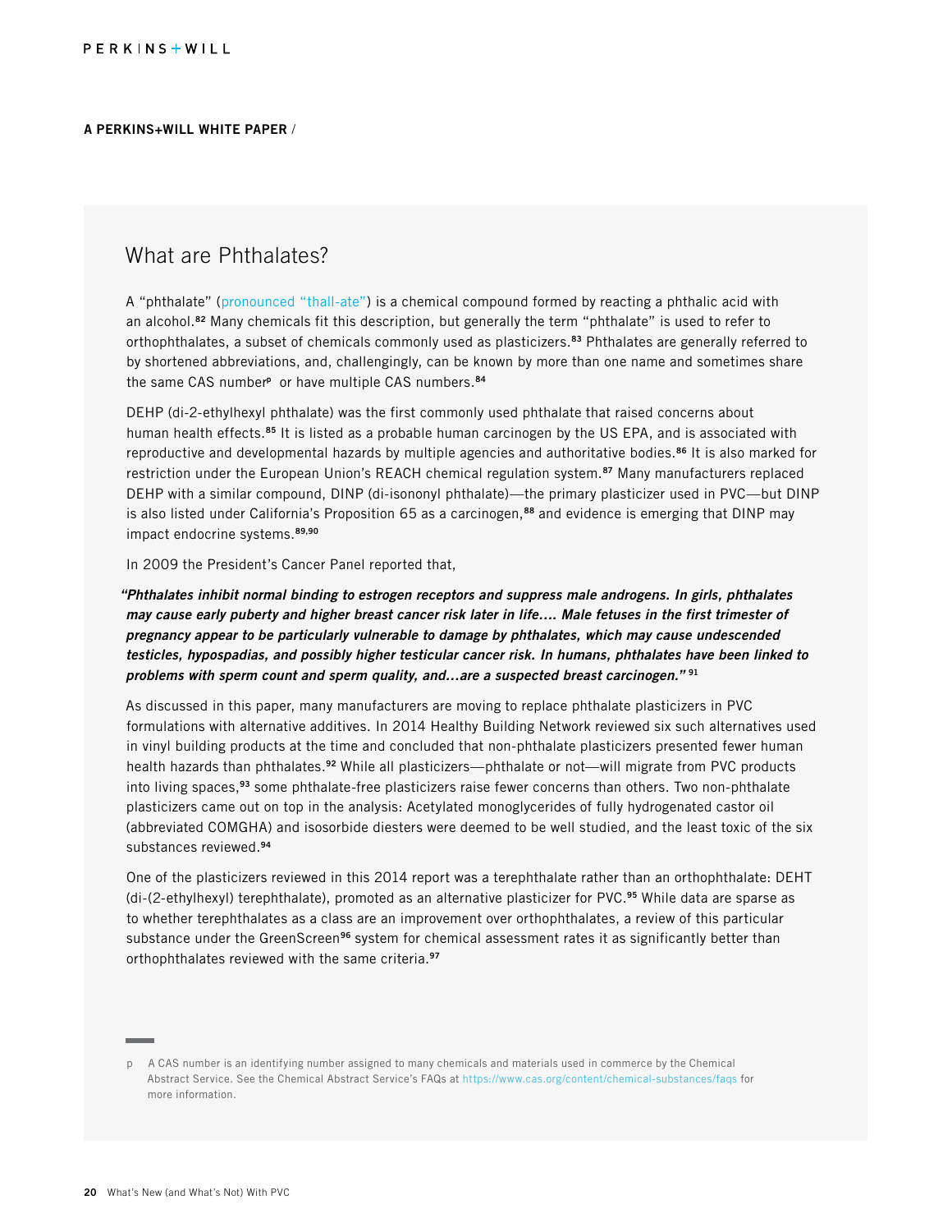## What are Phthalates?

A "phthalate" (pronounced "thall-ate") is a chemical compound formed by reacting a phthalic acid with an alcohol.[82] Many chemicals fit this description, but generally the term "phthalate" is used to refer to orthophthalates, a subset of chemicals commonly used as plasticizers.[83] Phthalates are generally referred to by shortened abbreviations, and, challengingly, can be known by more than one name and sometimes share the same CAS number[p] or have multiple CAS numbers.[84]

DEHP (di-2-ethylhexyl phthalate) was the first commonly used phthalate that raised concerns about human health effects.[85] It is listed as a probable human carcinogen by the US EPA, and is associated with reproductive and developmental hazards by multiple agencies and authoritative bodies.[86] It is also marked for restriction under the European Union's REACH chemical regulation system.[87] Many manufacturers replaced DEHP with a similar compound, DINP (di-isononyl phthalate)—the primary plasticizer used in PVC—but DINP is also listed under California's Proposition 65 as a carcinogen,[88] and evidence is emerging that DINP may impact endocrine systems.[89,90]

In 2009 the President's Cancer Panel reported that,

> ***"Phthalates inhibit normal binding to estrogen receptors and suppress male androgens. In girls, phthalates may cause early puberty and higher breast cancer risk later in life.... Male fetuses in the first trimester of pregnancy appear to be particularly vulnerable to damage by phthalates, which may cause undescended testicles, hypospadias, and possibly higher testicular cancer risk. In humans, phthalates have been linked to problems with sperm count and sperm quality, and...are a suspected breast carcinogen."*** [91]

As discussed in this paper, many manufacturers are moving to replace phthalate plasticizers in PVC formulations with alternative additives. In 2014 Healthy Building Network reviewed six such alternatives used in vinyl building products at the time and concluded that non-phthalate plasticizers presented fewer human health hazards than phthalates.[92] While all plasticizers—phthalate or not—will migrate from PVC products into living spaces,[93] some phthalate-free plasticizers raise fewer concerns than others. Two non-phthalate plasticizers came out on top in the analysis: Acetylated monoglycerides of fully hydrogenated castor oil (abbreviated COMGHA) and isosorbide diesters were deemed to be well studied, and the least toxic of the six substances reviewed.[94]

One of the plasticizers reviewed in this 2014 report was a terephthalate rather than an orthophthalate: DEHT (di-(2-ethylhexyl) terephthalate), promoted as an alternative plasticizer for PVC.[95] While data are sparse as to whether terephthalates as a class are an improvement over orthophthalates, a review of this particular substance under the GreenScreen[96] system for chemical assessment rates it as significantly better than orthophthalates reviewed with the same criteria.[97]

---

p A CAS number is an identifying number assigned to many chemicals and materials used in commerce by the Chemical Abstract Service. See the Chemical Abstract Service's FAQs at https://www.cas.org/content/chemical-substances/faqs for more information.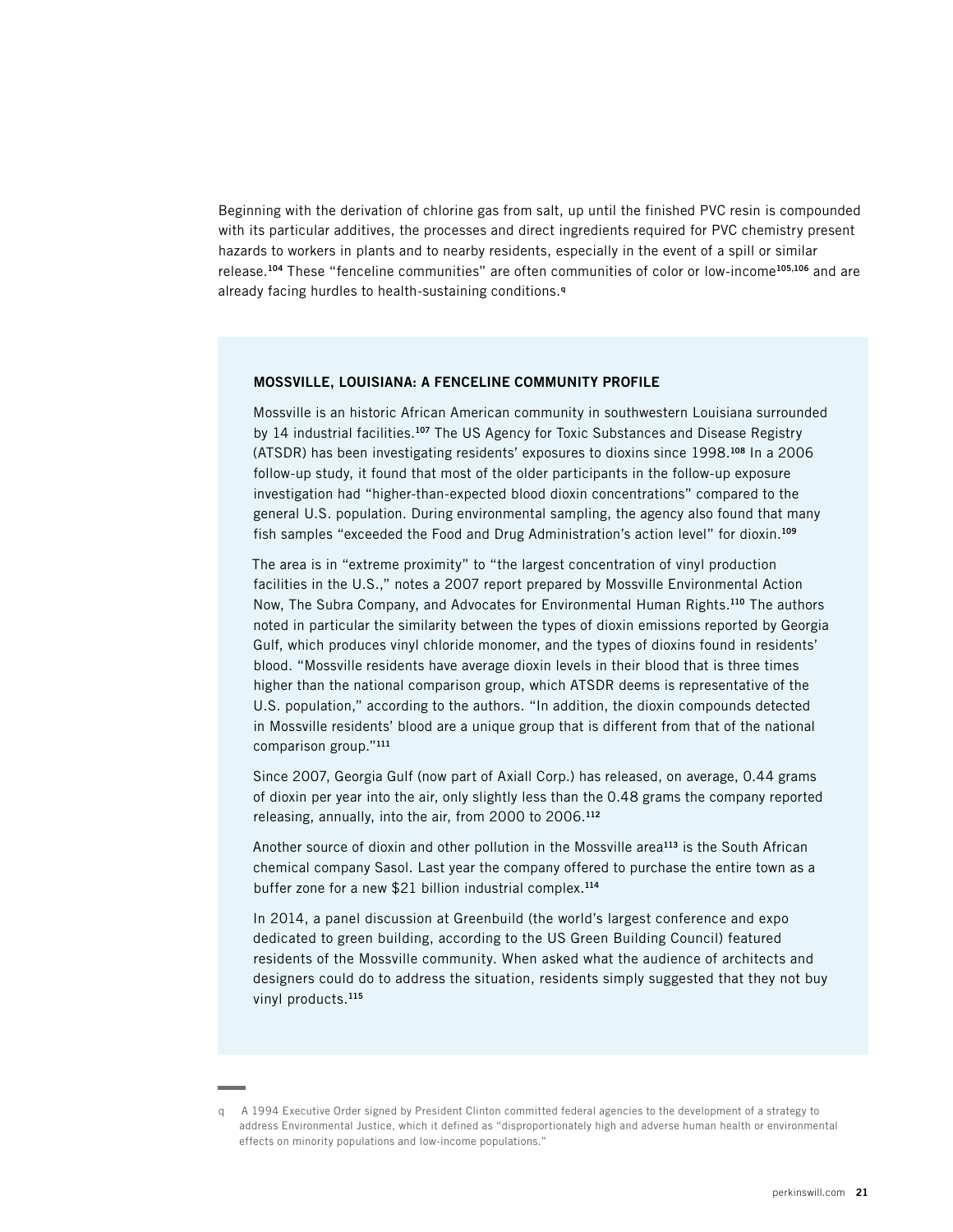Beginning with the derivation of chlorine gas from salt, up until the finished PVC resin is compounded with its particular additives, the processes and direct ingredients required for PVC chemistry present hazards to workers in plants and to nearby residents, especially in the event of a spill or similar release.[104] These "fenceline communities" are often communities of color or low-income[105,106] and are already facing hurdles to health-sustaining conditions.[q]

### MOSSVILLE, LOUISIANA: A FENCELINE COMMUNITY PROFILE

Mossville is an historic African American community in southwestern Louisiana surrounded by 14 industrial facilities.[107] The US Agency for Toxic Substances and Disease Registry (ATSDR) has been investigating residents' exposures to dioxins since 1998.[108] In a 2006 follow-up study, it found that most of the older participants in the follow-up exposure investigation had "higher-than-expected blood dioxin concentrations" compared to the general U.S. population. During environmental sampling, the agency also found that many fish samples "exceeded the Food and Drug Administration's action level" for dioxin.[109]

The area is in "extreme proximity" to "the largest concentration of vinyl production facilities in the U.S.," notes a 2007 report prepared by Mossville Environmental Action Now, The Subra Company, and Advocates for Environmental Human Rights.[110] The authors noted in particular the similarity between the types of dioxin emissions reported by Georgia Gulf, which produces vinyl chloride monomer, and the types of dioxins found in residents' blood. "Mossville residents have average dioxin levels in their blood that is three times higher than the national comparison group, which ATSDR deems is representative of the U.S. population," according to the authors. "In addition, the dioxin compounds detected in Mossville residents' blood are a unique group that is different from that of the national comparison group."[111]

Since 2007, Georgia Gulf (now part of Axiall Corp.) has released, on average, 0.44 grams of dioxin per year into the air, only slightly less than the 0.48 grams the company reported releasing, annually, into the air, from 2000 to 2006.[112]

Another source of dioxin and other pollution in the Mossville area[113] is the South African chemical company Sasol. Last year the company offered to purchase the entire town as a buffer zone for a new $21 billion industrial complex.[114]

In 2014, a panel discussion at Greenbuild (the world's largest conference and expo dedicated to green building, according to the US Green Building Council) featured residents of the Mossville community. When asked what the audience of architects and designers could do to address the situation, residents simply suggested that they not buy vinyl products.[115]

---

q A 1994 Executive Order signed by President Clinton committed federal agencies to the development of a strategy to address Environmental Justice, which it defined as "disproportionately high and adverse human health or environmental effects on minority populations and low-income populations."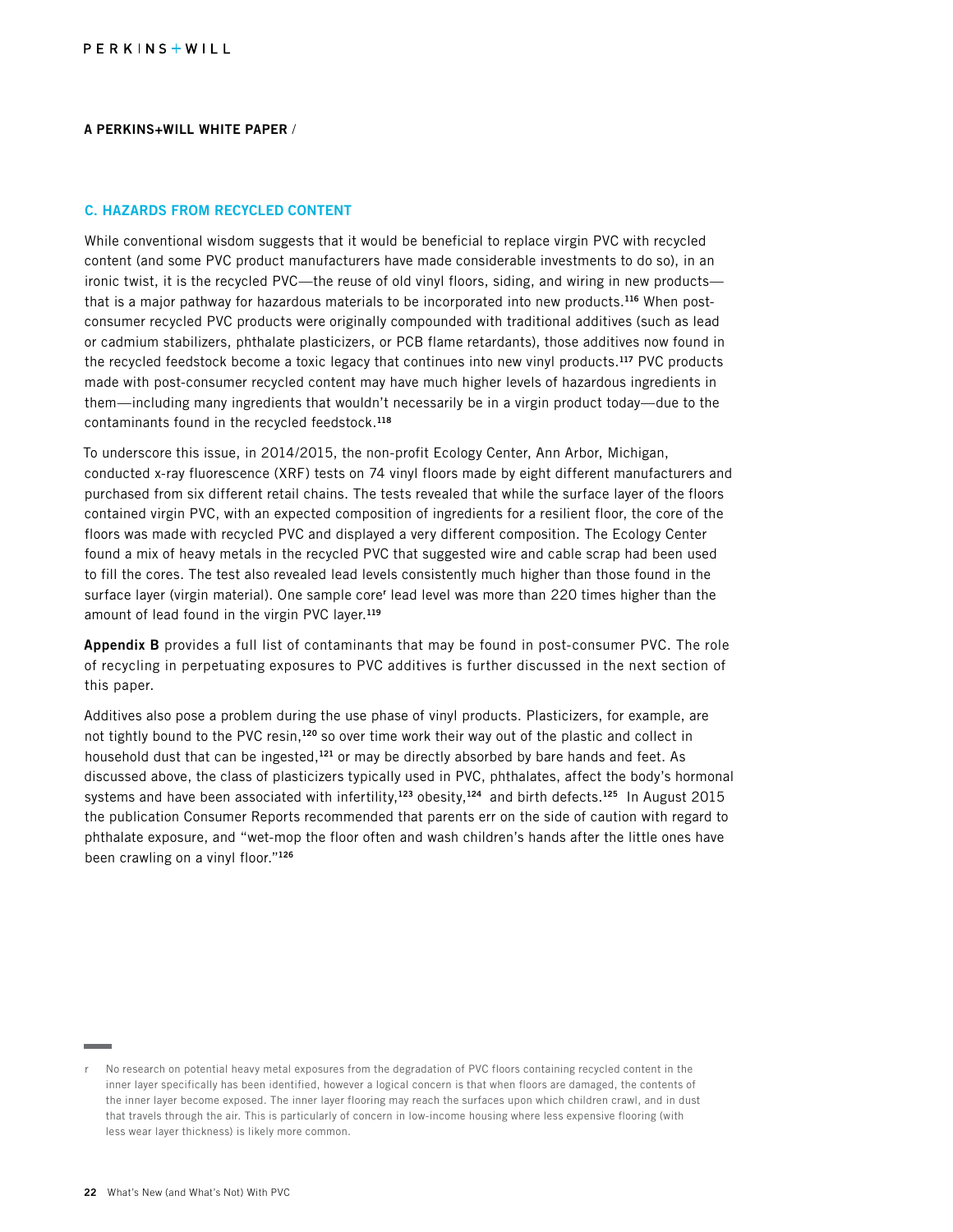## C. HAZARDS FROM RECYCLED CONTENT

While conventional wisdom suggests that it would be beneficial to replace virgin PVC with recycled content (and some PVC product manufacturers have made considerable investments to do so), in an ironic twist, it is the recycled PVC—the reuse of old vinyl floors, siding, and wiring in new products—that is a major pathway for hazardous materials to be incorporated into new products.[116] When post-consumer recycled PVC products were originally compounded with traditional additives (such as lead or cadmium stabilizers, phthalate plasticizers, or PCB flame retardants), those additives now found in the recycled feedstock become a toxic legacy that continues into new vinyl products.[117] PVC products made with post-consumer recycled content may have much higher levels of hazardous ingredients in them—including many ingredients that wouldn't necessarily be in a virgin product today—due to the contaminants found in the recycled feedstock.[118]

To underscore this issue, in 2014/2015, the non-profit Ecology Center, Ann Arbor, Michigan, conducted x-ray fluorescence (XRF) tests on 74 vinyl floors made by eight different manufacturers and purchased from six different retail chains. The tests revealed that while the surface layer of the floors contained virgin PVC, with an expected composition of ingredients for a resilient floor, the core of the floors was made with recycled PVC and displayed a very different composition. The Ecology Center found a mix of heavy metals in the recycled PVC that suggested wire and cable scrap had been used to fill the cores. The test also revealed lead levels consistently much higher than those found in the surface layer (virgin material). One sample core[r] lead level was more than 220 times higher than the amount of lead found in the virgin PVC layer.[119]

**Appendix B** provides a full list of contaminants that may be found in post-consumer PVC. The role of recycling in perpetuating exposures to PVC additives is further discussed in the next section of this paper.

Additives also pose a problem during the use phase of vinyl products. Plasticizers, for example, are not tightly bound to the PVC resin,[120] so over time work their way out of the plastic and collect in household dust that can be ingested,[121] or may be directly absorbed by bare hands and feet. As discussed above, the class of plasticizers typically used in PVC, phthalates, affect the body's hormonal systems and have been associated with infertility,[123] obesity,[124] and birth defects.[125] In August 2015 the publication Consumer Reports recommended that parents err on the side of caution with regard to phthalate exposure, and "wet-mop the floor often and wash children's hands after the little ones have been crawling on a vinyl floor."[126]

---

r No research on potential heavy metal exposures from the degradation of PVC floors containing recycled content in the inner layer specifically has been identified, however a logical concern is that when floors are damaged, the contents of the inner layer become exposed. The inner layer flooring may reach the surfaces upon which children crawl, and in dust that travels through the air. This is particularly of concern in low-income housing where less expensive flooring (with less wear layer thickness) is likely more common.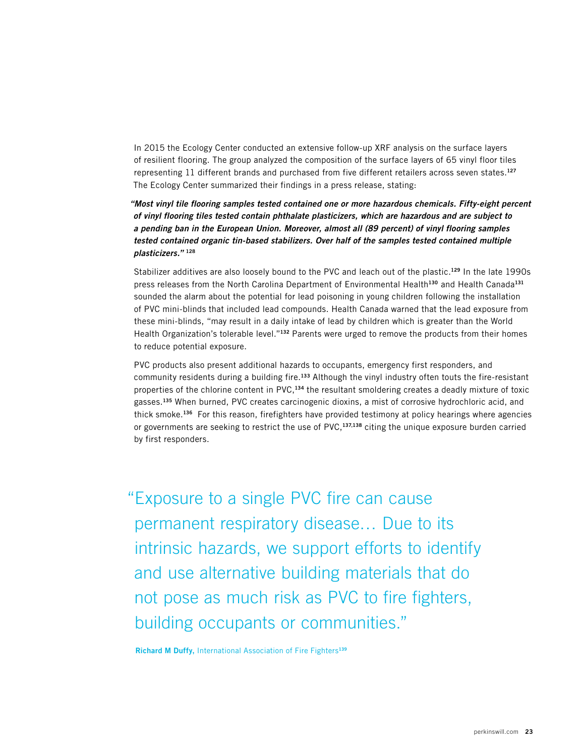In 2015 the Ecology Center conducted an extensive follow-up XRF analysis on the surface layers of resilient flooring. The group analyzed the composition of the surface layers of 65 vinyl floor tiles representing 11 different brands and purchased from five different retailers across seven states.[127] The Ecology Center summarized their findings in a press release, stating:

> ***"Most vinyl tile flooring samples tested contained one or more hazardous chemicals. Fifty-eight percent of vinyl flooring tiles tested contain phthalate plasticizers, which are hazardous and are subject to a pending ban in the European Union. Moreover, almost all (89 percent) of vinyl flooring samples tested contained organic tin-based stabilizers. Over half of the samples tested contained multiple plasticizers."*** [128]

Stabilizer additives are also loosely bound to the PVC and leach out of the plastic.[129] In the late 1990s press releases from the North Carolina Department of Environmental Health[130] and Health Canada[131] sounded the alarm about the potential for lead poisoning in young children following the installation of PVC mini-blinds that included lead compounds. Health Canada warned that the lead exposure from these mini-blinds, "may result in a daily intake of lead by children which is greater than the World Health Organization's tolerable level."[132] Parents were urged to remove the products from their homes to reduce potential exposure.

PVC products also present additional hazards to occupants, emergency first responders, and community residents during a building fire.[133] Although the vinyl industry often touts the fire-resistant properties of the chlorine content in PVC,[134] the resultant smoldering creates a deadly mixture of toxic gasses.[135] When burned, PVC creates carcinogenic dioxins, a mist of corrosive hydrochloric acid, and thick smoke.[136] For this reason, firefighters have provided testimony at policy hearings where agencies or governments are seeking to restrict the use of PVC,[137,138] citing the unique exposure burden carried by first responders.

> "Exposure to a single PVC fire can cause permanent respiratory disease… Due to its intrinsic hazards, we support efforts to identify and use alternative building materials that do not pose as much risk as PVC to fire fighters, building occupants or communities."
>
> **Richard M Duffy,** International Association of Fire Fighters[139]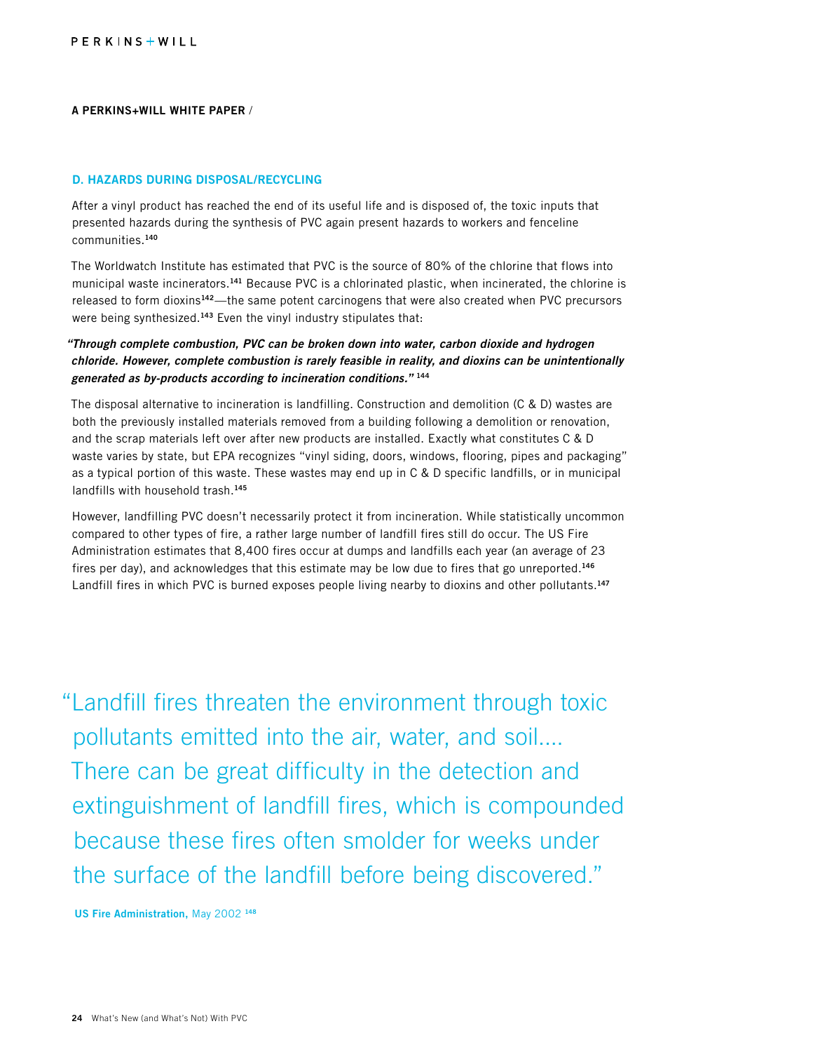### D. HAZARDS DURING DISPOSAL/RECYCLING

After a vinyl product has reached the end of its useful life and is disposed of, the toxic inputs that presented hazards during the synthesis of PVC again present hazards to workers and fenceline communities.[140]

The Worldwatch Institute has estimated that PVC is the source of 80% of the chlorine that flows into municipal waste incinerators.[141] Because PVC is a chlorinated plastic, when incinerated, the chlorine is released to form dioxins[142]—the same potent carcinogens that were also created when PVC precursors were being synthesized.[143] Even the vinyl industry stipulates that:

***"Through complete combustion, PVC can be broken down into water, carbon dioxide and hydrogen chloride. However, complete combustion is rarely feasible in reality, and dioxins can be unintentionally generated as by-products according to incineration conditions."*** [144]

The disposal alternative to incineration is landfilling. Construction and demolition (C & D) wastes are both the previously installed materials removed from a building following a demolition or renovation, and the scrap materials left over after new products are installed. Exactly what constitutes C & D waste varies by state, but EPA recognizes "vinyl siding, doors, windows, flooring, pipes and packaging" as a typical portion of this waste. These wastes may end up in C & D specific landfills, or in municipal landfills with household trash.[145]

However, landfilling PVC doesn't necessarily protect it from incineration. While statistically uncommon compared to other types of fire, a rather large number of landfill fires still do occur. The US Fire Administration estimates that 8,400 fires occur at dumps and landfills each year (an average of 23 fires per day), and acknowledges that this estimate may be low due to fires that go unreported.[146] Landfill fires in which PVC is burned exposes people living nearby to dioxins and other pollutants.[147]

> "Landfill fires threaten the environment through toxic pollutants emitted into the air, water, and soil.... There can be great difficulty in the detection and extinguishment of landfill fires, which is compounded because these fires often smolder for weeks under the surface of the landfill before being discovered."
>
> **US Fire Administration,** May 2002 [148]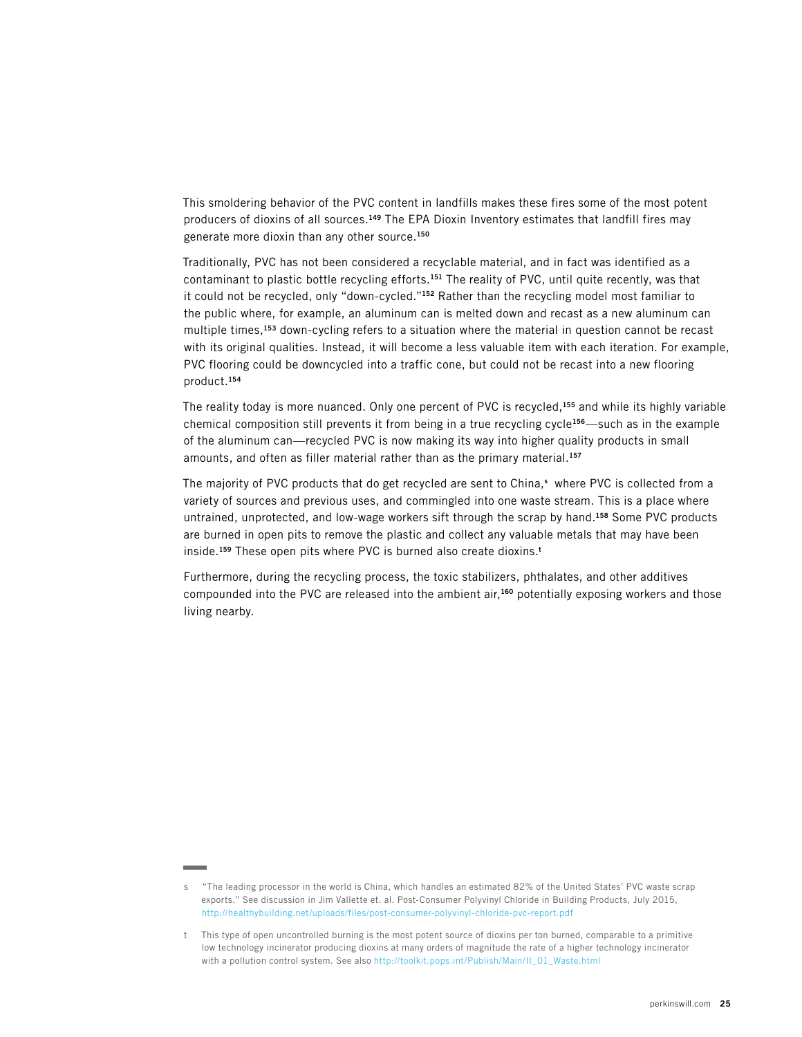This smoldering behavior of the PVC content in landfills makes these fires some of the most potent producers of dioxins of all sources.[149] The EPA Dioxin Inventory estimates that landfill fires may generate more dioxin than any other source.[150]

Traditionally, PVC has not been considered a recyclable material, and in fact was identified as a contaminant to plastic bottle recycling efforts.[151] The reality of PVC, until quite recently, was that it could not be recycled, only "down-cycled."[152] Rather than the recycling model most familiar to the public where, for example, an aluminum can is melted down and recast as a new aluminum can multiple times,[153] down-cycling refers to a situation where the material in question cannot be recast with its original qualities. Instead, it will become a less valuable item with each iteration. For example, PVC flooring could be downcycled into a traffic cone, but could not be recast into a new flooring product.[154]

The reality today is more nuanced. Only one percent of PVC is recycled,[155] and while its highly variable chemical composition still prevents it from being in a true recycling cycle[156]—such as in the example of the aluminum can—recycled PVC is now making its way into higher quality products in small amounts, and often as filler material rather than as the primary material.[157]

The majority of PVC products that do get recycled are sent to China,[s] where PVC is collected from a variety of sources and previous uses, and commingled into one waste stream. This is a place where untrained, unprotected, and low-wage workers sift through the scrap by hand.[158] Some PVC products are burned in open pits to remove the plastic and collect any valuable metals that may have been inside.[159] These open pits where PVC is burned also create dioxins.[t]

Furthermore, during the recycling process, the toxic stabilizers, phthalates, and other additives compounded into the PVC are released into the ambient air,[160] potentially exposing workers and those living nearby.

---

s "The leading processor in the world is China, which handles an estimated 82% of the United States' PVC waste scrap exports." See discussion in Jim Vallette et. al. Post-Consumer Polyvinyl Chloride in Building Products, July 2015, http://healthybuilding.net/uploads/files/post-consumer-polyvinyl-chloride-pvc-report.pdf

t This type of open uncontrolled burning is the most potent source of dioxins per ton burned, comparable to a primitive low technology incinerator producing dioxins at many orders of magnitude the rate of a higher technology incinerator with a pollution control system. See also http://toolkit.pops.int/Publish/Main/II_01_Waste.html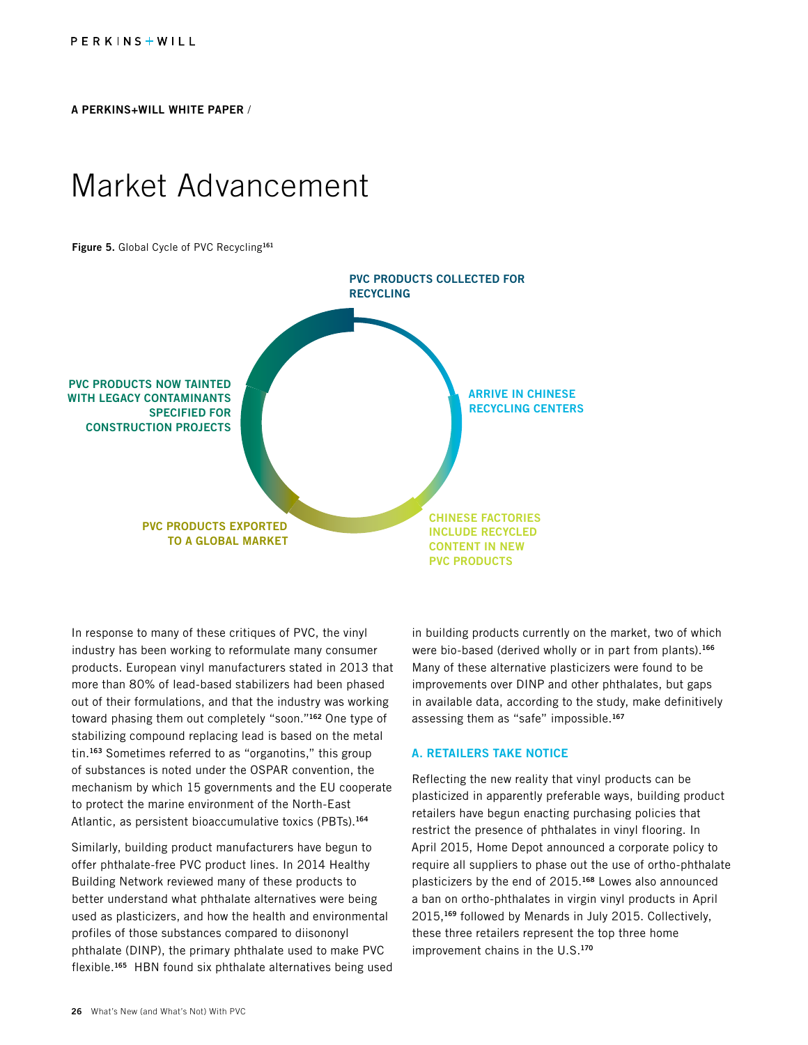A PERKINS+WILL WHITE PAPER /

# Market Advancement

**Figure 5.** Global Cycle of PVC Recycling[161]

PVC PRODUCTS COLLECTED FOR RECYCLING

ARRIVE IN CHINESE RECYCLING CENTERS

CHINESE FACTORIES INCLUDE RECYCLED CONTENT IN NEW PVC PRODUCTS

PVC PRODUCTS EXPORTED TO A GLOBAL MARKET

PVC PRODUCTS NOW TAINTED WITH LEGACY CONTAMINANTS SPECIFIED FOR CONSTRUCTION PROJECTS

In response to many of these critiques of PVC, the vinyl industry has been working to reformulate many consumer products. European vinyl manufacturers stated in 2013 that more than 80% of lead-based stabilizers had been phased out of their formulations, and that the industry was working toward phasing them out completely "soon."[162] One type of stabilizing compound replacing lead is based on the metal tin.[163] Sometimes referred to as "organotins," this group of substances is noted under the OSPAR convention, the mechanism by which 15 governments and the EU cooperate to protect the marine environment of the North-East Atlantic, as persistent bioaccumulative toxics (PBTs).[164]

Similarly, building product manufacturers have begun to offer phthalate-free PVC product lines. In 2014 Healthy Building Network reviewed many of these products to better understand what phthalate alternatives were being used as plasticizers, and how the health and environmental profiles of those substances compared to diisononyl phthalate (DINP), the primary phthalate used to make PVC flexible.[165] HBN found six phthalate alternatives being used in building products currently on the market, two of which were bio-based (derived wholly or in part from plants).[166] Many of these alternative plasticizers were found to be improvements over DINP and other phthalates, but gaps in available data, according to the study, make definitively assessing them as "safe" impossible.[167]

### A. RETAILERS TAKE NOTICE

Reflecting the new reality that vinyl products can be plasticized in apparently preferable ways, building product retailers have begun enacting purchasing policies that restrict the presence of phthalates in vinyl flooring. In April 2015, Home Depot announced a corporate policy to require all suppliers to phase out the use of ortho-phthalate plasticizers by the end of 2015.[168] Lowes also announced a ban on ortho-phthalates in virgin vinyl products in April 2015,[169] followed by Menards in July 2015. Collectively, these three retailers represent the top three home improvement chains in the U.S.[170]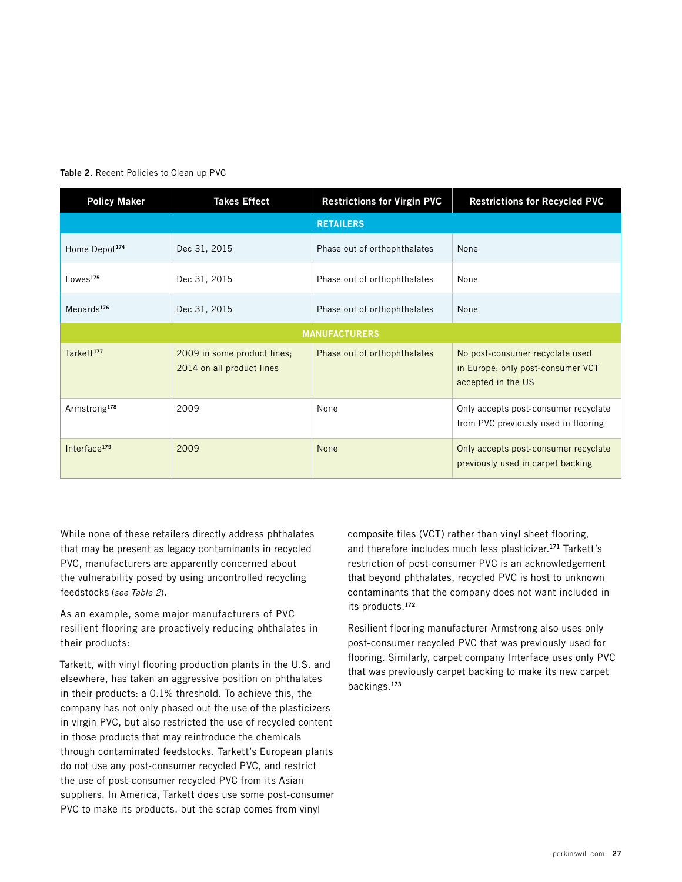**Table 2.** Recent Policies to Clean up PVC

| Policy Maker | Takes Effect | Restrictions for Virgin PVC | Restrictions for Recycled PVC |
|---|---|---|---|
| **RETAILERS** | | | |
| Home Depot[174] | Dec 31, 2015 | Phase out of orthophthalates | None |
| Lowes[175] | Dec 31, 2015 | Phase out of orthophthalates | None |
| Menards[176] | Dec 31, 2015 | Phase out of orthophthalates | None |
| **MANUFACTURERS** | | | |
| Tarkett[177] | 2009 in some product lines; 2014 on all product lines | Phase out of orthophthalates | No post-consumer recyclate used in Europe; only post-consumer VCT accepted in the US |
| Armstrong[178] | 2009 | None | Only accepts post-consumer recyclate from PVC previously used in flooring |
| Interface[179] | 2009 | None | Only accepts post-consumer recyclate previously used in carpet backing |

While none of these retailers directly address phthalates that may be present as legacy contaminants in recycled PVC, manufacturers are apparently concerned about the vulnerability posed by using uncontrolled recycling feedstocks (*see Table 2*).

As an example, some major manufacturers of PVC resilient flooring are proactively reducing phthalates in their products:

Tarkett, with vinyl flooring production plants in the U.S. and elsewhere, has taken an aggressive position on phthalates in their products: a 0.1% threshold. To achieve this, the company has not only phased out the use of the plasticizers in virgin PVC, but also restricted the use of recycled content in those products that may reintroduce the chemicals through contaminated feedstocks. Tarkett's European plants do not use any post-consumer recycled PVC, and restrict the use of post-consumer recycled PVC from its Asian suppliers. In America, Tarkett does use some post-consumer PVC to make its products, but the scrap comes from vinyl composite tiles (VCT) rather than vinyl sheet flooring, and therefore includes much less plasticizer.[171] Tarkett's restriction of post-consumer PVC is an acknowledgement that beyond phthalates, recycled PVC is host to unknown contaminants that the company does not want included in its products.[172]

Resilient flooring manufacturer Armstrong also uses only post-consumer recycled PVC that was previously used for flooring. Similarly, carpet company Interface uses only PVC that was previously carpet backing to make its new carpet backings.[173]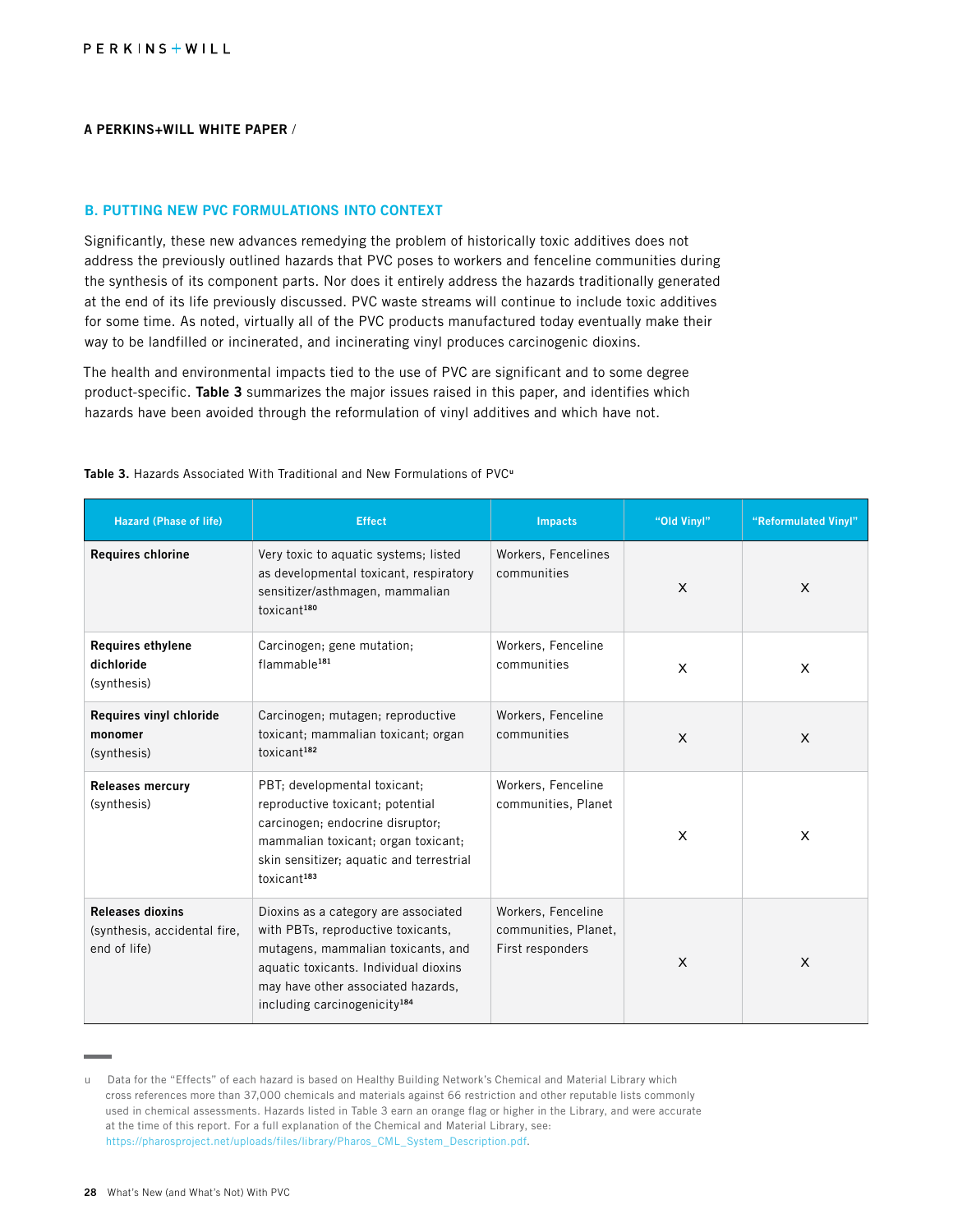A PERKINS+WILL WHITE PAPER /

## B. PUTTING NEW PVC FORMULATIONS INTO CONTEXT

Significantly, these new advances remedying the problem of historically toxic additives does not address the previously outlined hazards that PVC poses to workers and fenceline communities during the synthesis of its component parts. Nor does it entirely address the hazards traditionally generated at the end of its life previously discussed. PVC waste streams will continue to include toxic additives for some time. As noted, virtually all of the PVC products manufactured today eventually make their way to be landfilled or incinerated, and incinerating vinyl produces carcinogenic dioxins.

The health and environmental impacts tied to the use of PVC are significant and to some degree product-specific. **Table 3** summarizes the major issues raised in this paper, and identifies which hazards have been avoided through the reformulation of vinyl additives and which have not.

**Table 3.** Hazards Associated With Traditional and New Formulations of PVC[u]

| Hazard (Phase of life) | Effect | Impacts | "Old Vinyl" | "Reformulated Vinyl" |
|---|---|---|---|---|
| **Requires chlorine** | Very toxic to aquatic systems; listed as developmental toxicant, respiratory sensitizer/asthmagen, mammalian toxicant[180] | Workers, Fencelines communities | X | X |
| **Requires ethylene dichloride** (synthesis) | Carcinogen; gene mutation; flammable[181] | Workers, Fenceline communities | X | X |
| **Requires vinyl chloride monomer** (synthesis) | Carcinogen; mutagen; reproductive toxicant; mammalian toxicant; organ toxicant[182] | Workers, Fenceline communities | X | X |
| **Releases mercury** (synthesis) | PBT; developmental toxicant; reproductive toxicant; potential carcinogen; endocrine disruptor; mammalian toxicant; organ toxicant; skin sensitizer; aquatic and terrestrial toxicant[183] | Workers, Fenceline communities, Planet | X | X |
| **Releases dioxins** (synthesis, accidental fire, end of life) | Dioxins as a category are associated with PBTs, reproductive toxicants, mutagens, mammalian toxicants, and aquatic toxicants. Individual dioxins may have other associated hazards, including carcinogenicity[184] | Workers, Fenceline communities, Planet, First responders | X | X |

u Data for the "Effects" of each hazard is based on Healthy Building Network's Chemical and Material Library which cross references more than 37,000 chemicals and materials against 66 restriction and other reputable lists commonly used in chemical assessments. Hazards listed in Table 3 earn an orange flag or higher in the Library, and were accurate at the time of this report. For a full explanation of the Chemical and Material Library, see: https://pharosproject.net/uploads/files/library/Pharos_CML_System_Description.pdf.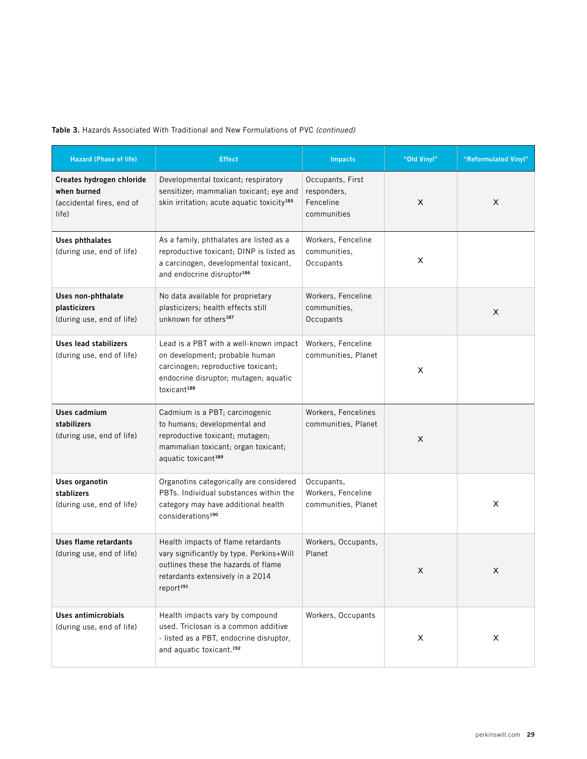**Table 3.** Hazards Associated With Traditional and New Formulations of PVC *(continued)*

| Hazard (Phase of life) | Effect | Impacts | "Old Vinyl" | "Reformulated Vinyl" |
|---|---|---|---|---|
| **Creates hydrogen chloride when burned** (accidental fires, end of life) | Developmental toxicant; respiratory sensitizer; mammalian toxicant; eye and skin irritation; acute aquatic toxicity[185] | Occupants, First responders, Fenceline communities | X | X |
| **Uses phthalates** (during use, end of life) | As a family, phthalates are listed as a reproductive toxicant; DINP is listed as a carcinogen, developmental toxicant, and endocrine disruptor[186] | Workers, Fenceline communities, Occupants | X | |
| **Uses non-phthalate plasticizers** (during use, end of life) | No data available for proprietary plasticizers; health effects still unknown for others[187] | Workers, Fenceline communities, Occupants | | X |
| **Uses lead stabilizers** (during use, end of life) | Lead is a PBT with a well-known impact on development; probable human carcinogen; reproductive toxicant; endocrine disruptor; mutagen; aquatic toxicant[188] | Workers, Fenceline communities, Planet | X | |
| **Uses cadmium stabilizers** (during use, end of life) | Cadmium is a PBT; carcinogenic to humans; developmental and reproductive toxicant; mutagen; mammalian toxicant; organ toxicant; aquatic toxicant[189] | Workers, Fencelines communities, Planet | X | |
| **Uses organotin stablizers** (during use, end of life) | Organotins categorically are considered PBTs. Individual substances within the category may have additional health considerations[190] | Occupants, Workers, Fenceline communities, Planet | | X |
| **Uses flame retardants** (during use, end of life) | Health impacts of flame retardants vary significantly by type. Perkins+Will outlines these the hazards of flame retardants extensively in a 2014 report[191] | Workers, Occupants, Planet | X | X |
| **Uses antimicrobials** (during use, end of life) | Health impacts vary by compound used. Triclosan is a common additive - listed as a PBT, endocrine disruptor, and aquatic toxicant.[192] | Workers, Occupants | X | X |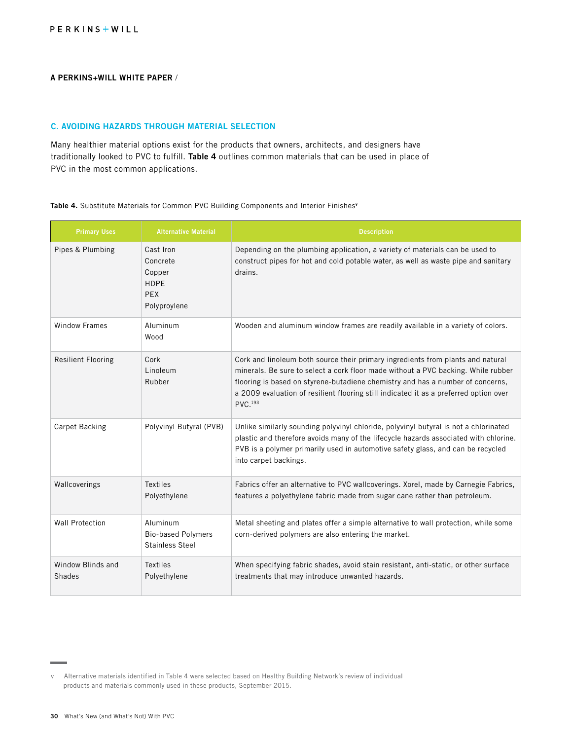A PERKINS+WILL WHITE PAPER /

## C. AVOIDING HAZARDS THROUGH MATERIAL SELECTION

Many healthier material options exist for the products that owners, architects, and designers have traditionally looked to PVC to fulfill. **Table 4** outlines common materials that can be used in place of PVC in the most common applications.

**Table 4.** Substitute Materials for Common PVC Building Components and Interior Finishes[v]

| Primary Uses | Alternative Material | Description |
|---|---|---|
| Pipes & Plumbing | Cast Iron<br>Concrete<br>Copper<br>HDPE<br>PEX<br>Polyproylene | Depending on the plumbing application, a variety of materials can be used to construct pipes for hot and cold potable water, as well as waste pipe and sanitary drains. |
| Window Frames | Aluminum<br>Wood | Wooden and aluminum window frames are readily available in a variety of colors. |
| Resilient Flooring | Cork<br>Linoleum<br>Rubber | Cork and linoleum both source their primary ingredients from plants and natural minerals. Be sure to select a cork floor made without a PVC backing. While rubber flooring is based on styrene-butadiene chemistry and has a number of concerns, a 2009 evaluation of resilient flooring still indicated it as a preferred option over PVC.[193] |
| Carpet Backing | Polyvinyl Butyral (PVB) | Unlike similarly sounding polyvinyl chloride, polyvinyl butyral is not a chlorinated plastic and therefore avoids many of the lifecycle hazards associated with chlorine. PVB is a polymer primarily used in automotive safety glass, and can be recycled into carpet backings. |
| Wallcoverings | Textiles<br>Polyethylene | Fabrics offer an alternative to PVC wallcoverings. Xorel, made by Carnegie Fabrics, features a polyethylene fabric made from sugar cane rather than petroleum. |
| Wall Protection | Aluminum<br>Bio-based Polymers<br>Stainless Steel | Metal sheeting and plates offer a simple alternative to wall protection, while some corn-derived polymers are also entering the market. |
| Window Blinds and Shades | Textiles<br>Polyethylene | When specifying fabric shades, avoid stain resistant, anti-static, or other surface treatments that may introduce unwanted hazards. |

v Alternative materials identified in Table 4 were selected based on Healthy Building Network's review of individual products and materials commonly used in these products, September 2015.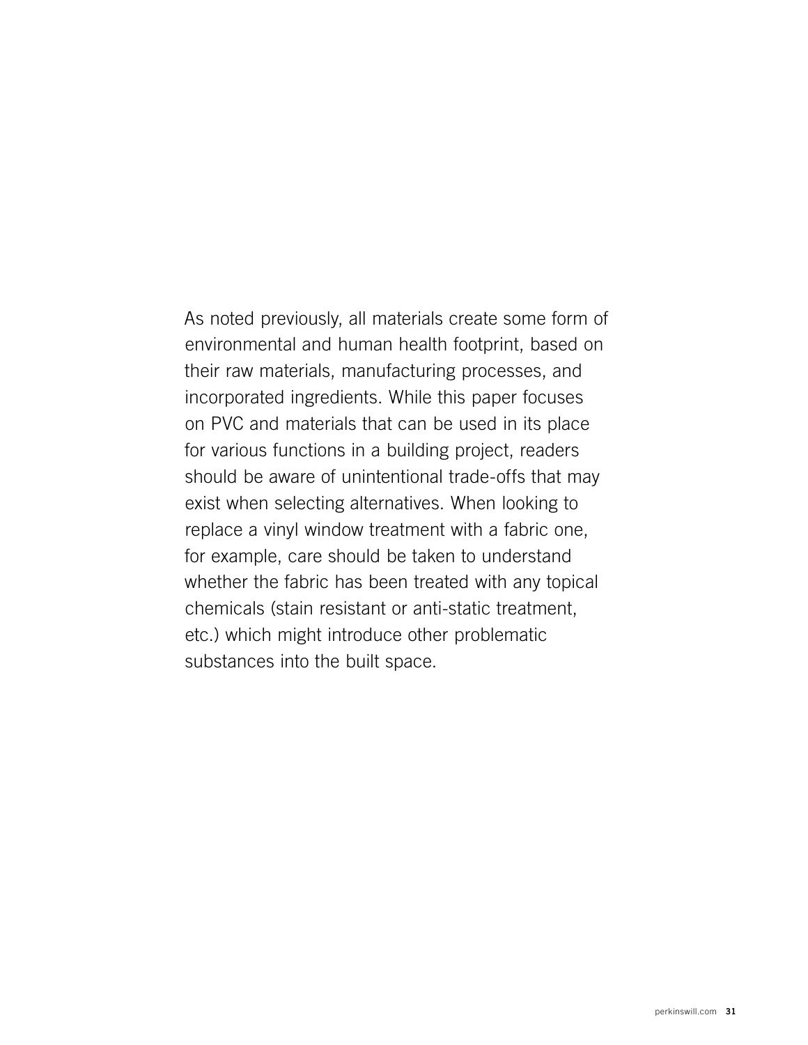As noted previously, all materials create some form of environmental and human health footprint, based on their raw materials, manufacturing processes, and incorporated ingredients. While this paper focuses on PVC and materials that can be used in its place for various functions in a building project, readers should be aware of unintentional trade-offs that may exist when selecting alternatives. When looking to replace a vinyl window treatment with a fabric one, for example, care should be taken to understand whether the fabric has been treated with any topical chemicals (stain resistant or anti-static treatment, etc.) which might introduce other problematic substances into the built space.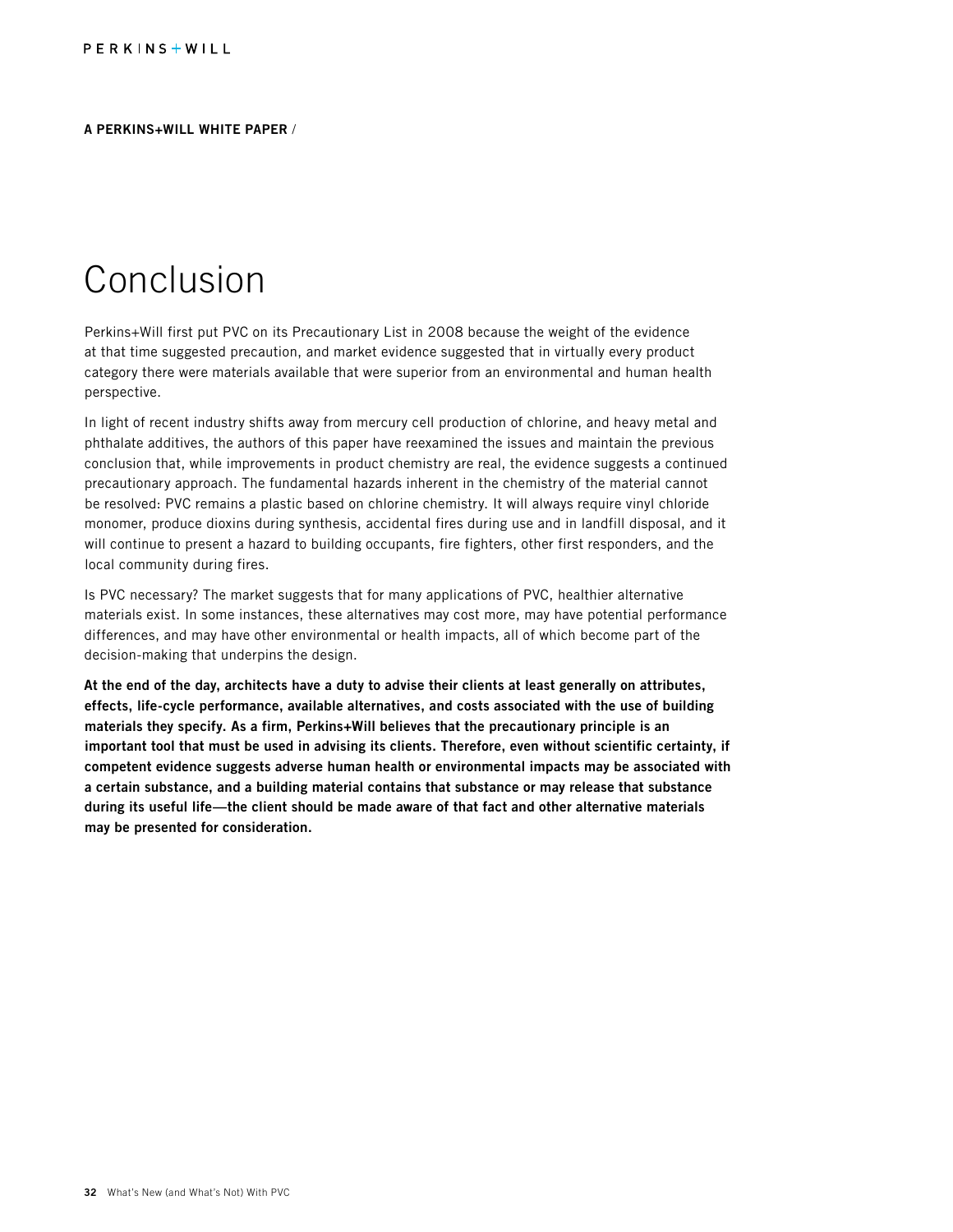A PERKINS+WILL WHITE PAPER /

# Conclusion

Perkins+Will first put PVC on its Precautionary List in 2008 because the weight of the evidence at that time suggested precaution, and market evidence suggested that in virtually every product category there were materials available that were superior from an environmental and human health perspective.

In light of recent industry shifts away from mercury cell production of chlorine, and heavy metal and phthalate additives, the authors of this paper have reexamined the issues and maintain the previous conclusion that, while improvements in product chemistry are real, the evidence suggests a continued precautionary approach. The fundamental hazards inherent in the chemistry of the material cannot be resolved: PVC remains a plastic based on chlorine chemistry. It will always require vinyl chloride monomer, produce dioxins during synthesis, accidental fires during use and in landfill disposal, and it will continue to present a hazard to building occupants, fire fighters, other first responders, and the local community during fires.

Is PVC necessary? The market suggests that for many applications of PVC, healthier alternative materials exist. In some instances, these alternatives may cost more, may have potential performance differences, and may have other environmental or health impacts, all of which become part of the decision-making that underpins the design.

**At the end of the day, architects have a duty to advise their clients at least generally on attributes, effects, life-cycle performance, available alternatives, and costs associated with the use of building materials they specify. As a firm, Perkins+Will believes that the precautionary principle is an important tool that must be used in advising its clients. Therefore, even without scientific certainty, if competent evidence suggests adverse human health or environmental impacts may be associated with a certain substance, and a building material contains that substance or may release that substance during its useful life—the client should be made aware of that fact and other alternative materials may be presented for consideration.**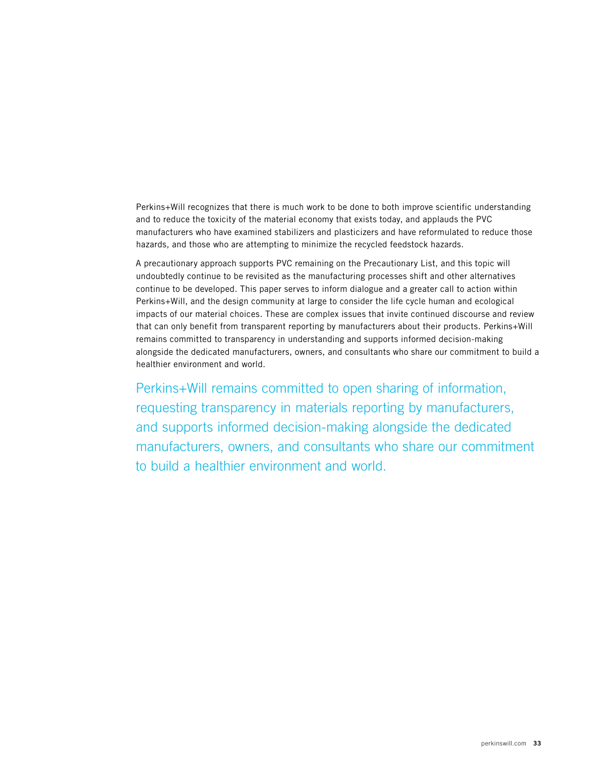Perkins+Will recognizes that there is much work to be done to both improve scientific understanding and to reduce the toxicity of the material economy that exists today, and applauds the PVC manufacturers who have examined stabilizers and plasticizers and have reformulated to reduce those hazards, and those who are attempting to minimize the recycled feedstock hazards.

A precautionary approach supports PVC remaining on the Precautionary List, and this topic will undoubtedly continue to be revisited as the manufacturing processes shift and other alternatives continue to be developed. This paper serves to inform dialogue and a greater call to action within Perkins+Will, and the design community at large to consider the life cycle human and ecological impacts of our material choices. These are complex issues that invite continued discourse and review that can only benefit from transparent reporting by manufacturers about their products. Perkins+Will remains committed to transparency in understanding and supports informed decision-making alongside the dedicated manufacturers, owners, and consultants who share our commitment to build a healthier environment and world.

Perkins+Will remains committed to open sharing of information, requesting transparency in materials reporting by manufacturers, and supports informed decision-making alongside the dedicated manufacturers, owners, and consultants who share our commitment to build a healthier environment and world.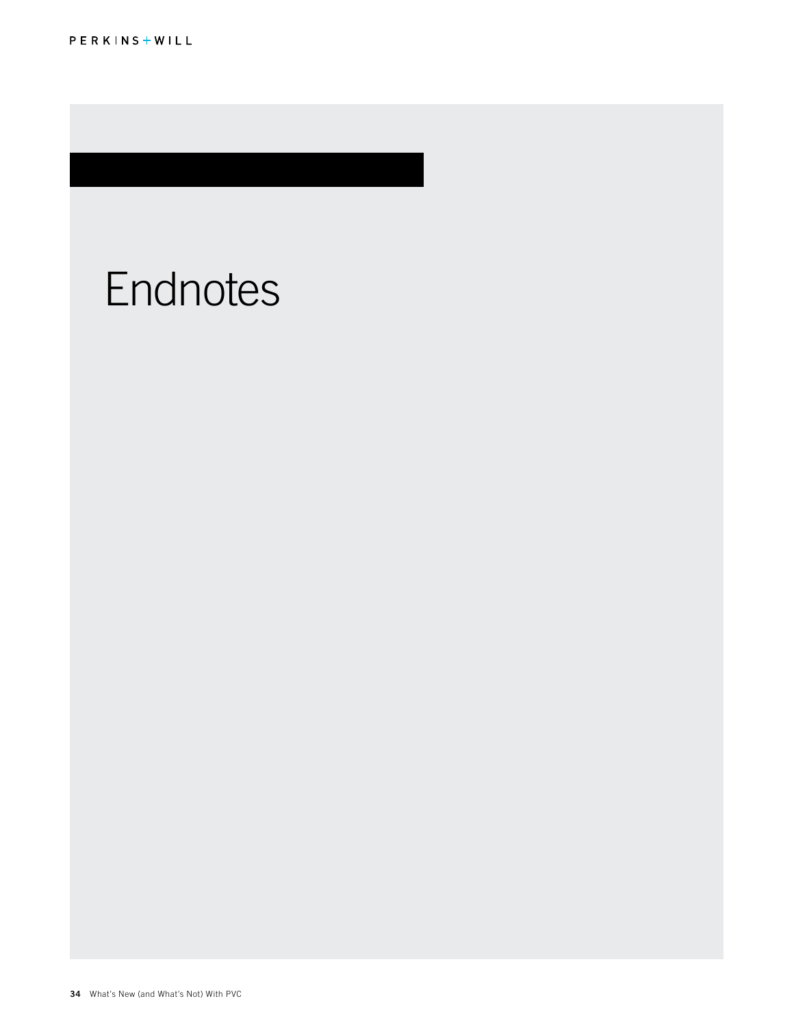# Endnotes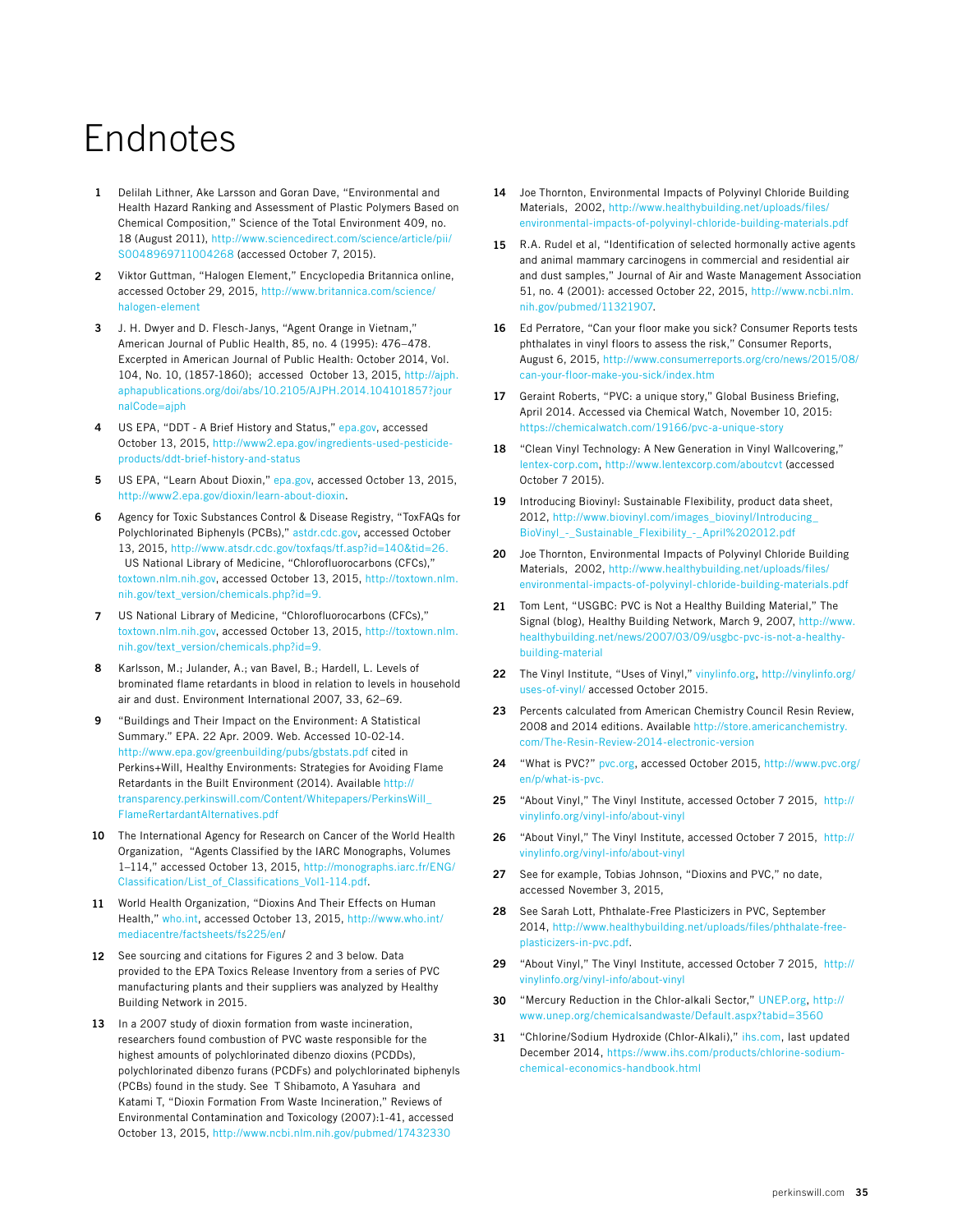# Endnotes

1. Delilah Lithner, Ake Larsson and Goran Dave, "Environmental and Health Hazard Ranking and Assessment of Plastic Polymers Based on Chemical Composition," Science of the Total Environment 409, no. 18 (August 2011), http://www.sciencedirect.com/science/article/pii/S0048969711004268 (accessed October 7, 2015).

2. Viktor Guttman, "Halogen Element," Encyclopedia Britannica online, accessed October 29, 2015, http://www.britannica.com/science/halogen-element

3. J. H. Dwyer and D. Flesch-Janys, "Agent Orange in Vietnam," American Journal of Public Health, 85, no. 4 (1995): 476–478. Excerpted in American Journal of Public Health: October 2014, Vol. 104, No. 10, (1857-1860); accessed October 13, 2015, http://ajph.aphapublications.org/doi/abs/10.2105/AJPH.2014.104101857?journalCode=ajph

4. US EPA, "DDT - A Brief History and Status," epa.gov, accessed October 13, 2015, http://www2.epa.gov/ingredients-used-pesticide-products/ddt-brief-history-and-status

5. US EPA, "Learn About Dioxin," epa.gov, accessed October 13, 2015, http://www2.epa.gov/dioxin/learn-about-dioxin.

6. Agency for Toxic Substances Control & Disease Registry, "ToxFAQs for Polychlorinated Biphenyls (PCBs)," astdr.cdc.gov, accessed October 13, 2015, http://www.atsdr.cdc.gov/toxfaqs/tf.asp?id=140&tid=26. US National Library of Medicine, "Chlorofluorocarbons (CFCs)," toxtown.nlm.nih.gov, accessed October 13, 2015, http://toxtown.nlm.nih.gov/text_version/chemicals.php?id=9.

7. US National Library of Medicine, "Chlorofluorocarbons (CFCs)," toxtown.nlm.nih.gov, accessed October 13, 2015, http://toxtown.nlm.nih.gov/text_version/chemicals.php?id=9.

8. Karlsson, M.; Julander, A.; van Bavel, B.; Hardell, L. Levels of brominated flame retardants in blood in relation to levels in household air and dust. Environment International 2007, 33, 62–69.

9. "Buildings and Their Impact on the Environment: A Statistical Summary." EPA. 22 Apr. 2009. Web. Accessed 10-02-14. http://www.epa.gov/greenbuilding/pubs/gbstats.pdf cited in Perkins+Will, Healthy Environments: Strategies for Avoiding Flame Retardants in the Built Environment (2014). Available http://transparency.perkinswill.com/Content/Whitepapers/PerkinsWill_FlameRertardantAlternatives.pdf

10. The International Agency for Research on Cancer of the World Health Organization, "Agents Classified by the IARC Monographs, Volumes 1–114," accessed October 13, 2015, http://monographs.iarc.fr/ENG/Classification/List_of_Classifications_Vol1-114.pdf.

11. World Health Organization, "Dioxins And Their Effects on Human Health," who.int, accessed October 13, 2015, http://www.who.int/mediacentre/factsheets/fs225/en/

12. See sourcing and citations for Figures 2 and 3 below. Data provided to the EPA Toxics Release Inventory from a series of PVC manufacturing plants and their suppliers was analyzed by Healthy Building Network in 2015.

13. In a 2007 study of dioxin formation from waste incineration, researchers found combustion of PVC waste responsible for the highest amounts of polychlorinated dibenzo dioxins (PCDDs), polychlorinated dibenzo furans (PCDFs) and polychlorinated biphenyls (PCBs) found in the study. See T Shibamoto, A Yasuhara and Katami T, "Dioxin Formation From Waste Incineration," Reviews of Environmental Contamination and Toxicology (2007):1-41, accessed October 13, 2015, http://www.ncbi.nlm.nih.gov/pubmed/17432330

14. Joe Thornton, Environmental Impacts of Polyvinyl Chloride Building Materials, 2002, http://www.healthybuilding.net/uploads/files/environmental-impacts-of-polyvinyl-chloride-building-materials.pdf

15. R.A. Rudel et al, "Identification of selected hormonally active agents and animal mammary carcinogens in commercial and residential air and dust samples," Journal of Air and Waste Management Association 51, no. 4 (2001): accessed October 22, 2015, http://www.ncbi.nlm.nih.gov/pubmed/11321907.

16. Ed Perratore, "Can your floor make you sick? Consumer Reports tests phthalates in vinyl floors to assess the risk," Consumer Reports, August 6, 2015, http://www.consumerreports.org/cro/news/2015/08/can-your-floor-make-you-sick/index.htm

17. Geraint Roberts, "PVC: a unique story," Global Business Briefing, April 2014. Accessed via Chemical Watch, November 10, 2015: https://chemicalwatch.com/19166/pvc-a-unique-story

18. "Clean Vinyl Technology: A New Generation in Vinyl Wallcovering," lentex-corp.com, http://www.lentexcorp.com/aboutcvt (accessed October 7 2015).

19. Introducing Biovinyl: Sustainable Flexibility, product data sheet, 2012, http://www.biovinyl.com/images_biovinyl/Introducing_BioVinyl_-_Sustainable_Flexibility_-_April%202012.pdf

20. Joe Thornton, Environmental Impacts of Polyvinyl Chloride Building Materials, 2002, http://www.healthybuilding.net/uploads/files/environmental-impacts-of-polyvinyl-chloride-building-materials.pdf

21. Tom Lent, "USGBC: PVC is Not a Healthy Building Material," The Signal (blog), Healthy Building Network, March 9, 2007, http://www.healthybuilding.net/news/2007/03/09/usgbc-pvc-is-not-a-healthy-building-material

22. The Vinyl Institute, "Uses of Vinyl," vinylinfo.org, http://vinylinfo.org/uses-of-vinyl/ accessed October 2015.

23. Percents calculated from American Chemistry Council Resin Review, 2008 and 2014 editions. Available http://store.americanchemistry.com/The-Resin-Review-2014-electronic-version

24. "What is PVC?" pvc.org, accessed October 2015, http://www.pvc.org/en/p/what-is-pvc.

25. "About Vinyl," The Vinyl Institute, accessed October 7 2015, http://vinylinfo.org/vinyl-info/about-vinyl

26. "About Vinyl," The Vinyl Institute, accessed October 7 2015, http://vinylinfo.org/vinyl-info/about-vinyl

27. See for example, Tobias Johnson, "Dioxins and PVC," no date, accessed November 3, 2015,

28. See Sarah Lott, Phthalate-Free Plasticizers in PVC, September 2014, http://www.healthybuilding.net/uploads/files/phthalate-free-plasticizers-in-pvc.pdf.

29. "About Vinyl," The Vinyl Institute, accessed October 7 2015, http://vinylinfo.org/vinyl-info/about-vinyl

30. "Mercury Reduction in the Chlor-alkali Sector," UNEP.org, http://www.unep.org/chemicalsandwaste/Default.aspx?tabid=3560

31. "Chlorine/Sodium Hydroxide (Chlor-Alkali)," ihs.com, last updated December 2014, https://www.ihs.com/products/chlorine-sodium-chemical-economics-handbook.html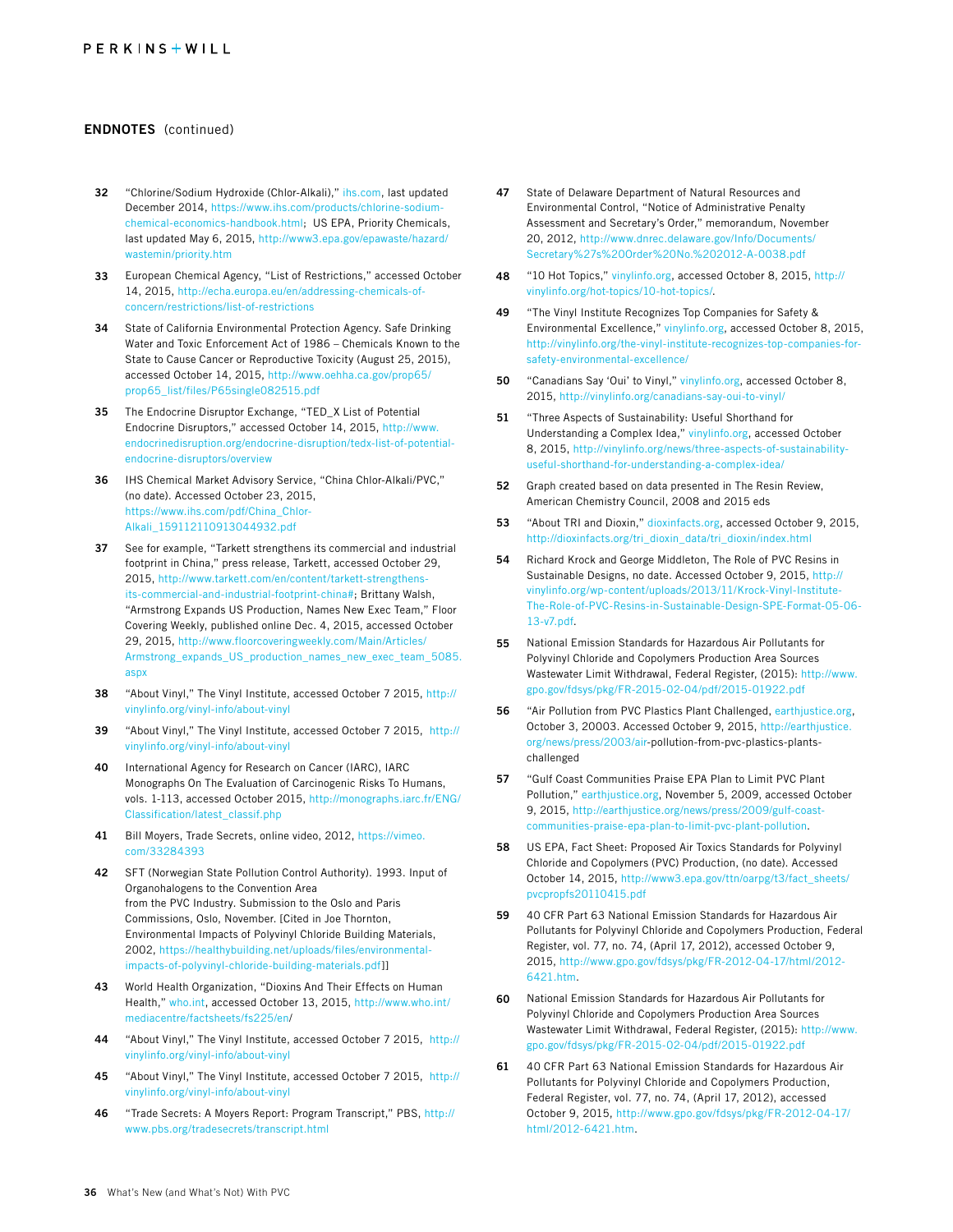## ENDNOTES (continued)

32 "Chlorine/Sodium Hydroxide (Chlor-Alkali)," ihs.com, last updated December 2014, https://www.ihs.com/products/chlorine-sodium-chemical-economics-handbook.html; US EPA, Priority Chemicals, last updated May 6, 2015, http://www3.epa.gov/epawaste/hazard/wastemin/priority.htm

33 European Chemical Agency, "List of Restrictions," accessed October 14, 2015, http://echa.europa.eu/en/addressing-chemicals-of-concern/restrictions/list-of-restrictions

34 State of California Environmental Protection Agency. Safe Drinking Water and Toxic Enforcement Act of 1986 – Chemicals Known to the State to Cause Cancer or Reproductive Toxicity (August 25, 2015), accessed October 14, 2015, http://www.oehha.ca.gov/prop65/prop65_list/files/P65single082515.pdf

35 The Endocrine Disruptor Exchange, "TED_X List of Potential Endocrine Disruptors," accessed October 14, 2015, http://www.endocrinedisruption.org/endocrine-disruption/tedx-list-of-potential-endocrine-disruptors/overview

36 IHS Chemical Market Advisory Service, "China Chlor-Alkali/PVC," (no date). Accessed October 23, 2015, https://www.ihs.com/pdf/China_Chlor-Alkali_159112110913044932.pdf

37 See for example, "Tarkett strengthens its commercial and industrial footprint in China," press release, Tarkett, accessed October 29, 2015, http://www.tarkett.com/en/content/tarkett-strengthens-its-commercial-and-industrial-footprint-china#; Brittany Walsh, "Armstrong Expands US Production, Names New Exec Team," Floor Covering Weekly, published online Dec. 4, 2015, accessed October 29, 2015, http://www.floorcoveringweekly.com/Main/Articles/Armstrong_expands_US_production_names_new_exec_team_5085.aspx

38 "About Vinyl," The Vinyl Institute, accessed October 7 2015, http://vinylinfo.org/vinyl-info/about-vinyl

39 "About Vinyl," The Vinyl Institute, accessed October 7 2015, http://vinylinfo.org/vinyl-info/about-vinyl

40 International Agency for Research on Cancer (IARC), IARC Monographs On The Evaluation of Carcinogenic Risks To Humans, vols. 1-113, accessed October 2015, http://monographs.iarc.fr/ENG/Classification/latest_classif.php

41 Bill Moyers, Trade Secrets, online video, 2012, https://vimeo.com/33284393

42 SFT (Norwegian State Pollution Control Authority). 1993. Input of Organohalogens to the Convention Area from the PVC Industry. Submission to the Oslo and Paris Commissions, Oslo, November. [Cited in Joe Thornton, Environmental Impacts of Polyvinyl Chloride Building Materials, 2002, https://healthybuilding.net/uploads/files/environmental-impacts-of-polyvinyl-chloride-building-materials.pdf]]

43 World Health Organization, "Dioxins And Their Effects on Human Health," who.int, accessed October 13, 2015, http://www.who.int/mediacentre/factsheets/fs225/en/

44 "About Vinyl," The Vinyl Institute, accessed October 7 2015, http://vinylinfo.org/vinyl-info/about-vinyl

45 "About Vinyl," The Vinyl Institute, accessed October 7 2015, http://vinylinfo.org/vinyl-info/about-vinyl

46 "Trade Secrets: A Moyers Report: Program Transcript," PBS, http://www.pbs.org/tradesecrets/transcript.html

47 State of Delaware Department of Natural Resources and Environmental Control, "Notice of Administrative Penalty Assessment and Secretary's Order," memorandum, November 20, 2012, http://www.dnrec.delaware.gov/Info/Documents/Secretary%27s%20Order%20No.%202012-A-0038.pdf

48 "10 Hot Topics," vinylinfo.org, accessed October 8, 2015, http://vinylinfo.org/hot-topics/10-hot-topics/.

49 "The Vinyl Institute Recognizes Top Companies for Safety & Environmental Excellence," vinylinfo.org, accessed October 8, 2015, http://vinylinfo.org/the-vinyl-institute-recognizes-top-companies-for-safety-environmental-excellence/

50 "Canadians Say 'Oui' to Vinyl," vinylinfo.org, accessed October 8, 2015, http://vinylinfo.org/canadians-say-oui-to-vinyl/

51 "Three Aspects of Sustainability: Useful Shorthand for Understanding a Complex Idea," vinylinfo.org, accessed October 8, 2015, http://vinylinfo.org/news/three-aspects-of-sustainability-useful-shorthand-for-understanding-a-complex-idea/

52 Graph created based on data presented in The Resin Review, American Chemistry Council, 2008 and 2015 eds

53 "About TRI and Dioxin," dioxinfacts.org, accessed October 9, 2015, http://dioxinfacts.org/tri_dioxin_data/tri_dioxin/index.html

54 Richard Krock and George Middleton, The Role of PVC Resins in Sustainable Designs, no date. Accessed October 9, 2015, http://vinylinfo.org/wp-content/uploads/2013/11/Krock-Vinyl-Institute-The-Role-of-PVC-Resins-in-Sustainable-Design-SPE-Format-05-06-13-v7.pdf.

55 National Emission Standards for Hazardous Air Pollutants for Polyvinyl Chloride and Copolymers Production Area Sources Wastewater Limit Withdrawal, Federal Register, (2015): http://www.gpo.gov/fdsys/pkg/FR-2015-02-04/pdf/2015-01922.pdf

56 "Air Pollution from PVC Plastics Plant Challenged, earthjustice.org, October 3, 20003. Accessed October 9, 2015, http://earthjustice.org/news/press/2003/air-pollution-from-pvc-plastics-plants-challenged

57 "Gulf Coast Communities Praise EPA Plan to Limit PVC Plant Pollution," earthjustice.org, November 5, 2009, accessed October 9, 2015, http://earthjustice.org/news/press/2009/gulf-coast-communities-praise-epa-plan-to-limit-pvc-plant-pollution.

58 US EPA, Fact Sheet: Proposed Air Toxics Standards for Polyvinyl Chloride and Copolymers (PVC) Production, (no date). Accessed October 14, 2015, http://www3.epa.gov/ttn/oarpg/t3/fact_sheets/pvcpropfs20110415.pdf

59 40 CFR Part 63 National Emission Standards for Hazardous Air Pollutants for Polyvinyl Chloride and Copolymers Production, Federal Register, vol. 77, no. 74, (April 17, 2012), accessed October 9, 2015, http://www.gpo.gov/fdsys/pkg/FR-2012-04-17/html/2012-6421.htm.

60 National Emission Standards for Hazardous Air Pollutants for Polyvinyl Chloride and Copolymers Production Area Sources Wastewater Limit Withdrawal, Federal Register, (2015): http://www.gpo.gov/fdsys/pkg/FR-2015-02-04/pdf/2015-01922.pdf

61 40 CFR Part 63 National Emission Standards for Hazardous Air Pollutants for Polyvinyl Chloride and Copolymers Production, Federal Register, vol. 77, no. 74, (April 17, 2012), accessed October 9, 2015, http://www.gpo.gov/fdsys/pkg/FR-2012-04-17/html/2012-6421.htm.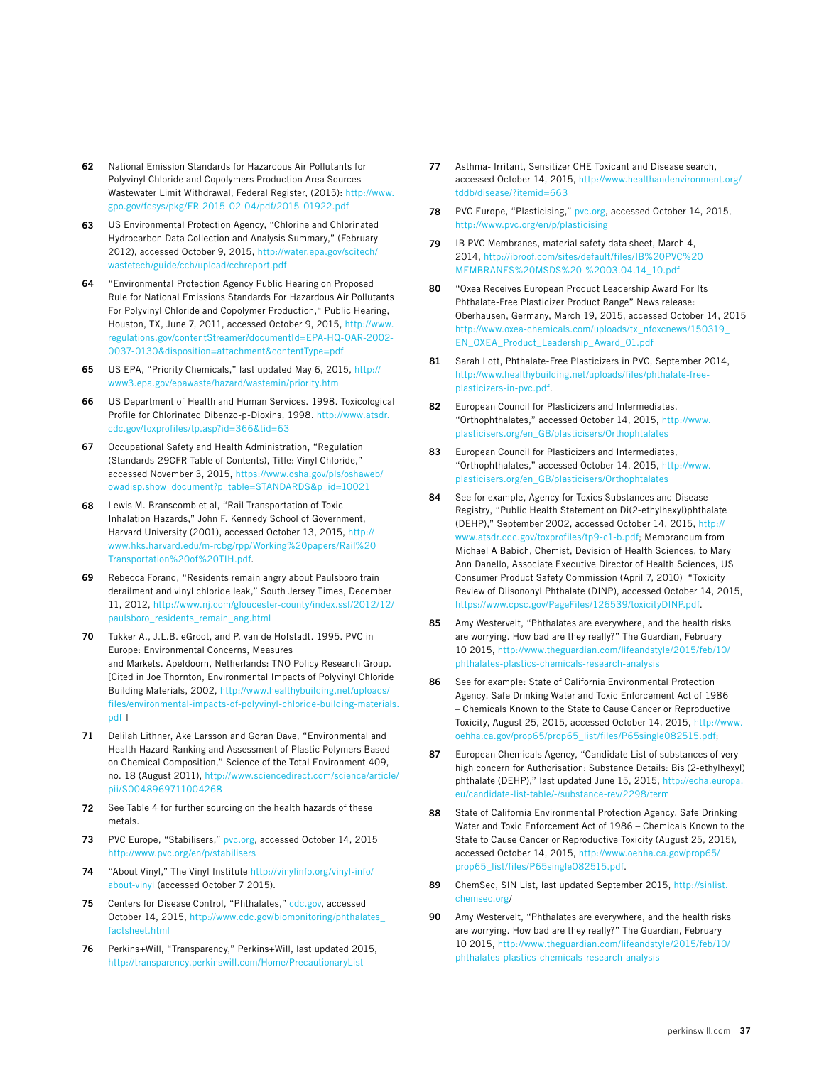**62** National Emission Standards for Hazardous Air Pollutants for Polyvinyl Chloride and Copolymers Production Area Sources Wastewater Limit Withdrawal, Federal Register, (2015): http://www.gpo.gov/fdsys/pkg/FR-2015-02-04/pdf/2015-01922.pdf

**63** US Environmental Protection Agency, "Chlorine and Chlorinated Hydrocarbon Data Collection and Analysis Summary," (February 2012), accessed October 9, 2015, http://water.epa.gov/scitech/wastetech/guide/cch/upload/cchreport.pdf

**64** "Environmental Protection Agency Public Hearing on Proposed Rule for National Emissions Standards For Hazardous Air Pollutants For Polyvinyl Chloride and Copolymer Production," Public Hearing, Houston, TX, June 7, 2011, accessed October 9, 2015, http://www.regulations.gov/contentStreamer?documentId=EPA-HQ-OAR-2002-0037-0130&disposition=attachment&contentType=pdf

**65** US EPA, "Priority Chemicals," last updated May 6, 2015, http://www3.epa.gov/epawaste/hazard/wastemin/priority.htm

**66** US Department of Health and Human Services. 1998. Toxicological Profile for Chlorinated Dibenzo-p-Dioxins, 1998. http://www.atsdr.cdc.gov/toxprofiles/tp.asp?id=366&tid=63

**67** Occupational Safety and Health Administration, "Regulation (Standards-29CFR Table of Contents), Title: Vinyl Chloride," accessed November 3, 2015, https://www.osha.gov/pls/oshaweb/owadisp.show_document?p_table=STANDARDS&p_id=10021

**68** Lewis M. Branscomb et al, "Rail Transportation of Toxic Inhalation Hazards," John F. Kennedy School of Government, Harvard University (2001), accessed October 13, 2015, http://www.hks.harvard.edu/m-rcbg/rpp/Working%20papers/Rail%20Transportation%20of%20TIH.pdf.

**69** Rebecca Forand, "Residents remain angry about Paulsboro train derailment and vinyl chloride leak," South Jersey Times, December 11, 2012, http://www.nj.com/gloucester-county/index.ssf/2012/12/paulsboro_residents_remain_ang.html

**70** Tukker A., J.L.B. eGroot, and P. van de Hofstadt. 1995. PVC in Europe: Environmental Concerns, Measures and Markets. Apeldoorn, Netherlands: TNO Policy Research Group. [Cited in Joe Thornton, Environmental Impacts of Polyvinyl Chloride Building Materials, 2002, http://www.healthybuilding.net/uploads/files/environmental-impacts-of-polyvinyl-chloride-building-materials.pdf ]

**71** Delilah Lithner, Ake Larsson and Goran Dave, "Environmental and Health Hazard Ranking and Assessment of Plastic Polymers Based on Chemical Composition," Science of the Total Environment 409, no. 18 (August 2011), http://www.sciencedirect.com/science/article/pii/S0048969711004268

**72** See Table 4 for further sourcing on the health hazards of these metals.

**73** PVC Europe, "Stabilisers," pvc.org, accessed October 14, 2015 http://www.pvc.org/en/p/stabilisers

**74** "About Vinyl," The Vinyl Institute http://vinylinfo.org/vinyl-info/about-vinyl (accessed October 7 2015).

**75** Centers for Disease Control, "Phthalates," cdc.gov, accessed October 14, 2015, http://www.cdc.gov/biomonitoring/phthalates_factsheet.html

**76** Perkins+Will, "Transparency," Perkins+Will, last updated 2015, http://transparency.perkinswill.com/Home/PrecautionaryList

**77** Asthma- Irritant, Sensitizer CHE Toxicant and Disease search, accessed October 14, 2015, http://www.healthandenvironment.org/tddb/disease/?itemid=663

**78** PVC Europe, "Plasticising," pvc.org, accessed October 14, 2015, http://www.pvc.org/en/p/plasticising

**79** IB PVC Membranes, material safety data sheet, March 4, 2014, http://ibroof.com/sites/default/files/IB%20PVC%20MEMBRANES%20MSDS%20-%2003.04.14_10.pdf

**80** "Oxea Receives European Product Leadership Award For Its Phthalate-Free Plasticizer Product Range" News release: Oberhausen, Germany, March 19, 2015, accessed October 14, 2015 http://www.oxea-chemicals.com/uploads/tx_nfoxcnews/150319_EN_OXEA_Product_Leadership_Award_01.pdf

**81** Sarah Lott, Phthalate-Free Plasticizers in PVC, September 2014, http://www.healthybuilding.net/uploads/files/phthalate-free-plasticizers-in-pvc.pdf.

**82** European Council for Plasticizers and Intermediates, "Orthophthalates," accessed October 14, 2015, http://www.plasticisers.org/en_GB/plasticisers/Orthophtalates

**83** European Council for Plasticizers and Intermediates, "Orthophthalates," accessed October 14, 2015, http://www.plasticisers.org/en_GB/plasticisers/Orthophtalates

**84** See for example, Agency for Toxics Substances and Disease Registry, "Public Health Statement on Di(2-ethylhexyl)phthalate (DEHP)," September 2002, accessed October 14, 2015, http://www.atsdr.cdc.gov/toxprofiles/tp9-c1-b.pdf; Memorandum from Michael A Babich, Chemist, Devision of Health Sciences, to Mary Ann Danello, Associate Executive Director of Health Sciences, US Consumer Product Safety Commission (April 7, 2010) "Toxicity Review of Diisononyl Phthalate (DINP), accessed October 14, 2015, https://www.cpsc.gov/PageFiles/126539/toxicityDINP.pdf.

**85** Amy Westervelt, "Phthalates are everywhere, and the health risks are worrying. How bad are they really?" The Guardian, February 10 2015, http://www.theguardian.com/lifeandstyle/2015/feb/10/phthalates-plastics-chemicals-research-analysis

**86** See for example: State of California Environmental Protection Agency. Safe Drinking Water and Toxic Enforcement Act of 1986 – Chemicals Known to the State to Cause Cancer or Reproductive Toxicity, August 25, 2015, accessed October 14, 2015, http://www.oehha.ca.gov/prop65/prop65_list/files/P65single082515.pdf;

**87** European Chemicals Agency, "Candidate List of substances of very high concern for Authorisation: Substance Details: Bis (2-ethylhexyl) phthalate (DEHP)," last updated June 15, 2015, http://echa.europa.eu/candidate-list-table/-/substance-rev/2298/term

**88** State of California Environmental Protection Agency. Safe Drinking Water and Toxic Enforcement Act of 1986 – Chemicals Known to the State to Cause Cancer or Reproductive Toxicity (August 25, 2015), accessed October 14, 2015, http://www.oehha.ca.gov/prop65/prop65_list/files/P65single082515.pdf.

**89** ChemSec, SIN List, last updated September 2015, http://sinlist.chemsec.org/

**90** Amy Westervelt, "Phthalates are everywhere, and the health risks are worrying. How bad are they really?" The Guardian, February 10 2015, http://www.theguardian.com/lifeandstyle/2015/feb/10/phthalates-plastics-chemicals-research-analysis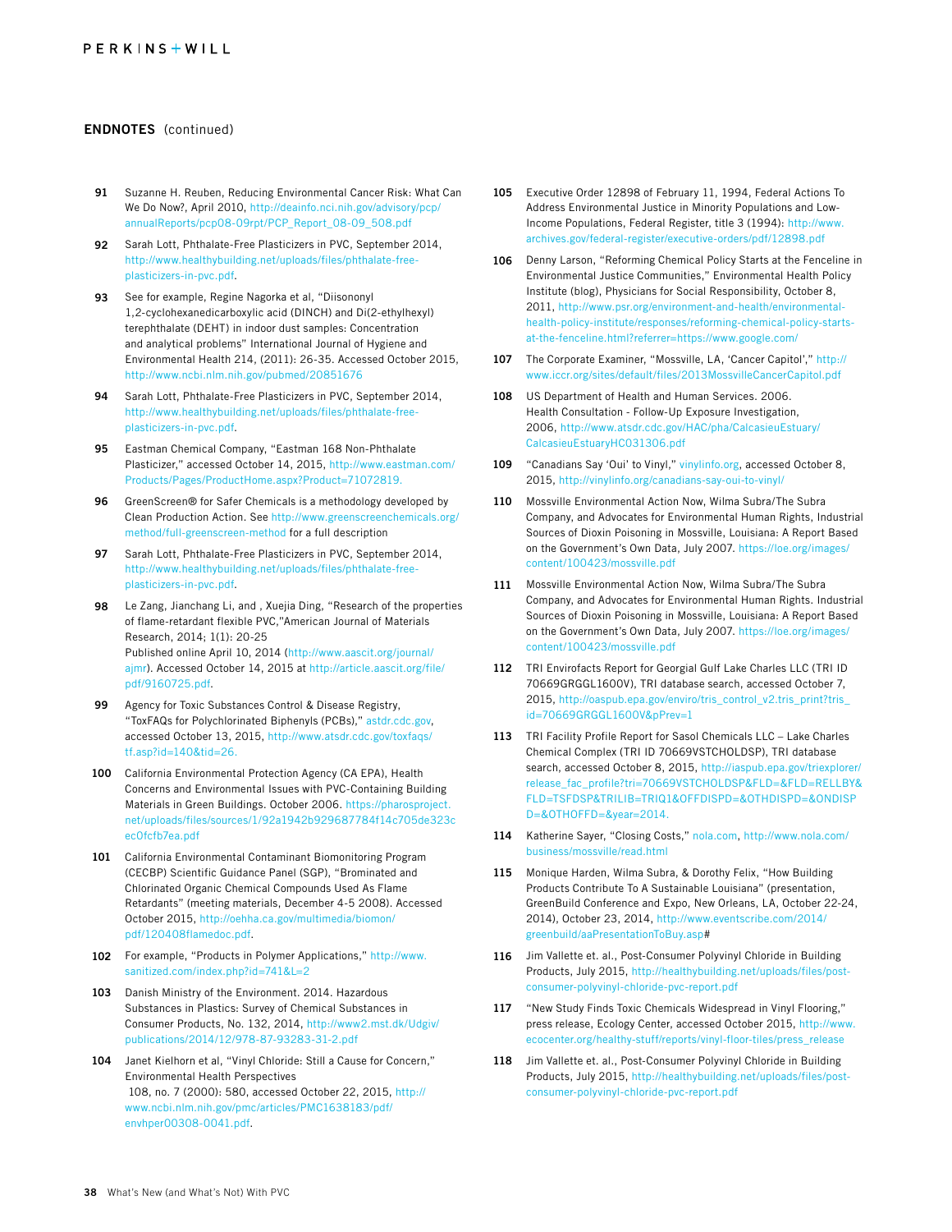## ENDNOTES (continued)

**91** Suzanne H. Reuben, Reducing Environmental Cancer Risk: What Can We Do Now?, April 2010, http://deainfo.nci.nih.gov/advisory/pcp/annualReports/pcp08-09rpt/PCP_Report_08-09_508.pdf

**92** Sarah Lott, Phthalate-Free Plasticizers in PVC, September 2014, http://www.healthybuilding.net/uploads/files/phthalate-free-plasticizers-in-pvc.pdf.

**93** See for example, Regine Nagorka et al, "Diisononyl 1,2-cyclohexanedicarboxylic acid (DINCH) and Di(2-ethylhexyl) terephthalate (DEHT) in indoor dust samples: Concentration and analytical problems" International Journal of Hygiene and Environmental Health 214, (2011): 26-35. Accessed October 2015, http://www.ncbi.nlm.nih.gov/pubmed/20851676

**94** Sarah Lott, Phthalate-Free Plasticizers in PVC, September 2014, http://www.healthybuilding.net/uploads/files/phthalate-free-plasticizers-in-pvc.pdf.

**95** Eastman Chemical Company, "Eastman 168 Non-Phthalate Plasticizer," accessed October 14, 2015, http://www.eastman.com/Products/Pages/ProductHome.aspx?Product=71072819.

**96** GreenScreen® for Safer Chemicals is a methodology developed by Clean Production Action. See http://www.greenscreenchemicals.org/method/full-greenscreen-method for a full description

**97** Sarah Lott, Phthalate-Free Plasticizers in PVC, September 2014, http://www.healthybuilding.net/uploads/files/phthalate-free-plasticizers-in-pvc.pdf.

**98** Le Zang, Jianchang Li, and , Xuejia Ding, "Research of the properties of flame-retardant flexible PVC,"American Journal of Materials Research, 2014; 1(1): 20-25
Published online April 10, 2014 (http://www.aascit.org/journal/ajmr). Accessed October 14, 2015 at http://article.aascit.org/file/pdf/9160725.pdf.

**99** Agency for Toxic Substances Control & Disease Registry, "ToxFAQs for Polychlorinated Biphenyls (PCBs)," astdr.cdc.gov, accessed October 13, 2015, http://www.atsdr.cdc.gov/toxfaqs/tf.asp?id=140&tid=26.

**100** California Environmental Protection Agency (CA EPA), Health Concerns and Environmental Issues with PVC-Containing Building Materials in Green Buildings. October 2006. https://pharosproject.net/uploads/files/sources/1/92a1942b929687784f14c705de323cec0fcfb7ea.pdf

**101** California Environmental Contaminant Biomonitoring Program (CECBP) Scientific Guidance Panel (SGP), "Brominated and Chlorinated Organic Chemical Compounds Used As Flame Retardants" (meeting materials, December 4-5 2008). Accessed October 2015, http://oehha.ca.gov/multimedia/biomon/pdf/120408flamedoc.pdf.

**102** For example, "Products in Polymer Applications," http://www.sanitized.com/index.php?id=741&L=2

**103** Danish Ministry of the Environment. 2014. Hazardous Substances in Plastics: Survey of Chemical Substances in Consumer Products, No. 132, 2014, http://www2.mst.dk/Udgiv/publications/2014/12/978-87-93283-31-2.pdf

**104** Janet Kielhorn et al, "Vinyl Chloride: Still a Cause for Concern," Environmental Health Perspectives
108, no. 7 (2000): 580, accessed October 22, 2015, http://www.ncbi.nlm.nih.gov/pmc/articles/PMC1638183/pdf/envhper00308-0041.pdf.

**105** Executive Order 12898 of February 11, 1994, Federal Actions To Address Environmental Justice in Minority Populations and Low-Income Populations, Federal Register, title 3 (1994): http://www.archives.gov/federal-register/executive-orders/pdf/12898.pdf

**106** Denny Larson, "Reforming Chemical Policy Starts at the Fenceline in Environmental Justice Communities," Environmental Health Policy Institute (blog), Physicians for Social Responsibility, October 8, 2011, http://www.psr.org/environment-and-health/environmental-health-policy-institute/responses/reforming-chemical-policy-starts-at-the-fenceline.html?referrer=https://www.google.com/

**107** The Corporate Examiner, "Mossville, LA, 'Cancer Capitol'," http://www.iccr.org/sites/default/files/2013MossvilleCancerCapitol.pdf

**108** US Department of Health and Human Services. 2006. Health Consultation - Follow-Up Exposure Investigation, 2006, http://www.atsdr.cdc.gov/HAC/pha/CalcasieuEstuary/CalcasieuEstuaryHC031306.pdf

**109** "Canadians Say 'Oui' to Vinyl," vinylinfo.org, accessed October 8, 2015, http://vinylinfo.org/canadians-say-oui-to-vinyl/

**110** Mossville Environmental Action Now, Wilma Subra/The Subra Company, and Advocates for Environmental Human Rights, Industrial Sources of Dioxin Poisoning in Mossville, Louisiana: A Report Based on the Government's Own Data, July 2007. https://loe.org/images/content/100423/mossville.pdf

**111** Mossville Environmental Action Now, Wilma Subra/The Subra Company, and Advocates for Environmental Human Rights. Industrial Sources of Dioxin Poisoning in Mossville, Louisiana: A Report Based on the Government's Own Data, July 2007. https://loe.org/images/content/100423/mossville.pdf

**112** TRI Envirofacts Report for Georgial Gulf Lake Charles LLC (TRI ID 70669GRGGL1600V), TRI database search, accessed October 7, 2015, http://oaspub.epa.gov/enviro/tris_control_v2.tris_print?tris_id=70669GRGGL1600V&pPrev=1

**113** TRI Facility Profile Report for Sasol Chemicals LLC – Lake Charles Chemical Complex (TRI ID 70669VSTCHOLDSP), TRI database search, accessed October 8, 2015, http://iaspub.epa.gov/triexplorer/release_fac_profile?tri=70669VSTCHOLDSP&FLD=&FLD=RELLBY&FLD=TSFDSP&TRILIB=TRIQ1&OFFDISPD=&OTHDISPD=&ONDISPD=&OTHOFFD=&year=2014.

**114** Katherine Sayer, "Closing Costs," nola.com, http://www.nola.com/business/mossville/read.html

**115** Monique Harden, Wilma Subra, & Dorothy Felix, "How Building Products Contribute To A Sustainable Louisiana" (presentation, GreenBuild Conference and Expo, New Orleans, LA, October 22-24, 2014), October 23, 2014, http://www.eventscribe.com/2014/greenbuild/aaPresentationToBuy.asp#

**116** Jim Vallette et. al., Post-Consumer Polyvinyl Chloride in Building Products, July 2015, http://healthybuilding.net/uploads/files/post-consumer-polyvinyl-chloride-pvc-report.pdf

**117** "New Study Finds Toxic Chemicals Widespread in Vinyl Flooring," press release, Ecology Center, accessed October 2015, http://www.ecocenter.org/healthy-stuff/reports/vinyl-floor-tiles/press_release

**118** Jim Vallette et. al., Post-Consumer Polyvinyl Chloride in Building Products, July 2015, http://healthybuilding.net/uploads/files/post-consumer-polyvinyl-chloride-pvc-report.pdf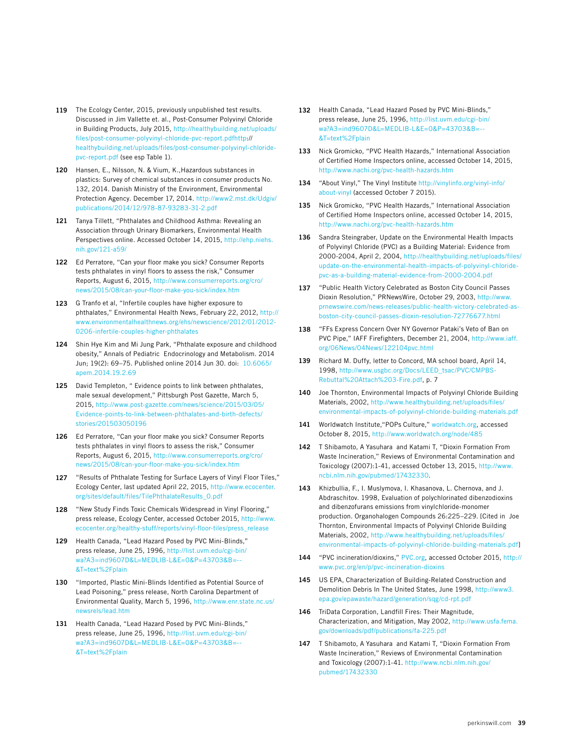**119** The Ecology Center, 2015, previously unpublished test results. Discussed in Jim Vallette et. al., Post-Consumer Polyvinyl Chloride in Building Products, July 2015, http://healthybuilding.net/uploads/files/post-consumer-polyvinyl-chloride-pvc-report.pdfhttp://healthybuilding.net/uploads/files/post-consumer-polyvinyl-chloride-pvc-report.pdf (see esp Table 1).

**120** Hansen, E., Nilsson, N. & Vium, K.,Hazardous substances in plastics: Survey of chemical substances in consumer products No. 132, 2014. Danish Ministry of the Environment, Environmental Protection Agency. December 17, 2014. http://www2.mst.dk/Udgiv/publications/2014/12/978-87-93283-31-2.pdf

**121** Tanya Tillett, "Phthalates and Childhood Asthma: Revealing an Association through Urinary Biomarkers, Environmental Health Perspectives online. Accessed October 14, 2015, http://ehp.niehs.nih.gov/121-a59/

**122** Ed Perratore, "Can your floor make you sick? Consumer Reports tests phthalates in vinyl floors to assess the risk," Consumer Reports, August 6, 2015, http://www.consumerreports.org/cro/news/2015/08/can-your-floor-make-you-sick/index.htm

**123** G Tranfo et al, "Infertile couples have higher exposure to phthalates," Environmental Health News, February 22, 2012, http://www.environmentalhealthnews.org/ehs/newscience/2012/01/2012-0206-infertile-couples-higher-phthalates

**124** Shin Hye Kim and Mi Jung Park, "Phthalate exposure and childhood obesity," Annals of Pediatric Endocrinology and Metabolism. 2014 Jun; 19(2): 69–75. Published online 2014 Jun 30. doi: 10.6065/apem.2014.19.2.69

**125** David Templeton, " Evidence points to link between phthalates, male sexual development," Pittsburgh Post Gazette, March 5, 2015, http://www.post-gazette.com/news/science/2015/03/05/Evidence-points-to-link-between-phthalates-and-birth-defects/stories/201503050196

**126** Ed Perratore, "Can your floor make you sick? Consumer Reports tests phthalates in vinyl floors to assess the risk," Consumer Reports, August 6, 2015, http://www.consumerreports.org/cro/news/2015/08/can-your-floor-make-you-sick/index.htm

**127** "Results of Phthalate Testing for Surface Layers of Vinyl Floor Tiles," Ecology Center, last updated April 22, 2015, http://www.ecocenter.org/sites/default/files/TilePhthalateResults_0.pdf

**128** "New Study Finds Toxic Chemicals Widespread in Vinyl Flooring," press release, Ecology Center, accessed October 2015, http://www.ecocenter.org/healthy-stuff/reports/vinyl-floor-tiles/press_release

**129** Health Canada, "Lead Hazard Posed by PVC Mini-Blinds," press release, June 25, 1996, http://list.uvm.edu/cgi-bin/wa?A3=ind9607D&L=MEDLIB-L&E=0&P=43703&B=--&T=text%2Fplain

**130** "Imported, Plastic Mini-Blinds Identified as Potential Source of Lead Poisoning," press release, North Carolina Department of Environmental Quality, March 5, 1996, http://www.enr.state.nc.us/newsrels/lead.htm

**131** Health Canada, "Lead Hazard Posed by PVC Mini-Blinds," press release, June 25, 1996, http://list.uvm.edu/cgi-bin/wa?A3=ind9607D&L=MEDLIB-L&E=0&P=43703&B=--&T=text%2Fplain

**132** Health Canada, "Lead Hazard Posed by PVC Mini-Blinds," press release, June 25, 1996, http://list.uvm.edu/cgi-bin/wa?A3=ind9607D&L=MEDLIB-L&E=0&P=43703&B=--&T=text%2Fplain

**133** Nick Gromicko, "PVC Health Hazards," International Association of Certified Home Inspectors online, accessed October 14, 2015, http://www.nachi.org/pvc-health-hazards.htm

**134** "About Vinyl," The Vinyl Institute http://vinylinfo.org/vinyl-info/about-vinyl (accessed October 7 2015).

**135** Nick Gromicko, "PVC Health Hazards," International Association of Certified Home Inspectors online, accessed October 14, 2015, http://www.nachi.org/pvc-health-hazards.htm

**136** Sandra Steingraber, Update on the Environmental Health Impacts of Polyvinyl Chloride (PVC) as a Building Material: Evidence from 2000-2004, April 2, 2004, http://healthybuilding.net/uploads/files/update-on-the-environmental-health-impacts-of-polyvinyl-chloride-pvc-as-a-building-material-evidence-from-2000-2004.pdf

**137** "Public Health Victory Celebrated as Boston City Council Passes Dioxin Resolution," PRNewsWire, October 29, 2003, http://www.prnewswire.com/news-releases/public-health-victory-celebrated-as-boston-city-council-passes-dioxin-resolution-72776677.html

**138** "FFs Express Concern Over NY Governor Pataki's Veto of Ban on PVC Pipe," IAFF Firefighters, December 21, 2004, http://www.iaff.org/06News/04News/122104pvc.html

**139** Richard M. Duffy, letter to Concord, MA school board, April 14, 1998, http://www.usgbc.org/Docs/LEED_tsac/PVC/CMPBS-Rebuttal%20Attach%203-Fire.pdf, p. 7

**140** Joe Thornton, Environmental Impacts of Polyvinyl Chloride Building Materials, 2002, http://www.healthybuilding.net/uploads/files/environmental-impacts-of-polyvinyl-chloride-building-materials.pdf

**141** Worldwatch Institute,"POPs Culture," worldwatch.org, accessed October 8, 2015, http://www.worldwatch.org/node/485

**142** T Shibamoto, A Yasuhara and Katami T, "Dioxin Formation From Waste Incineration," Reviews of Environmental Contamination and Toxicology (2007):1-41, accessed October 13, 2015, http://www.ncbi.nlm.nih.gov/pubmed/17432330.

**143** Khizbullia, F., I. Muslymova, I. Khasanova, L. Chernova, and J. Abdraschitov. 1998, Evaluation of polychlorinated dibenzodioxins and dibenzofurans emissions from vinylchloride-monomer production. Organohalogen Compounds 26:225–229. [Cited in Joe Thornton, Environmental Impacts of Polyvinyl Chloride Building Materials, 2002, http://www.healthybuilding.net/uploads/files/environmental-impacts-of-polyvinyl-chloride-building-materials.pdf]

**144** "PVC incineration/dioxins," PVC.org, accessed October 2015, http://www.pvc.org/en/p/pvc-incineration-dioxins

**145** US EPA, Characterization of Building-Related Construction and Demolition Debris In The United States, June 1998, http://www3.epa.gov/epawaste/hazard/generation/sqg/cd-rpt.pdf

**146** TriData Corporation, Landfill Fires: Their Magnitude, Characterization, and Mitigation, May 2002, http://www.usfa.fema.gov/downloads/pdf/publications/fa-225.pdf

**147** T Shibamoto, A Yasuhara and Katami T, "Dioxin Formation From Waste Incineration," Reviews of Environmental Contamination and Toxicology (2007):1-41. http://www.ncbi.nlm.nih.gov/pubmed/17432330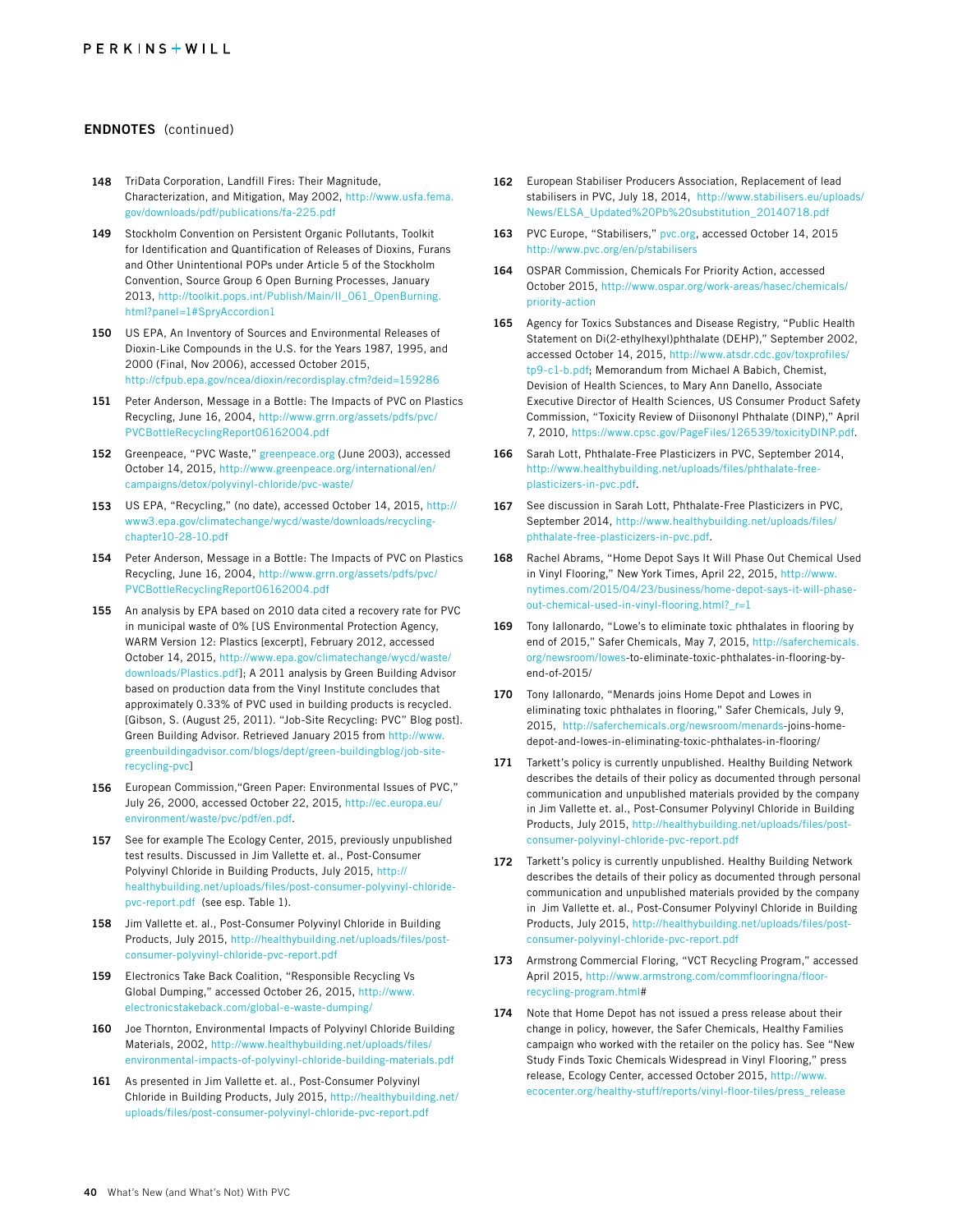## ENDNOTES (continued)

**148** TriData Corporation, Landfill Fires: Their Magnitude, Characterization, and Mitigation, May 2002, http://www.usfa.fema.gov/downloads/pdf/publications/fa-225.pdf

**149** Stockholm Convention on Persistent Organic Pollutants, Toolkit for Identification and Quantification of Releases of Dioxins, Furans and Other Unintentional POPs under Article 5 of the Stockholm Convention, Source Group 6 Open Burning Processes, January 2013, http://toolkit.pops.int/Publish/Main/II_061_OpenBurning.html?panel=1#SpryAccordion1

**150** US EPA, An Inventory of Sources and Environmental Releases of Dioxin-Like Compounds in the U.S. for the Years 1987, 1995, and 2000 (Final, Nov 2006), accessed October 2015, http://cfpub.epa.gov/ncea/dioxin/recordisplay.cfm?deid=159286

**151** Peter Anderson, Message in a Bottle: The Impacts of PVC on Plastics Recycling, June 16, 2004, http://www.grrn.org/assets/pdfs/pvc/PVCBottleRecyclingReport06162004.pdf

**152** Greenpeace, "PVC Waste," greenpeace.org (June 2003), accessed October 14, 2015, http://www.greenpeace.org/international/en/campaigns/detox/polyvinyl-chloride/pvc-waste/

**153** US EPA, "Recycling," (no date), accessed October 14, 2015, http://www3.epa.gov/climatechange/wycd/waste/downloads/recycling-chapter10-28-10.pdf

**154** Peter Anderson, Message in a Bottle: The Impacts of PVC on Plastics Recycling, June 16, 2004, http://www.grrn.org/assets/pdfs/pvc/PVCBottleRecyclingReport06162004.pdf

**155** An analysis by EPA based on 2010 data cited a recovery rate for PVC in municipal waste of 0% [US Environmental Protection Agency, WARM Version 12: Plastics [excerpt], February 2012, accessed October 14, 2015, http://www.epa.gov/climatechange/wycd/waste/downloads/Plastics.pdf]; A 2011 analysis by Green Building Advisor based on production data from the Vinyl Institute concludes that approximately 0.33% of PVC used in building products is recycled. [Gibson, S. (August 25, 2011). "Job-Site Recycling: PVC" Blog post]. Green Building Advisor. Retrieved January 2015 from http://www.greenbuildingadvisor.com/blogs/dept/green-buildingblog/job-site-recycling-pvc]

**156** European Commission,"Green Paper: Environmental Issues of PVC," July 26, 2000, accessed October 22, 2015, http://ec.europa.eu/environment/waste/pvc/pdf/en.pdf.

**157** See for example The Ecology Center, 2015, previously unpublished test results. Discussed in Jim Vallette et. al., Post-Consumer Polyvinyl Chloride in Building Products, July 2015, http://healthybuilding.net/uploads/files/post-consumer-polyvinyl-chloride-pvc-report.pdf (see esp. Table 1).

**158** Jim Vallette et. al., Post-Consumer Polyvinyl Chloride in Building Products, July 2015, http://healthybuilding.net/uploads/files/post-consumer-polyvinyl-chloride-pvc-report.pdf

**159** Electronics Take Back Coalition, "Responsible Recycling Vs Global Dumping," accessed October 26, 2015, http://www.electronicstakeback.com/global-e-waste-dumping/

**160** Joe Thornton, Environmental Impacts of Polyvinyl Chloride Building Materials, 2002, http://www.healthybuilding.net/uploads/files/environmental-impacts-of-polyvinyl-chloride-building-materials.pdf

**161** As presented in Jim Vallette et. al., Post-Consumer Polyvinyl Chloride in Building Products, July 2015, http://healthybuilding.net/uploads/files/post-consumer-polyvinyl-chloride-pvc-report.pdf

**162** European Stabiliser Producers Association, Replacement of lead stabilisers in PVC, July 18, 2014, http://www.stabilisers.eu/uploads/News/ELSA_Updated%20Pb%20substitution_20140718.pdf

**163** PVC Europe, "Stabilisers," pvc.org, accessed October 14, 2015 http://www.pvc.org/en/p/stabilisers

**164** OSPAR Commission, Chemicals For Priority Action, accessed October 2015, http://www.ospar.org/work-areas/hasec/chemicals/priority-action

**165** Agency for Toxics Substances and Disease Registry, "Public Health Statement on Di(2-ethylhexyl)phthalate (DEHP)," September 2002, accessed October 14, 2015, http://www.atsdr.cdc.gov/toxprofiles/tp9-c1-b.pdf; Memorandum from Michael A Babich, Chemist, Devision of Health Sciences, to Mary Ann Danello, Associate Executive Director of Health Sciences, US Consumer Product Safety Commission, "Toxicity Review of Diisononyl Phthalate (DINP)," April 7, 2010, https://www.cpsc.gov/PageFiles/126539/toxicityDINP.pdf.

**166** Sarah Lott, Phthalate-Free Plasticizers in PVC, September 2014, http://www.healthybuilding.net/uploads/files/phthalate-free-plasticizers-in-pvc.pdf.

**167** See discussion in Sarah Lott, Phthalate-Free Plasticizers in PVC, September 2014, http://www.healthybuilding.net/uploads/files/phthalate-free-plasticizers-in-pvc.pdf.

**168** Rachel Abrams, "Home Depot Says It Will Phase Out Chemical Used in Vinyl Flooring," New York Times, April 22, 2015, http://www.nytimes.com/2015/04/23/business/home-depot-says-it-will-phase-out-chemical-used-in-vinyl-flooring.html?_r=1

**169** Tony Iallonardo, "Lowe's to eliminate toxic phthalates in flooring by end of 2015," Safer Chemicals, May 7, 2015, http://saferchemicals.org/newsroom/lowes-to-eliminate-toxic-phthalates-in-flooring-by-end-of-2015/

**170** Tony Iallonardo, "Menards joins Home Depot and Lowes in eliminating toxic phthalates in flooring," Safer Chemicals, July 9, 2015, http://saferchemicals.org/newsroom/menards-joins-home-depot-and-lowes-in-eliminating-toxic-phthalates-in-flooring/

**171** Tarkett's policy is currently unpublished. Healthy Building Network describes the details of their policy as documented through personal communication and unpublished materials provided by the company in Jim Vallette et. al., Post-Consumer Polyvinyl Chloride in Building Products, July 2015, http://healthybuilding.net/uploads/files/post-consumer-polyvinyl-chloride-pvc-report.pdf

**172** Tarkett's policy is currently unpublished. Healthy Building Network describes the details of their policy as documented through personal communication and unpublished materials provided by the company in Jim Vallette et. al., Post-Consumer Polyvinyl Chloride in Building Products, July 2015, http://healthybuilding.net/uploads/files/post-consumer-polyvinyl-chloride-pvc-report.pdf

**173** Armstrong Commercial Floring, "VCT Recycling Program," accessed April 2015, http://www.armstrong.com/commflooringna/floor-recycling-program.html#

**174** Note that Home Depot has not issued a press release about their change in policy, however, the Safer Chemicals, Healthy Families campaign who worked with the retailer on the policy has. See "New Study Finds Toxic Chemicals Widespread in Vinyl Flooring," press release, Ecology Center, accessed October 2015, http://www.ecocenter.org/healthy-stuff/reports/vinyl-floor-tiles/press_release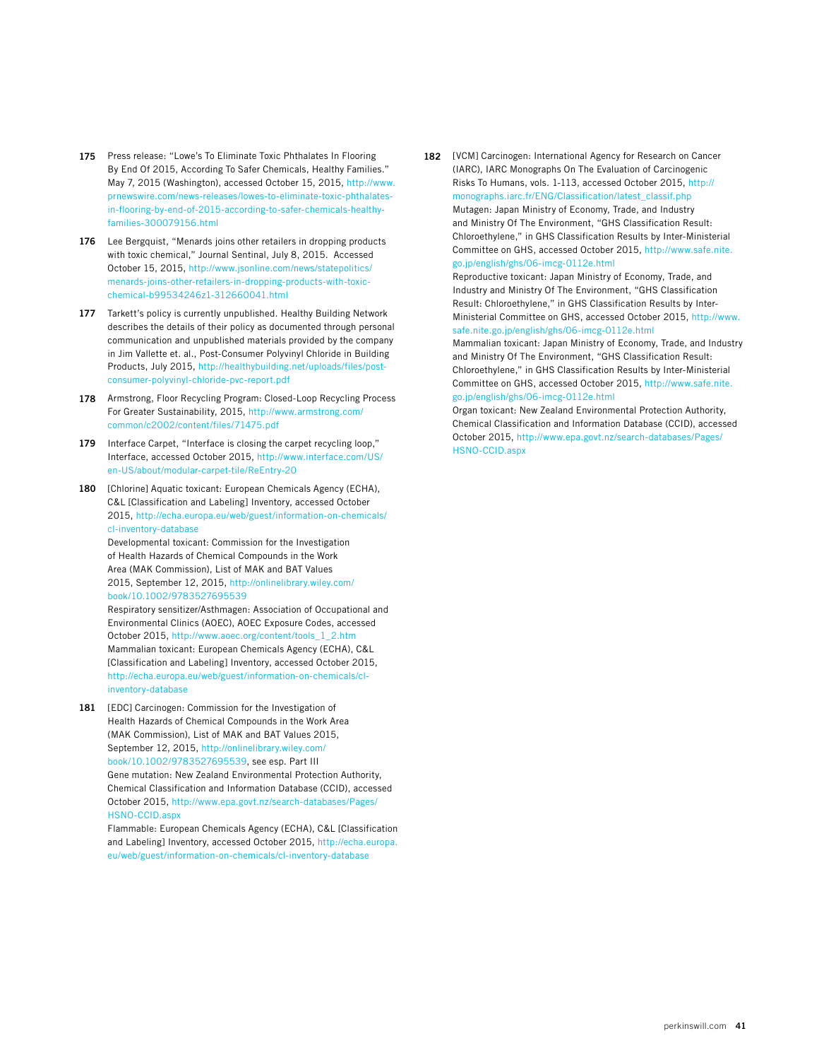**175** Press release: "Lowe's To Eliminate Toxic Phthalates In Flooring By End Of 2015, According To Safer Chemicals, Healthy Families." May 7, 2015 (Washington), accessed October 15, 2015, http://www.prnewswire.com/news-releases/lowes-to-eliminate-toxic-phthalates-in-flooring-by-end-of-2015-according-to-safer-chemicals-healthy-families-300079156.html

**176** Lee Bergquist, "Menards joins other retailers in dropping products with toxic chemical," Journal Sentinal, July 8, 2015. Accessed October 15, 2015, http://www.jsonline.com/news/statepolitics/menards-joins-other-retailers-in-dropping-products-with-toxic-chemical-b99534246z1-312660041.html

**177** Tarkett's policy is currently unpublished. Healthy Building Network describes the details of their policy as documented through personal communication and unpublished materials provided by the company in Jim Vallette et. al., Post-Consumer Polyvinyl Chloride in Building Products, July 2015, http://healthybuilding.net/uploads/files/post-consumer-polyvinyl-chloride-pvc-report.pdf

**178** Armstrong, Floor Recycling Program: Closed-Loop Recycling Process For Greater Sustainability, 2015, http://www.armstrong.com/common/c2002/content/files/71475.pdf

**179** Interface Carpet, "Interface is closing the carpet recycling loop," Interface, accessed October 2015, http://www.interface.com/US/en-US/about/modular-carpet-tile/ReEntry-20

**180** [Chlorine] Aquatic toxicant: European Chemicals Agency (ECHA), C&L [Classification and Labeling] Inventory, accessed October 2015, http://echa.europa.eu/web/guest/information-on-chemicals/cl-inventory-database
Developmental toxicant: Commission for the Investigation of Health Hazards of Chemical Compounds in the Work Area (MAK Commission), List of MAK and BAT Values 2015, September 12, 2015, http://onlinelibrary.wiley.com/book/10.1002/9783527695539
Respiratory sensitizer/Asthmagen: Association of Occupational and Environmental Clinics (AOEC), AOEC Exposure Codes, accessed October 2015, http://www.aoec.org/content/tools_1_2.htm
Mammalian toxicant: European Chemicals Agency (ECHA), C&L [Classification and Labeling] Inventory, accessed October 2015, http://echa.europa.eu/web/guest/information-on-chemicals/cl-inventory-database

**181** [EDC] Carcinogen: Commission for the Investigation of Health Hazards of Chemical Compounds in the Work Area (MAK Commission), List of MAK and BAT Values 2015, September 12, 2015, http://onlinelibrary.wiley.com/book/10.1002/9783527695539, see esp. Part III
Gene mutation: New Zealand Environmental Protection Authority, Chemical Classification and Information Database (CCID), accessed October 2015, http://www.epa.govt.nz/search-databases/Pages/HSNO-CCID.aspx
Flammable: European Chemicals Agency (ECHA), C&L [Classification and Labeling] Inventory, accessed October 2015, http://echa.europa.eu/web/guest/information-on-chemicals/cl-inventory-database

**182** [VCM] Carcinogen: International Agency for Research on Cancer (IARC), IARC Monographs On The Evaluation of Carcinogenic Risks To Humans, vols. 1-113, accessed October 2015, http://monographs.iarc.fr/ENG/Classification/latest_classif.php
Mutagen: Japan Ministry of Economy, Trade, and Industry and Ministry Of The Environment, "GHS Classification Result: Chloroethylene," in GHS Classification Results by Inter-Ministerial Committee on GHS, accessed October 2015, http://www.safe.nite.go.jp/english/ghs/06-imcg-0112e.html
Reproductive toxicant: Japan Ministry of Economy, Trade, and Industry and Ministry Of The Environment, "GHS Classification Result: Chloroethylene," in GHS Classification Results by Inter-Ministerial Committee on GHS, accessed October 2015, http://www.safe.nite.go.jp/english/ghs/06-imcg-0112e.html
Mammalian toxicant: Japan Ministry of Economy, Trade, and Industry and Ministry Of The Environment, "GHS Classification Result: Chloroethylene," in GHS Classification Results by Inter-Ministerial Committee on GHS, accessed October 2015, http://www.safe.nite.go.jp/english/ghs/06-imcg-0112e.html
Organ toxicant: New Zealand Environmental Protection Authority, Chemical Classification and Information Database (CCID), accessed October 2015, http://www.epa.govt.nz/search-databases/Pages/HSNO-CCID.aspx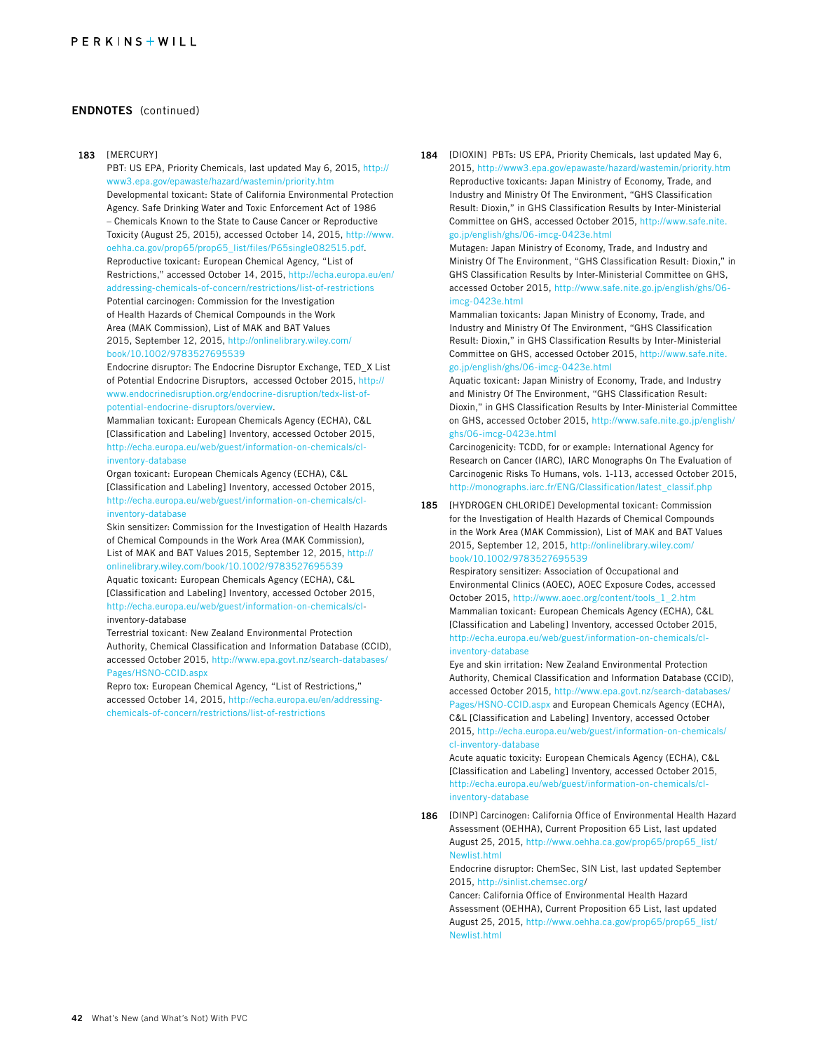## ENDNOTES (continued)

**183** [MERCURY]
PBT: US EPA, Priority Chemicals, last updated May 6, 2015, http://www3.epa.gov/epawaste/hazard/wastemin/priority.htm
Developmental toxicant: State of California Environmental Protection Agency. Safe Drinking Water and Toxic Enforcement Act of 1986 – Chemicals Known to the State to Cause Cancer or Reproductive Toxicity (August 25, 2015), accessed October 14, 2015, http://www.oehha.ca.gov/prop65/prop65_list/files/P65single082515.pdf.
Reproductive toxicant: European Chemical Agency, "List of Restrictions," accessed October 14, 2015, http://echa.europa.eu/en/addressing-chemicals-of-concern/restrictions/list-of-restrictions
Potential carcinogen: Commission for the Investigation of Health Hazards of Chemical Compounds in the Work Area (MAK Commission), List of MAK and BAT Values 2015, September 12, 2015, http://onlinelibrary.wiley.com/book/10.1002/9783527695539
Endocrine disruptor: The Endocrine Disruptor Exchange, TED_X List of Potential Endocrine Disruptors, accessed October 2015, http://www.endocrinedisruption.org/endocrine-disruption/tedx-list-of-potential-endocrine-disruptors/overview.
Mammalian toxicant: European Chemicals Agency (ECHA), C&L [Classification and Labeling] Inventory, accessed October 2015, http://echa.europa.eu/web/guest/information-on-chemicals/cl-inventory-database
Organ toxicant: European Chemicals Agency (ECHA), C&L [Classification and Labeling] Inventory, accessed October 2015, http://echa.europa.eu/web/guest/information-on-chemicals/cl-inventory-database
Skin sensitizer: Commission for the Investigation of Health Hazards of Chemical Compounds in the Work Area (MAK Commission), List of MAK and BAT Values 2015, September 12, 2015, http://onlinelibrary.wiley.com/book/10.1002/9783527695539
Aquatic toxicant: European Chemicals Agency (ECHA), C&L [Classification and Labeling] Inventory, accessed October 2015, http://echa.europa.eu/web/guest/information-on-chemicals/cl-inventory-database
Terrestrial toxicant: New Zealand Environmental Protection Authority, Chemical Classification and Information Database (CCID), accessed October 2015, http://www.epa.govt.nz/search-databases/Pages/HSNO-CCID.aspx
Repro tox: European Chemical Agency, "List of Restrictions," accessed October 14, 2015, http://echa.europa.eu/en/addressing-chemicals-of-concern/restrictions/list-of-restrictions

**184** [DIOXIN] PBTs: US EPA, Priority Chemicals, last updated May 6, 2015, http://www3.epa.gov/epawaste/hazard/wastemin/priority.htm
Reproductive toxicants: Japan Ministry of Economy, Trade, and Industry and Ministry Of The Environment, "GHS Classification Result: Dioxin," in GHS Classification Results by Inter-Ministerial Committee on GHS, accessed October 2015, http://www.safe.nite.go.jp/english/ghs/06-imcg-0423e.html
Mutagen: Japan Ministry of Economy, Trade, and Industry and Ministry Of The Environment, "GHS Classification Result: Dioxin," in GHS Classification Results by Inter-Ministerial Committee on GHS, accessed October 2015, http://www.safe.nite.go.jp/english/ghs/06-imcg-0423e.html
Mammalian toxicants: Japan Ministry of Economy, Trade, and Industry and Ministry Of The Environment, "GHS Classification Result: Dioxin," in GHS Classification Results by Inter-Ministerial Committee on GHS, accessed October 2015, http://www.safe.nite.go.jp/english/ghs/06-imcg-0423e.html
Aquatic toxicant: Japan Ministry of Economy, Trade, and Industry and Ministry Of The Environment, "GHS Classification Result: Dioxin," in GHS Classification Results by Inter-Ministerial Committee on GHS, accessed October 2015, http://www.safe.nite.go.jp/english/ghs/06-imcg-0423e.html
Carcinogenicity: TCDD, for or example: International Agency for Research on Cancer (IARC), IARC Monographs On The Evaluation of Carcinogenic Risks To Humans, vols. 1-113, accessed October 2015, http://monographs.iarc.fr/ENG/Classification/latest_classif.php

**185** [HYDROGEN CHLORIDE] Developmental toxicant: Commission for the Investigation of Health Hazards of Chemical Compounds in the Work Area (MAK Commission), List of MAK and BAT Values 2015, September 12, 2015, http://onlinelibrary.wiley.com/book/10.1002/9783527695539
Respiratory sensitizer: Association of Occupational and Environmental Clinics (AOEC), AOEC Exposure Codes, accessed October 2015, http://www.aoec.org/content/tools_1_2.htm
Mammalian toxicant: European Chemicals Agency (ECHA), C&L [Classification and Labeling] Inventory, accessed October 2015, http://echa.europa.eu/web/guest/information-on-chemicals/cl-inventory-database
Eye and skin irritation: New Zealand Environmental Protection Authority, Chemical Classification and Information Database (CCID), accessed October 2015, http://www.epa.govt.nz/search-databases/Pages/HSNO-CCID.aspx and European Chemicals Agency (ECHA), C&L [Classification and Labeling] Inventory, accessed October 2015, http://echa.europa.eu/web/guest/information-on-chemicals/cl-inventory-database
Acute aquatic toxicity: European Chemicals Agency (ECHA), C&L [Classification and Labeling] Inventory, accessed October 2015, http://echa.europa.eu/web/guest/information-on-chemicals/cl-inventory-database

**186** [DINP] Carcinogen: California Office of Environmental Health Hazard Assessment (OEHHA), Current Proposition 65 List, last updated August 25, 2015, http://www.oehha.ca.gov/prop65/prop65_list/Newlist.html
Endocrine disruptor: ChemSec, SIN List, last updated September 2015, http://sinlist.chemsec.org/
Cancer: California Office of Environmental Health Hazard Assessment (OEHHA), Current Proposition 65 List, last updated August 25, 2015, http://www.oehha.ca.gov/prop65/prop65_list/Newlist.html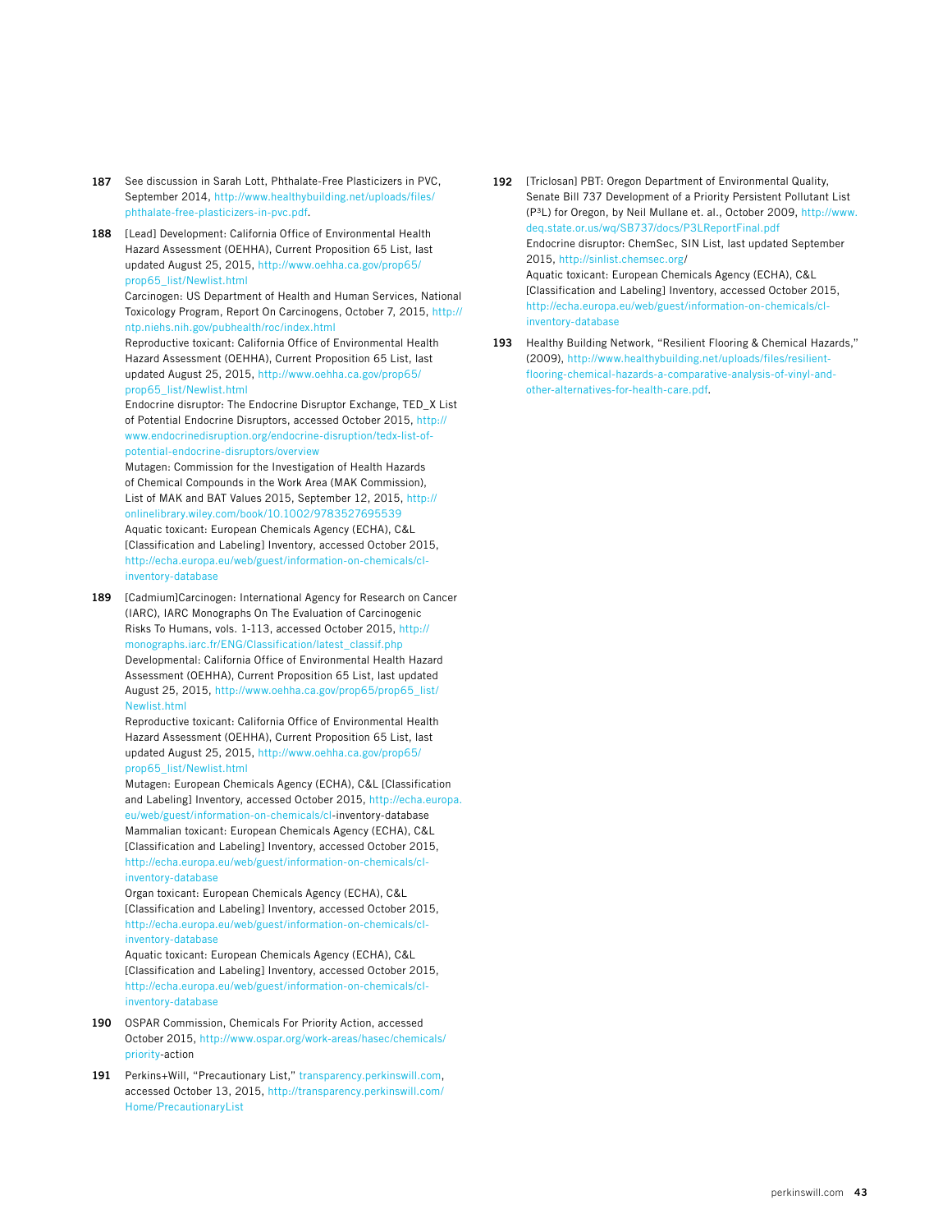**187** See discussion in Sarah Lott, Phthalate-Free Plasticizers in PVC, September 2014, http://www.healthybuilding.net/uploads/files/phthalate-free-plasticizers-in-pvc.pdf.

**188** [Lead] Development: California Office of Environmental Health Hazard Assessment (OEHHA), Current Proposition 65 List, last updated August 25, 2015, http://www.oehha.ca.gov/prop65/prop65_list/Newlist.html
Carcinogen: US Department of Health and Human Services, National Toxicology Program, Report On Carcinogens, October 7, 2015, http://ntp.niehs.nih.gov/pubhealth/roc/index.html
Reproductive toxicant: California Office of Environmental Health Hazard Assessment (OEHHA), Current Proposition 65 List, last updated August 25, 2015, http://www.oehha.ca.gov/prop65/prop65_list/Newlist.html
Endocrine disruptor: The Endocrine Disruptor Exchange, TED_X List of Potential Endocrine Disruptors, accessed October 2015, http://www.endocrinedisruption.org/endocrine-disruption/tedx-list-of-potential-endocrine-disruptors/overview
Mutagen: Commission for the Investigation of Health Hazards of Chemical Compounds in the Work Area (MAK Commission), List of MAK and BAT Values 2015, September 12, 2015, http://onlinelibrary.wiley.com/book/10.1002/9783527695539
Aquatic toxicant: European Chemicals Agency (ECHA), C&L [Classification and Labeling] Inventory, accessed October 2015, http://echa.europa.eu/web/guest/information-on-chemicals/cl-inventory-database

**189** [Cadmium]Carcinogen: International Agency for Research on Cancer (IARC), IARC Monographs On The Evaluation of Carcinogenic Risks To Humans, vols. 1-113, accessed October 2015, http://monographs.iarc.fr/ENG/Classification/latest_classif.php
Developmental: California Office of Environmental Health Hazard Assessment (OEHHA), Current Proposition 65 List, last updated August 25, 2015, http://www.oehha.ca.gov/prop65/prop65_list/Newlist.html
Reproductive toxicant: California Office of Environmental Health Hazard Assessment (OEHHA), Current Proposition 65 List, last updated August 25, 2015, http://www.oehha.ca.gov/prop65/prop65_list/Newlist.html
Mutagen: European Chemicals Agency (ECHA), C&L [Classification and Labeling] Inventory, accessed October 2015, http://echa.europa.eu/web/guest/information-on-chemicals/cl-inventory-database
Mammalian toxicant: European Chemicals Agency (ECHA), C&L [Classification and Labeling] Inventory, accessed October 2015, http://echa.europa.eu/web/guest/information-on-chemicals/cl-inventory-database
Organ toxicant: European Chemicals Agency (ECHA), C&L [Classification and Labeling] Inventory, accessed October 2015, http://echa.europa.eu/web/guest/information-on-chemicals/cl-inventory-database
Aquatic toxicant: European Chemicals Agency (ECHA), C&L [Classification and Labeling] Inventory, accessed October 2015, http://echa.europa.eu/web/guest/information-on-chemicals/cl-inventory-database

**190** OSPAR Commission, Chemicals For Priority Action, accessed October 2015, http://www.ospar.org/work-areas/hasec/chemicals/priority-action

**191** Perkins+Will, "Precautionary List," transparency.perkinswill.com, accessed October 13, 2015, http://transparency.perkinswill.com/Home/PrecautionaryList

**192** [Triclosan] PBT: Oregon Department of Environmental Quality, Senate Bill 737 Development of a Priority Persistent Pollutant List (P³L) for Oregon, by Neil Mullane et. al., October 2009, http://www.deq.state.or.us/wq/SB737/docs/P3LReportFinal.pdf
Endocrine disruptor: ChemSec, SIN List, last updated September 2015, http://sinlist.chemsec.org/
Aquatic toxicant: European Chemicals Agency (ECHA), C&L [Classification and Labeling] Inventory, accessed October 2015, http://echa.europa.eu/web/guest/information-on-chemicals/cl-inventory-database

**193** Healthy Building Network, "Resilient Flooring & Chemical Hazards," (2009), http://www.healthybuilding.net/uploads/files/resilient-flooring-chemical-hazards-a-comparative-analysis-of-vinyl-and-other-alternatives-for-health-care.pdf.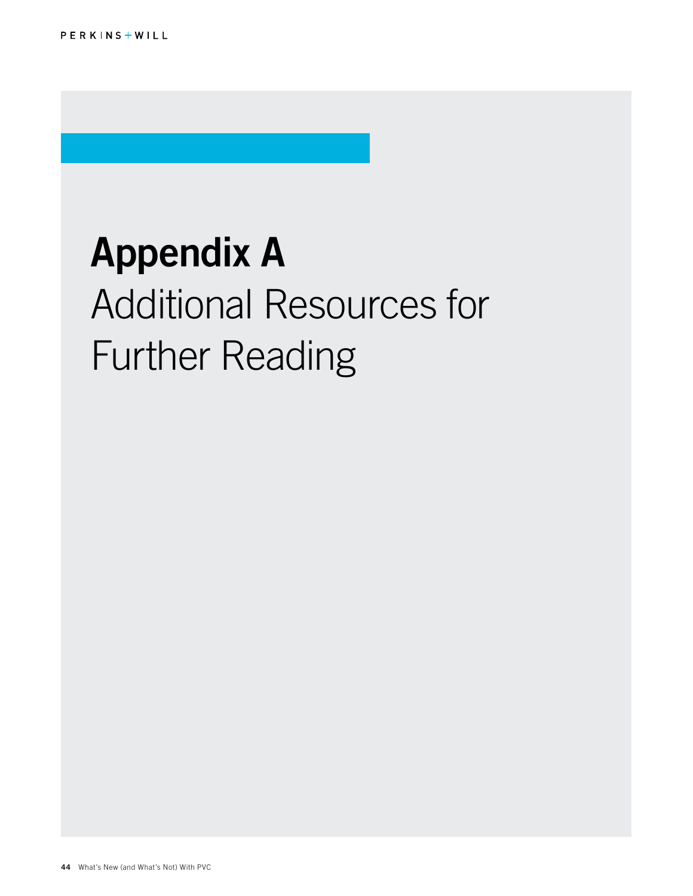# Appendix A

## Additional Resources for Further Reading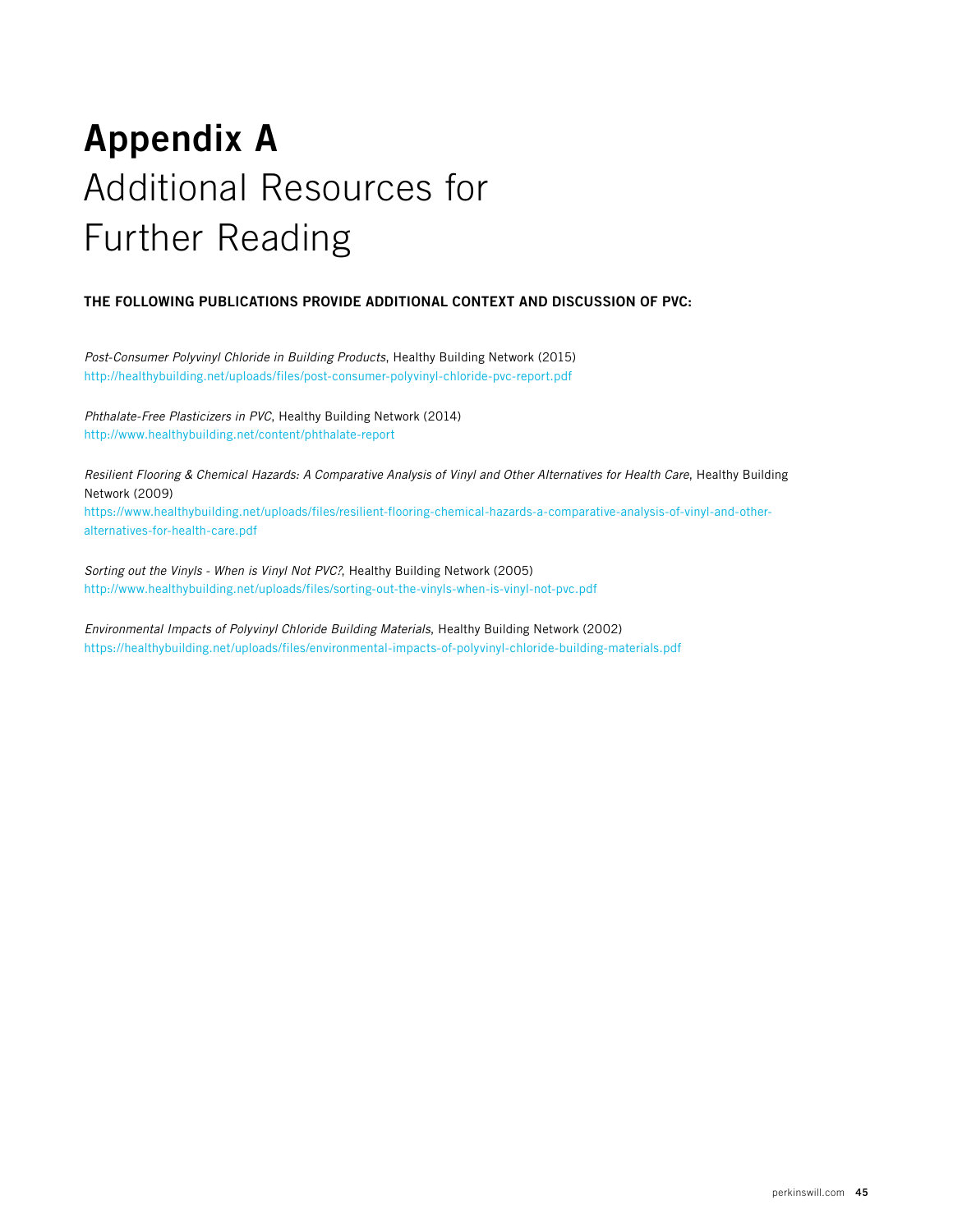# Appendix A
## Additional Resources for Further Reading

**THE FOLLOWING PUBLICATIONS PROVIDE ADDITIONAL CONTEXT AND DISCUSSION OF PVC:**

*Post-Consumer Polyvinyl Chloride in Building Products*, Healthy Building Network (2015)
http://healthybuilding.net/uploads/files/post-consumer-polyvinyl-chloride-pvc-report.pdf

*Phthalate-Free Plasticizers in PVC*, Healthy Building Network (2014)
http://www.healthybuilding.net/content/phthalate-report

*Resilient Flooring & Chemical Hazards: A Comparative Analysis of Vinyl and Other Alternatives for Health Care*, Healthy Building Network (2009)
https://www.healthybuilding.net/uploads/files/resilient-flooring-chemical-hazards-a-comparative-analysis-of-vinyl-and-other-alternatives-for-health-care.pdf

*Sorting out the Vinyls - When is Vinyl Not PVC?*, Healthy Building Network (2005)
http://www.healthybuilding.net/uploads/files/sorting-out-the-vinyls-when-is-vinyl-not-pvc.pdf

*Environmental Impacts of Polyvinyl Chloride Building Materials*, Healthy Building Network (2002)
https://healthybuilding.net/uploads/files/environmental-impacts-of-polyvinyl-chloride-building-materials.pdf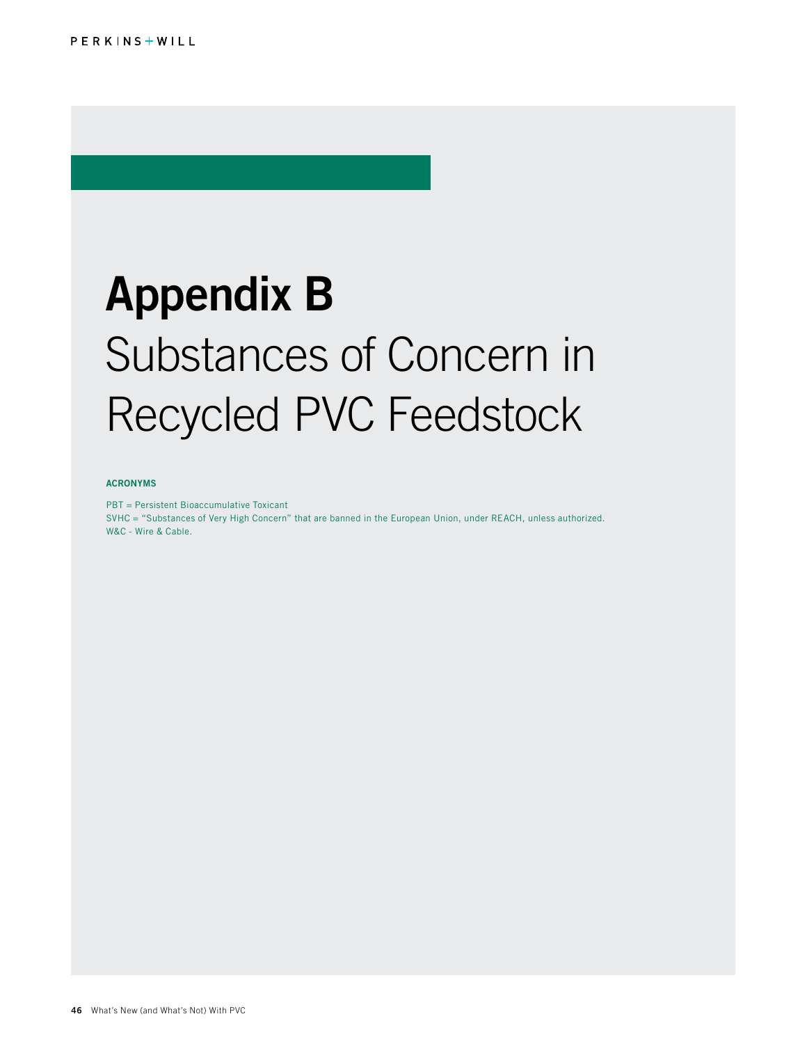# Appendix B

## Substances of Concern in Recycled PVC Feedstock

**ACRONYMS**

PBT = Persistent Bioaccumulative Toxicant
SVHC = "Substances of Very High Concern" that are banned in the European Union, under REACH, unless authorized.
W&C - Wire & Cable.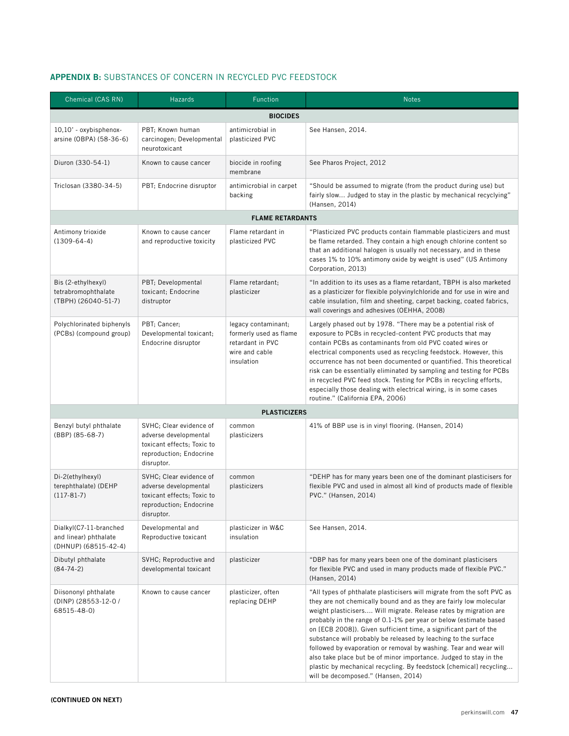## APPENDIX B: SUBSTANCES OF CONCERN IN RECYCLED PVC FEEDSTOCK

| Chemical (CAS RN) | Hazards | Function | Notes |
|---|---|---|---|
| **BIOCIDES** | | | |
| 10,10' - oxybisphenox-arsine (OBPA) (58-36-6) | PBT; Known human carcinogen; Developmental neurotoxicant | antimicrobial in plasticized PVC | See Hansen, 2014. |
| Diuron (330-54-1) | Known to cause cancer | biocide in roofing membrane | See Pharos Project, 2012 |
| Triclosan (3380-34-5) | PBT; Endocrine disruptor | antimicrobial in carpet backing | "Should be assumed to migrate (from the product during use) but fairly slow... Judged to stay in the plastic by mechanical recycling" (Hansen, 2014) |
| **FLAME RETARDANTS** | | | |
| Antimony trioxide (1309-64-4) | Known to cause cancer and reproductive toxicity | Flame retardant in plasticized PVC | "Plasticized PVC products contain flammable plasticizers and must be flame retarded. They contain a high enough chlorine content so that an additional halogen is usually not necessary, and in these cases 1% to 10% antimony oxide by weight is used" (US Antimony Corporation, 2013) |
| Bis (2-ethylhexyl) tetrabromophthalate (TBPH) (26040-51-7) | PBT; Developmental toxicant; Endocrine distruptor | Flame retardant; plasticizer | "In addition to its uses as a flame retardant, TBPH is also marketed as a plasticizer for flexible polyvinylchloride and for use in wire and cable insulation, film and sheeting, carpet backing, coated fabrics, wall coverings and adhesives (OEHHA, 2008) |
| Polychlorinated biphenyls (PCBs) (compound group) | PBT; Cancer; Developmental toxicant; Endocrine disruptor | legacy contaminant; formerly used as flame retardant in PVC wire and cable insulation | Largely phased out by 1978. "There may be a potential risk of exposure to PCBs in recycled-content PVC products that may contain PCBs as contaminants from old PVC coated wires or electrical components used as recycling feedstock. However, this occurrence has not been documented or quantified. This theoretical risk can be essentially eliminated by sampling and testing for PCBs in recycled PVC feed stock. Testing for PCBs in recycling efforts, especially those dealing with electrical wiring, is in some cases routine." (California EPA, 2006) |
| **PLASTICIZERS** | | | |
| Benzyl butyl phthalate (BBP) (85-68-7) | SVHC; Clear evidence of adverse developmental toxicant effects; Toxic to reproduction; Endocrine disruptor. | common plasticizers | 41% of BBP use is in vinyl flooring. (Hansen, 2014) |
| Di-2(ethylhexyl) terephthalate) (DEHP (117-81-7) | SVHC; Clear evidence of adverse developmental toxicant effects; Toxic to reproduction; Endocrine disruptor. | common plasticizers | "DEHP has for many years been one of the dominant plasticisers for flexible PVC and used in almost all kind of products made of flexible PVC." (Hansen, 2014) |
| Dialkyl(C7-11-branched and linear) phthalate (DHNUP) (68515-42-4) | Developmental and Reproductive toxicant | plasticizer in W&C insulation | See Hansen, 2014. |
| Dibutyl phthalate (84-74-2) | SVHC; Reproductive and developmental toxicant | plasticizer | "DBP has for many years been one of the dominant plasticisers for flexible PVC and used in many products made of flexible PVC." (Hansen, 2014) |
| Diisononyl phthalate (DINP) (28553-12-0 / 68515-48-0) | Known to cause cancer | plasticizer, often replacing DEHP | "All types of phthalate plasticisers will migrate from the soft PVC as they are not chemically bound and as they are fairly low molecular weight plasticisers.... Will migrate. Release rates by migration are probably in the range of 0.1-1% per year or below (estimate based on [ECB 2008]). Given sufficient time, a significant part of the substance will probably be released by leaching to the surface followed by evaporation or removal by washing. Tear and wear will also take place but be of minor importance. Judged to stay in the plastic by mechanical recycling. By feedstock [chemical] recycling... will be decomposed." (Hansen, 2014) |

**(CONTINUED ON NEXT)**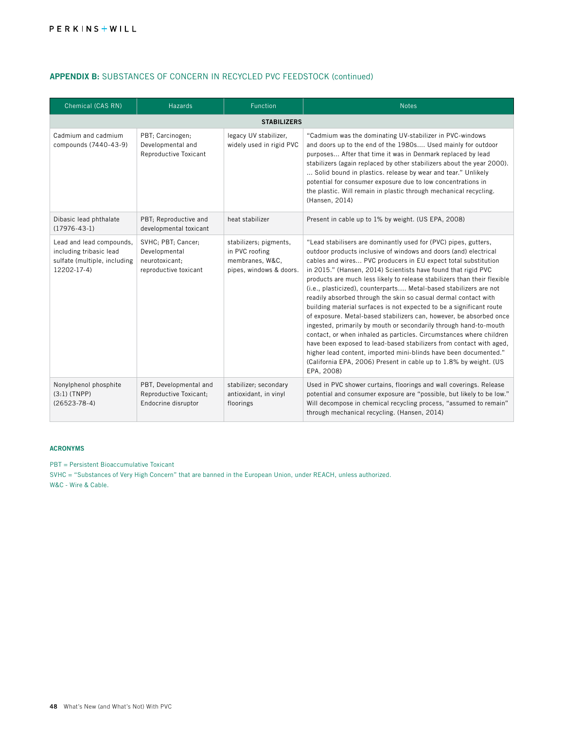## APPENDIX B: SUBSTANCES OF CONCERN IN RECYCLED PVC FEEDSTOCK (continued)

| Chemical (CAS RN) | Hazards | Function | Notes |
|---|---|---|---|
| **STABILIZERS** | | | |
| Cadmium and cadmium compounds (7440-43-9) | PBT; Carcinogen; Developmental and Reproductive Toxicant | legacy UV stabilizer, widely used in rigid PVC | "Cadmium was the dominating UV-stabilizer in PVC-windows and doors up to the end of the 1980s.... Used mainly for outdoor purposes... After that time it was in Denmark replaced by lead stabilizers (again replaced by other stabilizers about the year 2000). ... Solid bound in plastics. release by wear and tear." Unlikely potential for consumer exposure due to low concentrations in the plastic. Will remain in plastic through mechanical recycling. (Hansen, 2014) |
| Dibasic lead phthalate (17976-43-1) | PBT; Reproductive and developmental toxicant | heat stabilizer | Present in cable up to 1% by weight. (US EPA, 2008) |
| Lead and lead compounds, including tribasic lead sulfate (multiple, including 12202-17-4) | SVHC; PBT; Cancer; Developmental neurotoxicant; reproductive toxicant | stabilizers; pigments, in PVC roofing membranes, W&C, pipes, windows & doors. | "Lead stabilisers are dominantly used for (PVC) pipes, gutters, outdoor products inclusive of windows and doors (and) electrical cables and wires... PVC producers in EU expect total substitution in 2015." (Hansen, 2014) Scientists have found that rigid PVC products are much less likely to release stabilizers than their flexible (i.e., plasticized), counterparts.... Metal-based stabilizers are not readily absorbed through the skin so casual dermal contact with building material surfaces is not expected to be a significant route of exposure. Metal-based stabilizers can, however, be absorbed once ingested, primarily by mouth or secondarily through hand-to-mouth contact, or when inhaled as particles. Circumstances where children have been exposed to lead-based stabilizers from contact with aged, higher lead content, imported mini-blinds have been documented." (California EPA, 2006) Present in cable up to 1.8% by weight. (US EPA, 2008) |
| Nonylphenol phosphite (3:1) (TNPP) (26523-78-4) | PBT, Developmental and Reproductive Toxicant; Endocrine disruptor | stabilizer; secondary antioxidant, in vinyl floorings | Used in PVC shower curtains, floorings and wall coverings. Release potential and consumer exposure are "possible, but likely to be low." Will decompose in chemical recycling process, "assumed to remain" through mechanical recycling. (Hansen, 2014) |

**ACRONYMS**

PBT = Persistent Bioaccumulative Toxicant  
SVHC = "Substances of Very High Concern" that are banned in the European Union, under REACH, unless authorized.  
W&C - Wire & Cable.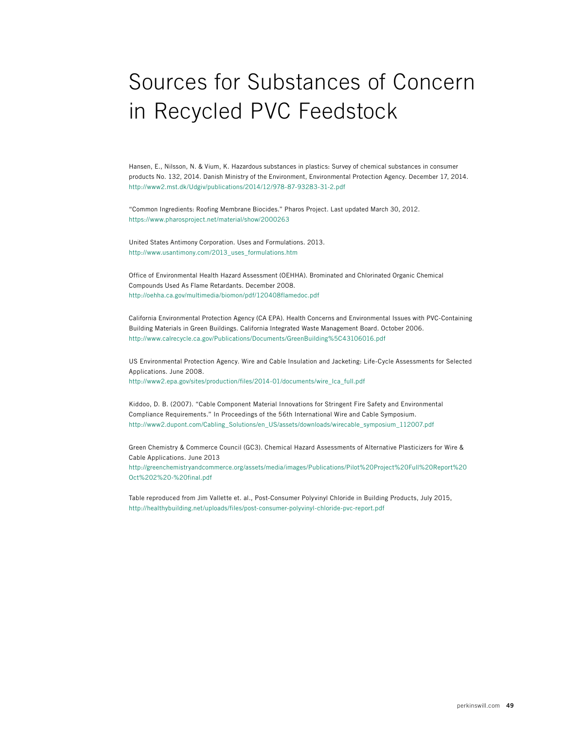# Sources for Substances of Concern in Recycled PVC Feedstock

Hansen, E., Nilsson, N. & Vium, K. Hazardous substances in plastics: Survey of chemical substances in consumer products No. 132, 2014. Danish Ministry of the Environment, Environmental Protection Agency. December 17, 2014.
http://www2.mst.dk/Udgiv/publications/2014/12/978-87-93283-31-2.pdf

"Common Ingredients: Roofing Membrane Biocides." Pharos Project. Last updated March 30, 2012.
https://www.pharosproject.net/material/show/2000263

United States Antimony Corporation. Uses and Formulations. 2013.
http://www.usantimony.com/2013_uses_formulations.htm

Office of Environmental Health Hazard Assessment (OEHHA). Brominated and Chlorinated Organic Chemical Compounds Used As Flame Retardants. December 2008.
http://oehha.ca.gov/multimedia/biomon/pdf/120408flamedoc.pdf

California Environmental Protection Agency (CA EPA). Health Concerns and Environmental Issues with PVC-Containing Building Materials in Green Buildings. California Integrated Waste Management Board. October 2006.
http://www.calrecycle.ca.gov/Publications/Documents/GreenBuilding%5C43106016.pdf

US Environmental Protection Agency. Wire and Cable Insulation and Jacketing: Life-Cycle Assessments for Selected Applications. June 2008.
http://www2.epa.gov/sites/production/files/2014-01/documents/wire_lca_full.pdf

Kiddoo, D. B. (2007). "Cable Component Material Innovations for Stringent Fire Safety and Environmental Compliance Requirements." In Proceedings of the 56th International Wire and Cable Symposium.
http://www2.dupont.com/Cabling_Solutions/en_US/assets/downloads/wirecable_symposium_112007.pdf

Green Chemistry & Commerce Council (GC3). Chemical Hazard Assessments of Alternative Plasticizers for Wire & Cable Applications. June 2013
http://greenchemistryandcommerce.org/assets/media/images/Publications/Pilot%20Project%20Full%20Report%20Oct%202%20-%20final.pdf

Table reproduced from Jim Vallette et. al., Post-Consumer Polyvinyl Chloride in Building Products, July 2015,
http://healthybuilding.net/uploads/files/post-consumer-polyvinyl-chloride-pvc-report.pdf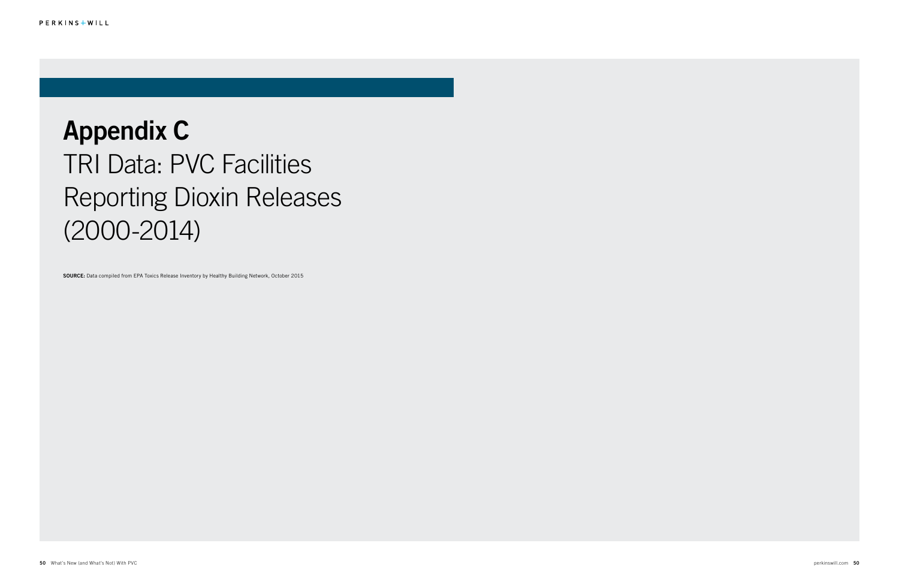# Appendix C

## TRI Data: PVC Facilities Reporting Dioxin Releases (2000-2014)

**SOURCE:** Data compiled from EPA Toxics Release Inventory by Healthy Building Network, October 2015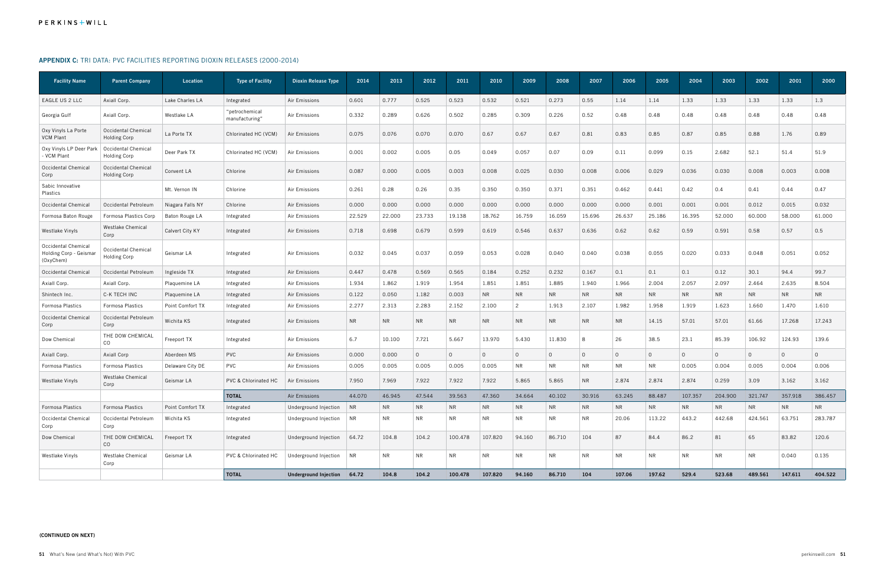## **APPENDIX C:** TRI DATA: PVC FACILITIES REPORTING DIOXIN RELEASES (2000-2014)

| Facility Name | Parent Company | Location | Type of Facility | Dioxin Release Type | 2014 | 2013 | 2012 | 2011 | 2010 | 2009 | 2008 | 2007 | 2006 | 2005 | 2004 | 2003 | 2002 | 2001 | 2000 |
|---|---|---|---|---|---|---|---|---|---|---|---|---|---|---|---|---|---|---|---|
| EAGLE US 2 LLC | Axiall Corp. | Lake Charles LA | Integrated | Air Emissions | 0.601 | 0.777 | 0.525 | 0.523 | 0.532 | 0.521 | 0.273 | 0.55 | 1.14 | 1.14 | 1.33 | 1.33 | 1.33 | 1.33 | 1.3 |
| Georgia Gulf | Axiall Corp. | Westlake LA | "petrochemical manufacturing" | Air Emissions | 0.332 | 0.289 | 0.626 | 0.502 | 0.285 | 0.309 | 0.226 | 0.52 | 0.48 | 0.48 | 0.48 | 0.48 | 0.48 | 0.48 | 0.48 |
| Oxy Vinyls La Porte VCM Plant | Occidental Chemical Holding Corp | La Porte TX | Chlorinated HC (VCM) | Air Emissions | 0.075 | 0.076 | 0.070 | 0.070 | 0.67 | 0.67 | 0.67 | 0.81 | 0.83 | 0.85 | 0.87 | 0.85 | 0.88 | 1.76 | 0.89 |
| Oxy Vinyls LP Deer Park - VCM Plant | Occidental Chemical Holding Corp | Deer Park TX | Chlorinated HC (VCM) | Air Emissions | 0.001 | 0.002 | 0.005 | 0.05 | 0.049 | 0.057 | 0.07 | 0.09 | 0.11 | 0.099 | 0.15 | 2.682 | 52.1 | 51.4 | 51.9 |
| Occidental Chemical Corp | Occidental Chemical Holding Corp | Convent LA | Chlorine | Air Emissions | 0.087 | 0.000 | 0.005 | 0.003 | 0.008 | 0.025 | 0.030 | 0.008 | 0.006 | 0.029 | 0.036 | 0.030 | 0.008 | 0.003 | 0.008 |
| Sabic Innovative Plastics | | Mt. Vernon IN | Chlorine | Air Emissions | 0.261 | 0.28 | 0.26 | 0.35 | 0.350 | 0.350 | 0.371 | 0.351 | 0.462 | 0.441 | 0.42 | 0.4 | 0.41 | 0.44 | 0.47 |
| Occidental Chemical | Occidental Petroleum | Niagara Falls NY | Chlorine | Air Emissions | 0.000 | 0.000 | 0.000 | 0.000 | 0.000 | 0.000 | 0.000 | 0.000 | 0.000 | 0.001 | 0.001 | 0.001 | 0.012 | 0.015 | 0.032 |
| Formosa Baton Rouge | Formosa Plastics Corp | Baton Rouge LA | Integrated | Air Emissions | 22.529 | 22.000 | 23.733 | 19.138 | 18.762 | 16.759 | 16.059 | 15.696 | 26.637 | 25.186 | 16.395 | 52.000 | 60.000 | 58.000 | 61.000 |
| Westlake Vinyls | Westlake Chemical Corp | Calvert City KY | Integrated | Air Emissions | 0.718 | 0.698 | 0.679 | 0.599 | 0.619 | 0.546 | 0.637 | 0.636 | 0.62 | 0.62 | 0.59 | 0.591 | 0.58 | 0.57 | 0.5 |
| Occidental Chemical Holding Corp - Geismar (OxyChem) | Occidental Chemical Holding Corp | Geismar LA | Integrated | Air Emissions | 0.032 | 0.045 | 0.037 | 0.059 | 0.053 | 0.028 | 0.040 | 0.040 | 0.038 | 0.055 | 0.020 | 0.033 | 0.048 | 0.051 | 0.052 |
| Occidental Chemical | Occidental Petroleum | Ingleside TX | Integrated | Air Emissions | 0.447 | 0.478 | 0.569 | 0.565 | 0.184 | 0.252 | 0.232 | 0.167 | 0.1 | 0.1 | 0.1 | 0.12 | 30.1 | 94.4 | 99.7 |
| Axiall Corp. | Axiall Corp. | Plaquemine LA | Integrated | Air Emissions | 1.934 | 1.862 | 1.919 | 1.954 | 1.851 | 1.851 | 1.885 | 1.940 | 1.966 | 2.004 | 2.057 | 2.097 | 2.464 | 2.635 | 8.504 |
| Shintech Inc. | C-K TECH INC | Plaquemine LA | Integrated | Air Emissions | 0.122 | 0.050 | 1.182 | 0.003 | NR | NR | NR | NR | NR | NR | NR | NR | NR | NR | NR |
| Formosa Plastics | Formosa Plastics | Point Comfort TX | Integrated | Air Emissions | 2.277 | 2.313 | 2.283 | 2.152 | 2.100 | 2 | 1.913 | 2.107 | 1.982 | 1.958 | 1.919 | 1.623 | 1.660 | 1.470 | 1.610 |
| Occidental Chemical Corp | Occidental Petroleum Corp | Wichita KS | Integrated | Air Emissions | NR | NR | NR | NR | NR | NR | NR | NR | NR | 14.15 | 57.01 | 57.01 | 61.66 | 17.268 | 17.243 |
| Dow Chemical | THE DOW CHEMICAL CO | Freeport TX | Integrated | Air Emissions | 6.7 | 10.100 | 7.721 | 5.667 | 13.970 | 5.430 | 11.830 | 8 | 26 | 38.5 | 23.1 | 85.39 | 106.92 | 124.93 | 139.6 |
| Axiall Corp. | Axiall Corp | Aberdeen MS | PVC | Air Emissions | 0.000 | 0.000 | 0 | 0 | 0 | 0 | 0 | 0 | 0 | 0 | 0 | 0 | 0 | 0 | 0 |
| Formosa Plastics | Formosa Plastics | Delaware City DE | PVC | Air Emissions | 0.005 | 0.005 | 0.005 | 0.005 | 0.005 | 0.005 | NR | NR | NR | NR | 0.005 | 0.004 | 0.005 | 0.004 | 0.006 |
| Westlake Vinyls | Westlake Chemical Corp | Geismar LA | PVC & Chlorinated HC | Air Emissions | 7.950 | 7.969 | 7.922 | 7.922 | 7.922 | 5.865 | 5.865 | NR | 2.874 | 2.874 | 2.874 | 0.259 | 3.09 | 3.162 | 3.162 |
| | | | **TOTAL** | Air Emissions | 44.070 | 46.945 | 47.544 | 39.563 | 47.360 | 34.664 | 40.102 | 30.916 | 63.245 | 88.487 | 107.357 | 204.900 | 321.747 | 357.918 | 386.457 |
| Formosa Plastics | Formosa Plastics | Point Comfort TX | Integrated | Underground Injection | NR | NR | NR | NR | NR | NR | NR | NR | NR | NR | NR | NR | NR | NR | NR |
| Occidental Chemical Corp | Occidental Petroleum Corp | Wichita KS | Integrated | Underground Injection | NR | NR | NR | NR | NR | NR | NR | NR | 20.06 | 113.22 | 443.2 | 442.68 | 424.561 | 63.751 | 283.787 |
| Dow Chemical | THE DOW CHEMICAL CO | Freeport TX | Integrated | Underground Injection | 64.72 | 104.8 | 104.2 | 100.478 | 107.820 | 94.160 | 86.710 | 104 | 87 | 84.4 | 86.2 | 81 | 65 | 83.82 | 120.6 |
| Westlake Vinyls | Westlake Chemical Corp | Geismar LA | PVC & Chlorinated HC | Underground Injection | NR | NR | NR | NR | NR | NR | NR | NR | NR | NR | NR | NR | NR | 0.040 | 0.135 |
| | | | **TOTAL** | **Underground Injection** | **64.72** | **104.8** | **104.2** | **100.478** | **107.820** | **94.160** | **86.710** | **104** | **107.06** | **197.62** | **529.4** | **523.68** | **489.561** | **147.611** | **404.522** |

**(CONTINUED ON NEXT)**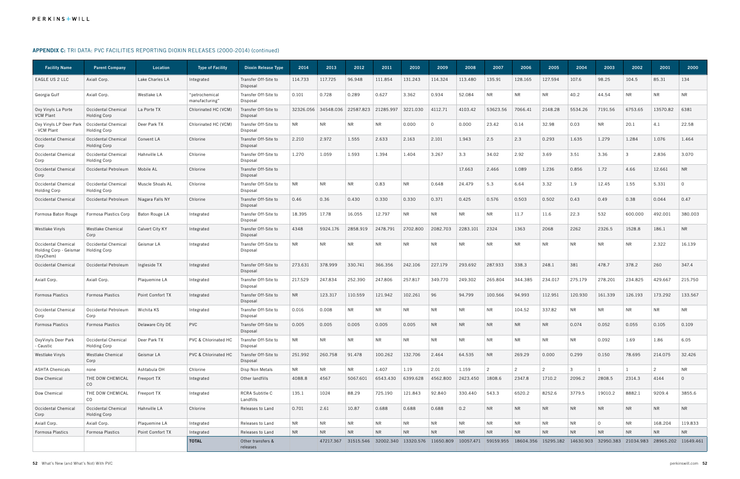## APPENDIX C: TRI DATA: PVC FACILITIES REPORTING DIOXIN RELEASES (2000-2014) (continued)

| Facility Name | Parent Company | Location | Type of Facility | Dioxin Release Type | 2014 | 2013 | 2012 | 2011 | 2010 | 2009 | 2008 | 2007 | 2006 | 2005 | 2004 | 2003 | 2002 | 2001 | 2000 |
|---|---|---|---|---|---|---|---|---|---|---|---|---|---|---|---|---|---|---|---|
| EAGLE US 2 LLC | Axiall Corp. | Lake Charles LA | Integrated | Transfer Off-Site to Disposal | 114.733 | 117.725 | 96.948 | 111.854 | 131.243 | 114.324 | 113.480 | 135.91 | 128.165 | 127.594 | 107.6 | 98.25 | 104.5 | 85.31 | 134 |
| Georgia Gulf | Axiall Corp. | Westlake LA | "petrochemical manufacturing" | Transfer Off-Site to Disposal | 0.101 | 0.728 | 0.289 | 0.627 | 3.362 | 0.934 | 52.084 | NR | NR | NR | 40.2 | 44.54 | NR | NR | NR |
| Oxy Vinyls La Porte VCM Plant | Occidental Chemical Holding Corp | La Porte TX | Chlorinated HC (VCM) | Transfer Off-Site to Disposal | 32326.056 | 34548.036 | 22587.823 | 21285.997 | 3221.030 | 4112.71 | 4103.42 | 53623.56 | 7066.41 | 2148.28 | 5534.26 | 7191.56 | 6753.65 | 13570.82 | 6381 |
| Oxy Vinyls LP Deer Park - VCM Plant | Occidental Chemical Holding Corp | Deer Park TX | Chlorinated HC (VCM) | Transfer Off-Site to Disposal | NR | NR | NR | NR | 0.000 | 0 | 0.000 | 23.42 | 0.14 | 32.98 | 0.03 | NR | 20.1 | 4.1 | 22.58 |
| Occidental Chemical Corp | Occidental Chemical Holding Corp | Convent LA | Chlorine | Transfer Off-Site to Disposal | 2.210 | 2.972 | 1.555 | 2.633 | 2.163 | 2.101 | 1.943 | 2.5 | 2.3 | 0.293 | 1.635 | 1.279 | 1.284 | 1.076 | 1.464 |
| Occidental Chemical Corp | Occidental Chemical Holding Corp | Hahnville LA | Chlorine | Transfer Off-Site to Disposal | 1.270 | 1.059 | 1.593 | 1.394 | 1.404 | 3.267 | 3.3 | 34.02 | 2.92 | 3.69 | 3.51 | 3.36 | 3 | 2.836 | 3.070 |
| Occidental Chemical Corp | Occidental Petroleum | Mobile AL | Chlorine | Transfer Off-Site to Disposal | | | | | | | 17.663 | 2.466 | 1.089 | 1.236 | 0.856 | 1.72 | 4.66 | 12.661 | NR |
| Occidental Chemical Holding Corp | Occidental Chemical Holding Corp | Muscle Shoals AL | Chlorine | Transfer Off-Site to Disposal | NR | NR | NR | 0.83 | NR | 0.648 | 24.479 | 5.3 | 6.64 | 3.32 | 1.9 | 12.45 | 1.55 | 5.331 | 0 |
| Occidental Chemical | Occidental Petroleum | Niagara Falls NY | Chlorine | Transfer Off-Site to Disposal | 0.46 | 0.36 | 0.430 | 0.330 | 0.330 | 0.371 | 0.425 | 0.576 | 0.503 | 0.502 | 0.43 | 0.49 | 0.38 | 0.044 | 0.47 |
| Formosa Baton Rouge | Formosa Plastics Corp | Baton Rouge LA | Integrated | Transfer Off-Site to Disposal | 18.395 | 17.78 | 16.055 | 12.797 | NR | NR | NR | NR | 11.7 | 11.6 | 22.3 | 532 | 600.000 | 492.001 | 380.003 |
| Westlake Vinyls | Westlake Chemical Corp | Calvert City KY | Integrated | Transfer Off-Site to Disposal | 4348 | 5924.176 | 2858.919 | 2478.791 | 2702.800 | 2082.703 | 2283.101 | 2324 | 1363 | 2068 | 2262 | 2326.5 | 1528.8 | 186.1 | NR |
| Occidental Chemical Holding Corp - Geismar (OxyChem) | Occidental Chemical Holding Corp | Geismar LA | Integrated | Transfer Off-Site to Disposal | NR | NR | NR | NR | NR | NR | NR | NR | NR | NR | NR | NR | NR | 2.322 | 16.139 |
| Occidental Chemical | Occidental Petroleum | Ingleside TX | Integrated | Transfer Off-Site to Disposal | 273.631 | 378.999 | 330.741 | 366.356 | 242.106 | 227.179 | 293.692 | 287.933 | 338.3 | 248.1 | 381 | 478.7 | 378.2 | 260 | 347.4 |
| Axiall Corp. | Axiall Corp. | Plaquemine LA | Integrated | Transfer Off-Site to Disposal | 217.529 | 247.834 | 252.390 | 247.806 | 257.817 | 349.770 | 249.302 | 265.804 | 344.385 | 234.017 | 275.179 | 278.201 | 234.825 | 429.667 | 215.750 |
| Formosa Plastics | Formosa Plastics | Point Comfort TX | Integrated | Transfer Off-Site to Disposal | NR | 123.317 | 110.559 | 121.942 | 102.261 | 96 | 94.799 | 100.566 | 94.993 | 112.951 | 120.930 | 161.339 | 126.193 | 173.292 | 133.567 |
| Occidental Chemical Corp | Occidental Petroleum Corp | Wichita KS | Integrated | Transfer Off-Site to Disposal | 0.016 | 0.008 | NR | NR | NR | NR | NR | NR | 104.52 | 337.82 | NR | NR | NR | NR | NR |
| Formosa Plastics | Formosa Plastics | Delaware City DE | PVC | Transfer Off-Site to Disposal | 0.005 | 0.005 | 0.005 | 0.005 | 0.005 | NR | NR | NR | NR | NR | 0.074 | 0.052 | 0.055 | 0.105 | 0.109 |
| OxyVinyls Deer Park - Caustic | Occidental Chemical Holding Corp | Deer Park TX | PVC & Chlorinated HC | Transfer Off-Site to Disposal | NR | NR | NR | NR | NR | NR | NR | NR | NR | NR | NR | 0.092 | 1.69 | 1.86 | 6.05 |
| Westlake Vinyls | Westlake Chemical Corp | Geismar LA | PVC & Chlorinated HC | Transfer Off-Site to Disposal | 251.992 | 260.758 | 91.478 | 100.262 | 132.706 | 2.464 | 64.535 | NR | 269.29 | 0.000 | 0.299 | 0.150 | 78.695 | 214.075 | 32.426 |
| ASHTA Chemicals | none | Ashtabula OH | Chlorine | Disp Non Metals | NR | NR | NR | 1.407 | 1.19 | 2.01 | 1.159 | 2 | 2 | 2 | 3 | 1 | 1 | 2 | NR |
| Dow Chemical | THE DOW CHEMICAL CO | Freeport TX | Integrated | Other landfills | 4088.8 | 4567 | 5067.601 | 6543.430 | 6399.628 | 4562.800 | 2423.450 | 1808.6 | 2347.8 | 1710.2 | 2096.2 | 2808.5 | 2314.3 | 4144 | 0 |
| Dow Chemical | THE DOW CHEMICAL CO | Freeport TX | Integrated | RCRA Subtitle C Landfills | 135.1 | 1024 | 88.29 | 725.190 | 121.843 | 92.840 | 330.440 | 543.3 | 6520.2 | 8252.6 | 3779.5 | 19010.2 | 8882.1 | 9209.4 | 3855.6 |
| Occidental Chemical Corp | Occidental Chemical Holding Corp | Hahnville LA | Chlorine | Releases to Land | 0.701 | 2.61 | 10.87 | 0.688 | 0.688 | 0.688 | 0.2 | NR | NR | NR | NR | NR | NR | NR | NR |
| Axiall Corp. | Axiall Corp. | Plaquemine LA | Integrated | Releases to Land | NR | NR | NR | NR | NR | NR | NR | NR | NR | NR | NR | 0 | NR | 168.204 | 119.833 |
| Formosa Plastics | Formosa Plastics | Point Comfort TX | Integrated | Releases to Land | NR | NR | NR | NR | NR | NR | NR | NR | NR | NR | NR | NR | NR | NR | NR |
| | | | **TOTAL** | Other transfers & releases | | 47217.367 | 31515.546 | 32002.340 | 13320.576 | 11650.809 | 10057.471 | 59159.955 | 18604.356 | 15295.182 | 14630.903 | 32950.383 | 21034.983 | 28965.202 | 11649.461 |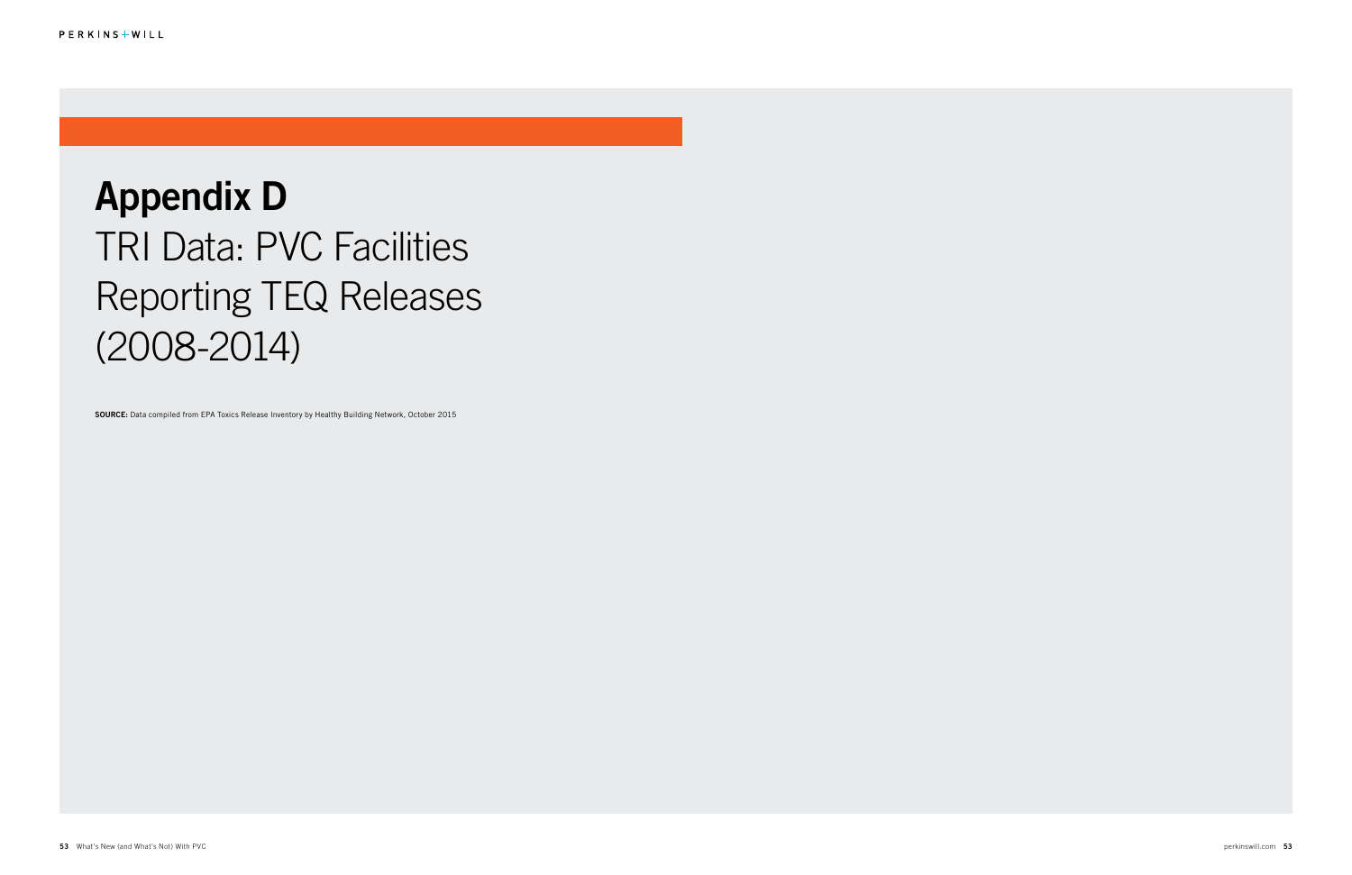# Appendix D

## TRI Data: PVC Facilities Reporting TEQ Releases (2008-2014)

**SOURCE:** Data compiled from EPA Toxics Release Inventory by Healthy Building Network, October 2015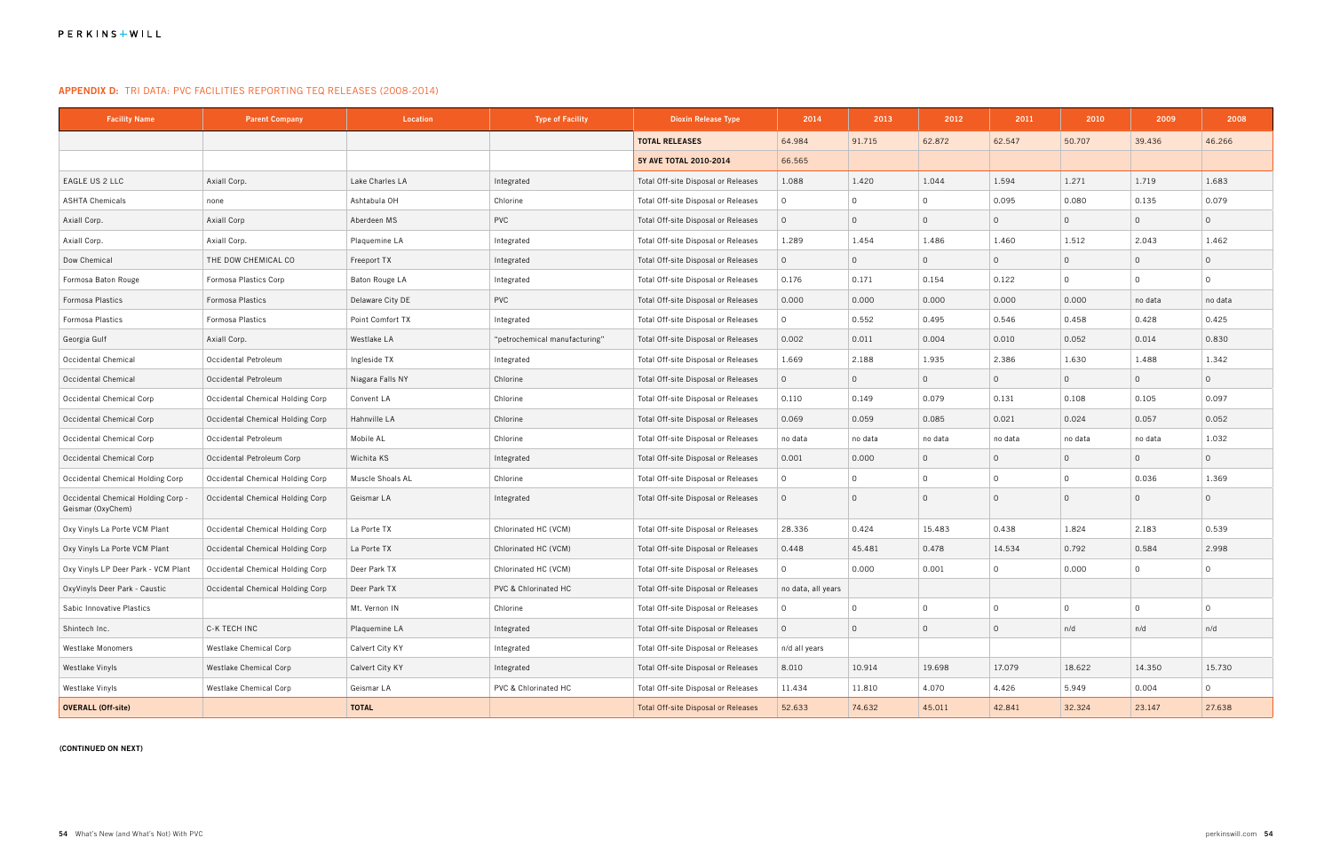## APPENDIX D: TRI DATA: PVC FACILITIES REPORTING TEQ RELEASES (2008-2014)

| Facility Name | Parent Company | Location | Type of Facility | Dioxin Release Type | 2014 | 2013 | 2012 | 2011 | 2010 | 2009 | 2008 |
|---|---|---|---|---|---|---|---|---|---|---|---|
| | | | | **TOTAL RELEASES** | 64.984 | 91.715 | 62.872 | 62.547 | 50.707 | 39.436 | 46.266 |
| | | | | **5Y AVE TOTAL 2010-2014** | 66.565 | | | | | | |
| EAGLE US 2 LLC | Axiall Corp. | Lake Charles LA | Integrated | Total Off-site Disposal or Releases | 1.088 | 1.420 | 1.044 | 1.594 | 1.271 | 1.719 | 1.683 |
| ASHTA Chemicals | none | Ashtabula OH | Chlorine | Total Off-site Disposal or Releases | 0 | 0 | 0 | 0.095 | 0.080 | 0.135 | 0.079 |
| Axiall Corp. | Axiall Corp | Aberdeen MS | PVC | Total Off-site Disposal or Releases | 0 | 0 | 0 | 0 | 0 | 0 | 0 |
| Axiall Corp. | Axiall Corp. | Plaquemine LA | Integrated | Total Off-site Disposal or Releases | 1.289 | 1.454 | 1.486 | 1.460 | 1.512 | 2.043 | 1.462 |
| Dow Chemical | THE DOW CHEMICAL CO | Freeport TX | Integrated | Total Off-site Disposal or Releases | 0 | 0 | 0 | 0 | 0 | 0 | 0 |
| Formosa Baton Rouge | Formosa Plastics Corp | Baton Rouge LA | Integrated | Total Off-site Disposal or Releases | 0.176 | 0.171 | 0.154 | 0.122 | 0 | 0 | 0 |
| Formosa Plastics | Formosa Plastics | Delaware City DE | PVC | Total Off-site Disposal or Releases | 0.000 | 0.000 | 0.000 | 0.000 | 0.000 | no data | no data |
| Formosa Plastics | Formosa Plastics | Point Comfort TX | Integrated | Total Off-site Disposal or Releases | 0 | 0.552 | 0.495 | 0.546 | 0.458 | 0.428 | 0.425 |
| Georgia Gulf | Axiall Corp. | Westlake LA | "petrochemical manufacturing" | Total Off-site Disposal or Releases | 0.002 | 0.011 | 0.004 | 0.010 | 0.052 | 0.014 | 0.830 |
| Occidental Chemical | Occidental Petroleum | Ingleside TX | Integrated | Total Off-site Disposal or Releases | 1.669 | 2.188 | 1.935 | 2.386 | 1.630 | 1.488 | 1.342 |
| Occidental Chemical | Occidental Petroleum | Niagara Falls NY | Chlorine | Total Off-site Disposal or Releases | 0 | 0 | 0 | 0 | 0 | 0 | 0 |
| Occidental Chemical Corp | Occidental Chemical Holding Corp | Convent LA | Chlorine | Total Off-site Disposal or Releases | 0.110 | 0.149 | 0.079 | 0.131 | 0.108 | 0.105 | 0.097 |
| Occidental Chemical Corp | Occidental Chemical Holding Corp | Hahnville LA | Chlorine | Total Off-site Disposal or Releases | 0.069 | 0.059 | 0.085 | 0.021 | 0.024 | 0.057 | 0.052 |
| Occidental Chemical Corp | Occidental Petroleum | Mobile AL | Chlorine | Total Off-site Disposal or Releases | no data | no data | no data | no data | no data | no data | 1.032 |
| Occidental Chemical Corp | Occidental Petroleum Corp | Wichita KS | Integrated | Total Off-site Disposal or Releases | 0.001 | 0.000 | 0 | 0 | 0 | 0 | 0 |
| Occidental Chemical Holding Corp | Occidental Chemical Holding Corp | Muscle Shoals AL | Chlorine | Total Off-site Disposal or Releases | 0 | 0 | 0 | 0 | 0 | 0.036 | 1.369 |
| Occidental Chemical Holding Corp - Geismar (OxyChem) | Occidental Chemical Holding Corp | Geismar LA | Integrated | Total Off-site Disposal or Releases | 0 | 0 | 0 | 0 | 0 | 0 | 0 |
| Oxy Vinyls La Porte VCM Plant | Occidental Chemical Holding Corp | La Porte TX | Chlorinated HC (VCM) | Total Off-site Disposal or Releases | 28.336 | 0.424 | 15.483 | 0.438 | 1.824 | 2.183 | 0.539 |
| Oxy Vinyls La Porte VCM Plant | Occidental Chemical Holding Corp | La Porte TX | Chlorinated HC (VCM) | Total Off-site Disposal or Releases | 0.448 | 45.481 | 0.478 | 14.534 | 0.792 | 0.584 | 2.998 |
| Oxy Vinyls LP Deer Park - VCM Plant | Occidental Chemical Holding Corp | Deer Park TX | Chlorinated HC (VCM) | Total Off-site Disposal or Releases | 0 | 0.000 | 0.001 | 0 | 0.000 | 0 | 0 |
| OxyVinyls Deer Park - Caustic | Occidental Chemical Holding Corp | Deer Park TX | PVC & Chlorinated HC | Total Off-site Disposal or Releases | no data, all years | | | | | | |
| Sabic Innovative Plastics | | Mt. Vernon IN | Chlorine | Total Off-site Disposal or Releases | 0 | 0 | 0 | 0 | 0 | 0 | 0 |
| Shintech Inc. | C-K TECH INC | Plaquemine LA | Integrated | Total Off-site Disposal or Releases | 0 | 0 | 0 | 0 | n/d | n/d | n/d |
| Westlake Monomers | Westlake Chemical Corp | Calvert City KY | Integrated | Total Off-site Disposal or Releases | n/d all years | | | | | | |
| Westlake Vinyls | Westlake Chemical Corp | Calvert City KY | Integrated | Total Off-site Disposal or Releases | 8.010 | 10.914 | 19.698 | 17.079 | 18.622 | 14.350 | 15.730 |
| Westlake Vinyls | Westlake Chemical Corp | Geismar LA | PVC & Chlorinated HC | Total Off-site Disposal or Releases | 11.434 | 11.810 | 4.070 | 4.426 | 5.949 | 0.004 | 0 |
| **OVERALL (Off-site)** | | **TOTAL** | | Total Off-site Disposal or Releases | 52.633 | 74.632 | 45.011 | 42.841 | 32.324 | 23.147 | 27.638 |

**(CONTINUED ON NEXT)**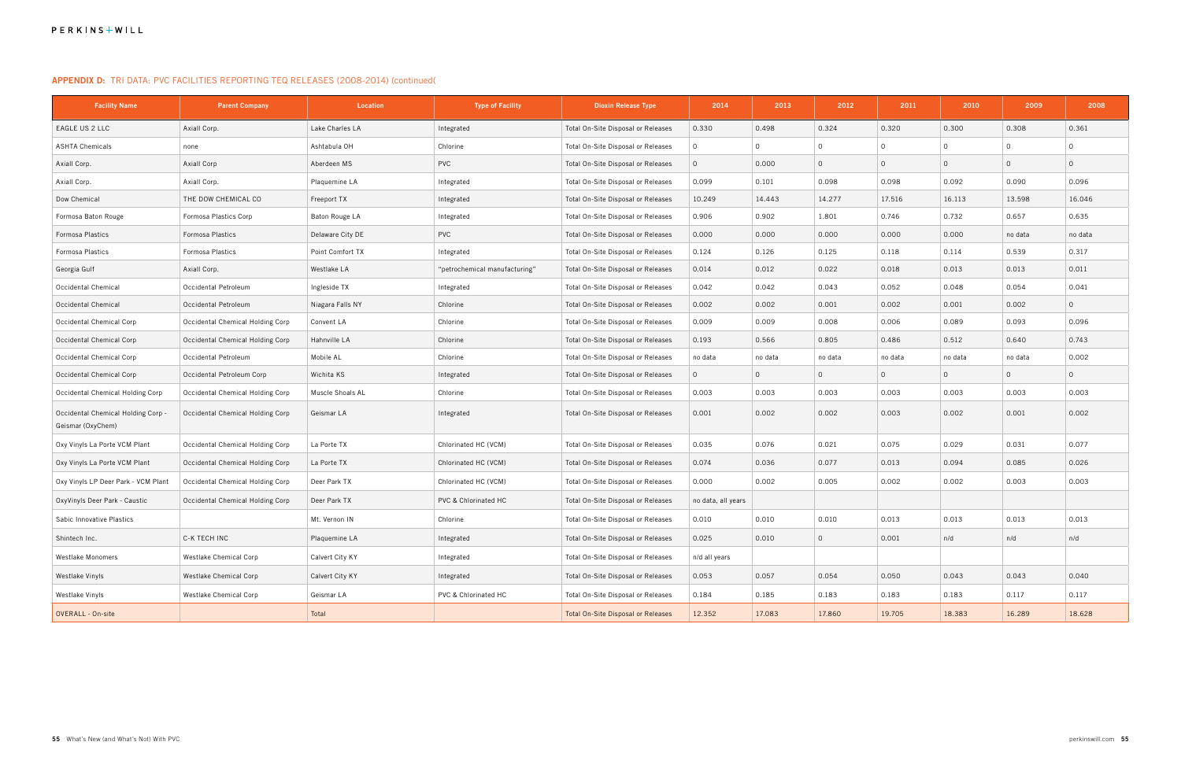## APPENDIX D: TRI DATA: PVC FACILITIES REPORTING TEQ RELEASES (2008-2014) (continued(

| Facility Name | Parent Company | Location | Type of Facility | Dioxin Release Type | 2014 | 2013 | 2012 | 2011 | 2010 | 2009 | 2008 |
|---|---|---|---|---|---|---|---|---|---|---|---|
| EAGLE US 2 LLC | Axiall Corp. | Lake Charles LA | Integrated | Total On-Site Disposal or Releases | 0.330 | 0.498 | 0.324 | 0.320 | 0.300 | 0.308 | 0.361 |
| ASHTA Chemicals | none | Ashtabula OH | Chlorine | Total On-Site Disposal or Releases | 0 | 0 | 0 | 0 | 0 | 0 | 0 |
| Axiall Corp. | Axiall Corp | Aberdeen MS | PVC | Total On-Site Disposal or Releases | 0 | 0.000 | 0 | 0 | 0 | 0 | 0 |
| Axiall Corp. | Axiall Corp. | Plaquemine LA | Integrated | Total On-Site Disposal or Releases | 0.099 | 0.101 | 0.098 | 0.098 | 0.092 | 0.090 | 0.096 |
| Dow Chemical | THE DOW CHEMICAL CO | Freeport TX | Integrated | Total On-Site Disposal or Releases | 10.249 | 14.443 | 14.277 | 17.516 | 16.113 | 13.598 | 16.046 |
| Formosa Baton Rouge | Formosa Plastics Corp | Baton Rouge LA | Integrated | Total On-Site Disposal or Releases | 0.906 | 0.902 | 1.801 | 0.746 | 0.732 | 0.657 | 0.635 |
| Formosa Plastics | Formosa Plastics | Delaware City DE | PVC | Total On-Site Disposal or Releases | 0.000 | 0.000 | 0.000 | 0.000 | 0.000 | no data | no data |
| Formosa Plastics | Formosa Plastics | Point Comfort TX | Integrated | Total On-Site Disposal or Releases | 0.124 | 0.126 | 0.125 | 0.118 | 0.114 | 0.539 | 0.317 |
| Georgia Gulf | Axiall Corp. | Westlake LA | "petrochemical manufacturing" | Total On-Site Disposal or Releases | 0.014 | 0.012 | 0.022 | 0.018 | 0.013 | 0.013 | 0.011 |
| Occidental Chemical | Occidental Petroleum | Ingleside TX | Integrated | Total On-Site Disposal or Releases | 0.042 | 0.042 | 0.043 | 0.052 | 0.048 | 0.054 | 0.041 |
| Occidental Chemical | Occidental Petroleum | Niagara Falls NY | Chlorine | Total On-Site Disposal or Releases | 0.002 | 0.002 | 0.001 | 0.002 | 0.001 | 0.002 | 0 |
| Occidental Chemical Corp | Occidental Chemical Holding Corp | Convent LA | Chlorine | Total On-Site Disposal or Releases | 0.009 | 0.009 | 0.008 | 0.006 | 0.089 | 0.093 | 0.096 |
| Occidental Chemical Corp | Occidental Chemical Holding Corp | Hahnville LA | Chlorine | Total On-Site Disposal or Releases | 0.193 | 0.566 | 0.805 | 0.486 | 0.512 | 0.640 | 0.743 |
| Occidental Chemical Corp | Occidental Petroleum | Mobile AL | Chlorine | Total On-Site Disposal or Releases | no data | no data | no data | no data | no data | no data | 0.002 |
| Occidental Chemical Corp | Occidental Petroleum Corp | Wichita KS | Integrated | Total On-Site Disposal or Releases | 0 | 0 | 0 | 0 | 0 | 0 | 0 |
| Occidental Chemical Holding Corp | Occidental Chemical Holding Corp | Muscle Shoals AL | Chlorine | Total On-Site Disposal or Releases | 0.003 | 0.003 | 0.003 | 0.003 | 0.003 | 0.003 | 0.003 |
| Occidental Chemical Holding Corp - Geismar (OxyChem) | Occidental Chemical Holding Corp | Geismar LA | Integrated | Total On-Site Disposal or Releases | 0.001 | 0.002 | 0.002 | 0.003 | 0.002 | 0.001 | 0.002 |
| Oxy Vinyls La Porte VCM Plant | Occidental Chemical Holding Corp | La Porte TX | Chlorinated HC (VCM) | Total On-Site Disposal or Releases | 0.035 | 0.076 | 0.021 | 0.075 | 0.029 | 0.031 | 0.077 |
| Oxy Vinyls La Porte VCM Plant | Occidental Chemical Holding Corp | La Porte TX | Chlorinated HC (VCM) | Total On-Site Disposal or Releases | 0.074 | 0.036 | 0.077 | 0.013 | 0.094 | 0.085 | 0.026 |
| Oxy Vinyls LP Deer Park - VCM Plant | Occidental Chemical Holding Corp | Deer Park TX | Chlorinated HC (VCM) | Total On-Site Disposal or Releases | 0.000 | 0.002 | 0.005 | 0.002 | 0.002 | 0.003 | 0.003 |
| OxyVinyls Deer Park - Caustic | Occidental Chemical Holding Corp | Deer Park TX | PVC & Chlorinated HC | Total On-Site Disposal or Releases | no data, all years | | | | | | |
| Sabic Innovative Plastics | | Mt. Vernon IN | Chlorine | Total On-Site Disposal or Releases | 0.010 | 0.010 | 0.010 | 0.013 | 0.013 | 0.013 | 0.013 |
| Shintech Inc. | C-K TECH INC | Plaquemine LA | Integrated | Total On-Site Disposal or Releases | 0.025 | 0.010 | 0 | 0.001 | n/d | n/d | n/d |
| Westlake Monomers | Westlake Chemical Corp | Calvert City KY | Integrated | Total On-Site Disposal or Releases | n/d all years | | | | | | |
| Westlake Vinyls | Westlake Chemical Corp | Calvert City KY | Integrated | Total On-Site Disposal or Releases | 0.053 | 0.057 | 0.054 | 0.050 | 0.043 | 0.043 | 0.040 |
| Westlake Vinyls | Westlake Chemical Corp | Geismar LA | PVC & Chlorinated HC | Total On-Site Disposal or Releases | 0.184 | 0.185 | 0.183 | 0.183 | 0.183 | 0.117 | 0.117 |
| OVERALL - On-site | | Total | | Total On-Site Disposal or Releases | 12.352 | 17.083 | 17.860 | 19.705 | 18.383 | 16.289 | 18.628 |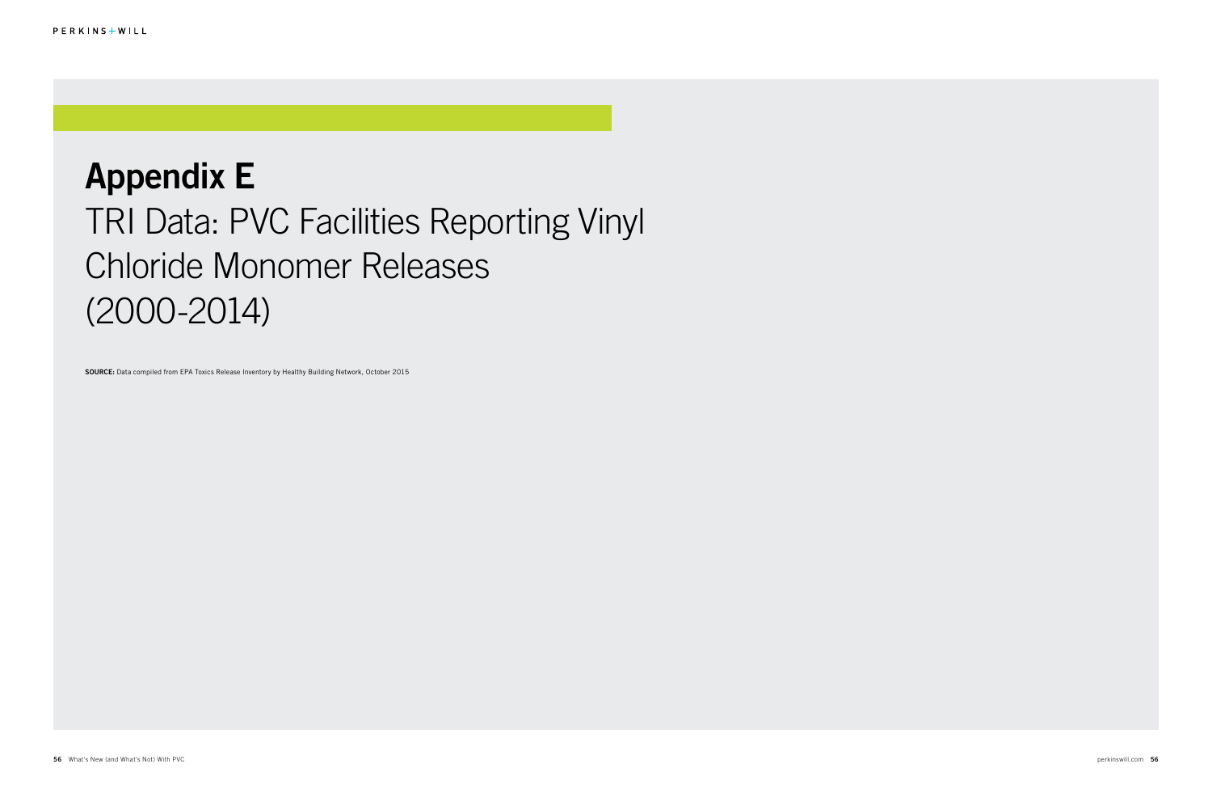# Appendix E

## TRI Data: PVC Facilities Reporting Vinyl Chloride Monomer Releases (2000-2014)

**SOURCE:** Data compiled from EPA Toxics Release Inventory by Healthy Building Network, October 2015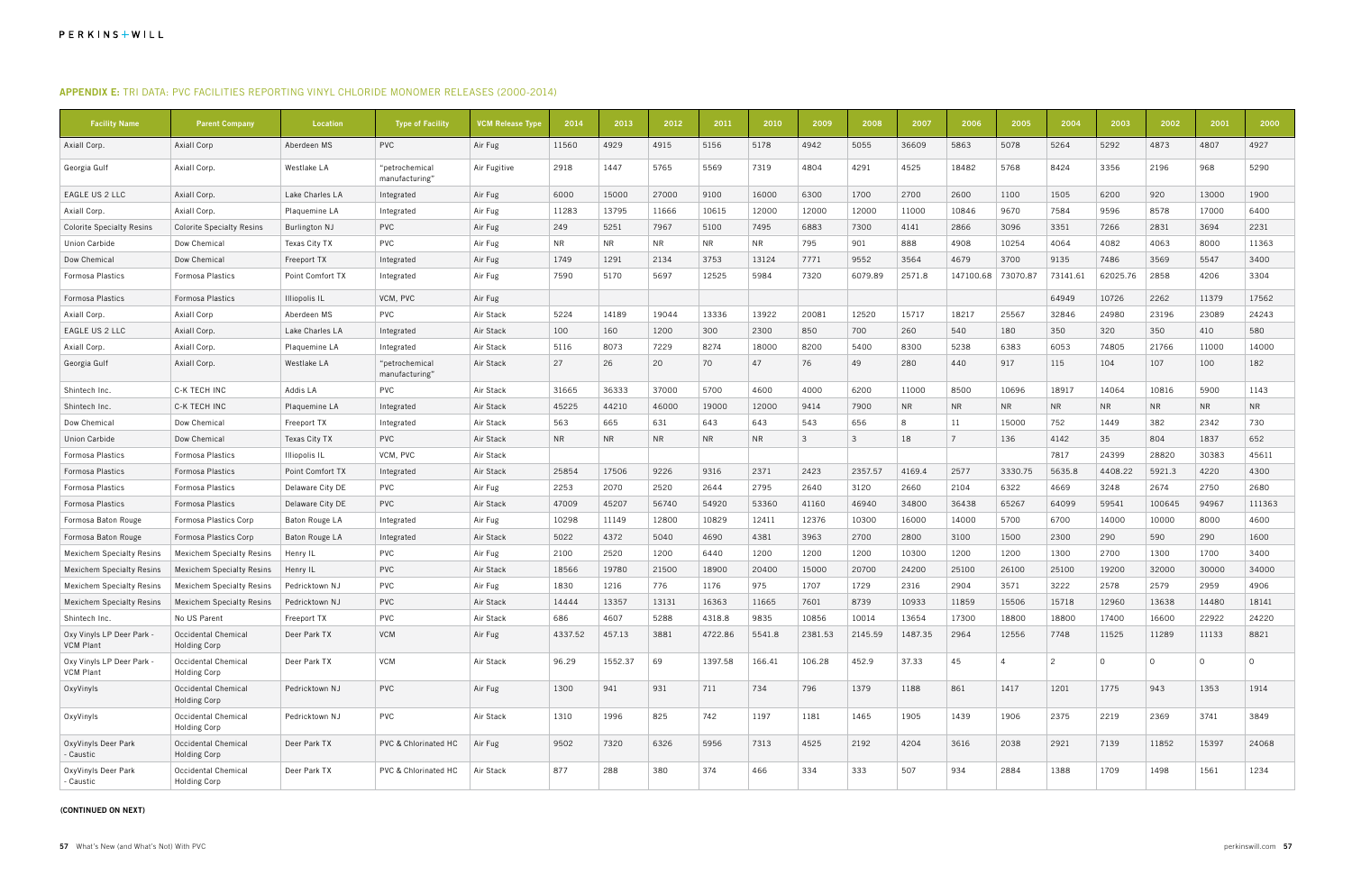## APPENDIX E: TRI DATA: PVC FACILITIES REPORTING VINYL CHLORIDE MONOMER RELEASES (2000-2014)

| Facility Name | Parent Company | Location | Type of Facility | VCM Release Type | 2014 | 2013 | 2012 | 2011 | 2010 | 2009 | 2008 | 2007 | 2006 | 2005 | 2004 | 2003 | 2002 | 2001 | 2000 |
|---|---|---|---|---|---|---|---|---|---|---|---|---|---|---|---|---|---|---|---|
| Axiall Corp. | Axiall Corp | Aberdeen MS | PVC | Air Fug | 11560 | 4929 | 4915 | 5156 | 5178 | 4942 | 5055 | 36609 | 5863 | 5078 | 5264 | 5292 | 4873 | 4807 | 4927 |
| Georgia Gulf | Axiall Corp. | Westlake LA | "petrochemical manufacturing" | Air Fugitive | 2918 | 1447 | 5765 | 5569 | 7319 | 4804 | 4291 | 4525 | 18482 | 5768 | 8424 | 3356 | 2196 | 968 | 5290 |
| EAGLE US 2 LLC | Axiall Corp. | Lake Charles LA | Integrated | Air Fug | 6000 | 15000 | 27000 | 9100 | 16000 | 6300 | 1700 | 2700 | 2600 | 1100 | 1505 | 6200 | 920 | 13000 | 1900 |
| Axiall Corp. | Axiall Corp. | Plaquemine LA | Integrated | Air Fug | 11283 | 13795 | 11666 | 10615 | 12000 | 12000 | 12000 | 11000 | 10846 | 9670 | 7584 | 9596 | 8578 | 17000 | 6400 |
| Colorite Specialty Resins | Colorite Specialty Resins | Burlington NJ | PVC | Air Fug | 249 | 5251 | 7967 | 5100 | 7495 | 6883 | 7300 | 4141 | 2866 | 3096 | 3351 | 7266 | 2831 | 3694 | 2231 |
| Union Carbide | Dow Chemical | Texas City TX | PVC | Air Fug | NR | NR | NR | NR | NR | 795 | 901 | 888 | 4908 | 10254 | 4064 | 4082 | 4063 | 8000 | 11363 |
| Dow Chemical | Dow Chemical | Freeport TX | Integrated | Air Fug | 1749 | 1291 | 2134 | 3753 | 13124 | 7771 | 9552 | 3564 | 4679 | 3700 | 9135 | 7486 | 3569 | 5547 | 3400 |
| Formosa Plastics | Formosa Plastics | Point Comfort TX | Integrated | Air Fug | 7590 | 5170 | 5697 | 12525 | 5984 | 7320 | 6079.89 | 2571.8 | 147100.68 | 73070.87 | 73141.61 | 62025.76 | 2858 | 4206 | 3304 |
| Formosa Plastics | Formosa Plastics | Illiopolis IL | VCM, PVC | Air Fug | | | | | | | | | | | 64949 | 10726 | 2262 | 11379 | 17562 |
| Axiall Corp. | Axiall Corp | Aberdeen MS | PVC | Air Stack | 5224 | 14189 | 19044 | 13336 | 13922 | 20081 | 12520 | 15717 | 18217 | 25567 | 32846 | 24980 | 23196 | 23089 | 24243 |
| EAGLE US 2 LLC | Axiall Corp. | Lake Charles LA | Integrated | Air Stack | 100 | 160 | 1200 | 300 | 2300 | 850 | 700 | 260 | 540 | 180 | 350 | 320 | 350 | 410 | 580 |
| Axiall Corp. | Axiall Corp. | Plaquemine LA | Integrated | Air Stack | 5116 | 8073 | 7229 | 8274 | 18000 | 8200 | 5400 | 8300 | 5238 | 6383 | 6053 | 74805 | 21766 | 11000 | 14000 |
| Georgia Gulf | Axiall Corp. | Westlake LA | "petrochemical manufacturing" | Air Stack | 27 | 26 | 20 | 70 | 47 | 76 | 49 | 280 | 440 | 917 | 115 | 104 | 107 | 100 | 182 |
| Shintech Inc. | C-K TECH INC | Addis LA | PVC | Air Stack | 31665 | 36333 | 37000 | 5700 | 4600 | 4000 | 6200 | 11000 | 8500 | 10696 | 18917 | 14064 | 10816 | 5900 | 1143 |
| Shintech Inc. | C-K TECH INC | Plaquemine LA | Integrated | Air Stack | 45225 | 44210 | 46000 | 19000 | 12000 | 9414 | 7900 | NR | NR | NR | NR | NR | NR | NR | NR |
| Dow Chemical | Dow Chemical | Freeport TX | Integrated | Air Stack | 563 | 665 | 631 | 643 | 643 | 543 | 656 | 8 | 11 | 15000 | 752 | 1449 | 382 | 2342 | 730 |
| Union Carbide | Dow Chemical | Texas City TX | PVC | Air Stack | NR | NR | NR | NR | NR | 3 | 3 | 18 | 7 | 136 | 4142 | 35 | 804 | 1837 | 652 |
| Formosa Plastics | Formosa Plastics | Illiopolis IL | VCM, PVC | Air Stack | | | | | | | | | | | 7817 | 24399 | 28820 | 30383 | 45611 |
| Formosa Plastics | Formosa Plastics | Point Comfort TX | Integrated | Air Stack | 25854 | 17506 | 9226 | 9316 | 2371 | 2423 | 2357.57 | 4169.4 | 2577 | 3330.75 | 5635.8 | 4408.22 | 5921.3 | 4220 | 4300 |
| Formosa Plastics | Formosa Plastics | Delaware City DE | PVC | Air Fug | 2253 | 2070 | 2520 | 2644 | 2795 | 2640 | 3120 | 2660 | 2104 | 6322 | 4669 | 3248 | 2674 | 2750 | 2680 |
| Formosa Plastics | Formosa Plastics | Delaware City DE | PVC | Air Stack | 47009 | 45207 | 56740 | 54920 | 53360 | 41160 | 46940 | 34800 | 36438 | 65267 | 64099 | 59541 | 100645 | 94967 | 111363 |
| Formosa Baton Rouge | Formosa Plastics Corp | Baton Rouge LA | Integrated | Air Fug | 10298 | 11149 | 12800 | 10829 | 12411 | 12376 | 10300 | 16000 | 14000 | 5700 | 6700 | 14000 | 10000 | 8000 | 4600 |
| Formosa Baton Rouge | Formosa Plastics Corp | Baton Rouge LA | Integrated | Air Stack | 5022 | 4372 | 5040 | 4690 | 4381 | 3963 | 2700 | 2800 | 3100 | 1500 | 2300 | 290 | 590 | 290 | 1600 |
| Mexichem Specialty Resins | Mexichem Specialty Resins | Henry IL | PVC | Air Fug | 2100 | 2520 | 1200 | 6440 | 1200 | 1200 | 1200 | 10300 | 1200 | 1200 | 1300 | 2700 | 1300 | 1700 | 3400 |
| Mexichem Specialty Resins | Mexichem Specialty Resins | Henry IL | PVC | Air Stack | 18566 | 19780 | 21500 | 18900 | 20400 | 15000 | 20700 | 24200 | 25100 | 26100 | 25100 | 19200 | 32000 | 30000 | 34000 |
| Mexichem Specialty Resins | Mexichem Specialty Resins | Pedricktown NJ | PVC | Air Fug | 1830 | 1216 | 776 | 1176 | 975 | 1707 | 1729 | 2316 | 2904 | 3571 | 3222 | 2578 | 2579 | 2959 | 4906 |
| Mexichem Specialty Resins | Mexichem Specialty Resins | Pedricktown NJ | PVC | Air Stack | 14444 | 13357 | 13131 | 16363 | 11665 | 7601 | 8739 | 10933 | 11859 | 15506 | 15718 | 12960 | 13638 | 14480 | 18141 |
| Shintech Inc. | No US Parent | Freeport TX | PVC | Air Stack | 686 | 4607 | 5288 | 4318.8 | 9835 | 10856 | 10014 | 13654 | 17300 | 18800 | 18800 | 17400 | 16600 | 22922 | 24220 |
| Oxy Vinyls LP Deer Park - VCM Plant | Occidental Chemical Holding Corp | Deer Park TX | VCM | Air Fug | 4337.52 | 457.13 | 3881 | 4722.86 | 5541.8 | 2381.53 | 2145.59 | 1487.35 | 2964 | 12556 | 7748 | 11525 | 11289 | 11133 | 8821 |
| Oxy Vinyls LP Deer Park - VCM Plant | Occidental Chemical Holding Corp | Deer Park TX | VCM | Air Stack | 96.29 | 1552.37 | 69 | 1397.58 | 166.41 | 106.28 | 452.9 | 37.33 | 45 | 4 | 2 | 0 | 0 | 0 | 0 |
| OxyVinyls | Occidental Chemical Holding Corp | Pedricktown NJ | PVC | Air Fug | 1300 | 941 | 931 | 711 | 734 | 796 | 1379 | 1188 | 861 | 1417 | 1201 | 1775 | 943 | 1353 | 1914 |
| OxyVinyls | Occidental Chemical Holding Corp | Pedricktown NJ | PVC | Air Stack | 1310 | 1996 | 825 | 742 | 1197 | 1181 | 1465 | 1905 | 1439 | 1906 | 2375 | 2219 | 2369 | 3741 | 3849 |
| OxyVinyls Deer Park - Caustic | Occidental Chemical Holding Corp | Deer Park TX | PVC & Chlorinated HC | Air Fug | 9502 | 7320 | 6326 | 5956 | 7313 | 4525 | 2192 | 4204 | 3616 | 2038 | 2921 | 7139 | 11852 | 15397 | 24068 |
| OxyVinyls Deer Park - Caustic | Occidental Chemical Holding Corp | Deer Park TX | PVC & Chlorinated HC | Air Stack | 877 | 288 | 380 | 374 | 466 | 334 | 333 | 507 | 934 | 2884 | 1388 | 1709 | 1498 | 1561 | 1234 |

**(CONTINUED ON NEXT)**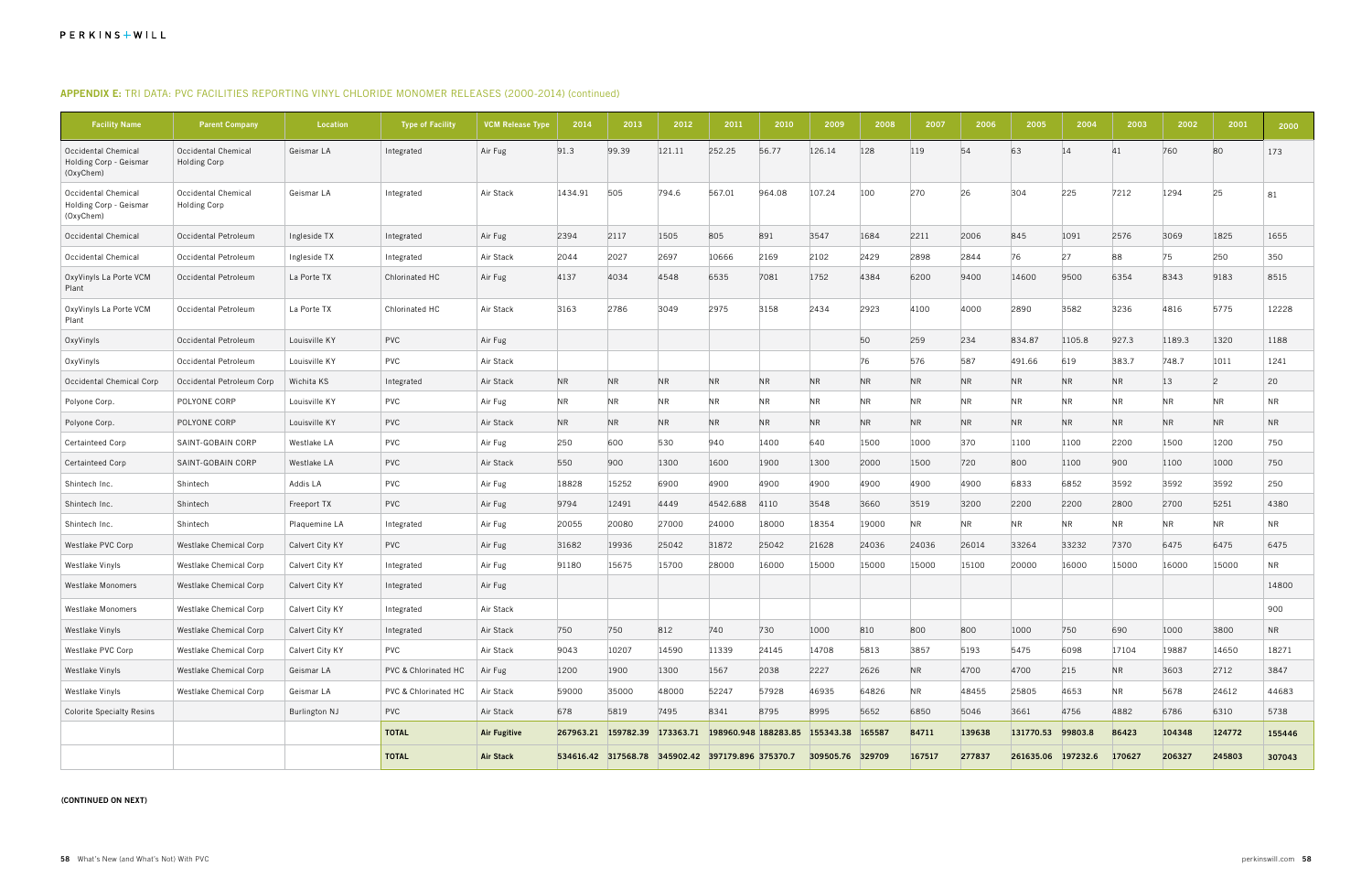## APPENDIX E: TRI DATA: PVC FACILITIES REPORTING VINYL CHLORIDE MONOMER RELEASES (2000-2014) (continued)

| Facility Name | Parent Company | Location | Type of Facility | VCM Release Type | 2014 | 2013 | 2012 | 2011 | 2010 | 2009 | 2008 | 2007 | 2006 | 2005 | 2004 | 2003 | 2002 | 2001 | 2000 |
|---|---|---|---|---|---|---|---|---|---|---|---|---|---|---|---|---|---|---|---|
| Occidental Chemical Holding Corp - Geismar (OxyChem) | Occidental Chemical Holding Corp | Geismar LA | Integrated | Air Fug | 91.3 | 99.39 | 121.11 | 252.25 | 56.77 | 126.14 | 128 | 119 | 54 | 63 | 14 | 41 | 760 | 80 | 173 |
| Occidental Chemical Holding Corp - Geismar (OxyChem) | Occidental Chemical Holding Corp | Geismar LA | Integrated | Air Stack | 1434.91 | 505 | 794.6 | 567.01 | 964.08 | 107.24 | 100 | 270 | 26 | 304 | 225 | 7212 | 1294 | 25 | 81 |
| Occidental Chemical | Occidental Petroleum | Ingleside TX | Integrated | Air Fug | 2394 | 2117 | 1505 | 805 | 891 | 3547 | 1684 | 2211 | 2006 | 845 | 1091 | 2576 | 3069 | 1825 | 1655 |
| Occidental Chemical | Occidental Petroleum | Ingleside TX | Integrated | Air Stack | 2044 | 2027 | 2697 | 10666 | 2169 | 2102 | 2429 | 2898 | 2844 | 76 | 27 | 88 | 75 | 250 | 350 |
| OxyVinyls La Porte VCM Plant | Occidental Petroleum | La Porte TX | Chlorinated HC | Air Fug | 4137 | 4034 | 4548 | 6535 | 7081 | 1752 | 4384 | 6200 | 9400 | 14600 | 9500 | 6354 | 8343 | 9183 | 8515 |
| OxyVinyls La Porte VCM Plant | Occidental Petroleum | La Porte TX | Chlorinated HC | Air Stack | 3163 | 2786 | 3049 | 2975 | 3158 | 2434 | 2923 | 4100 | 4000 | 2890 | 3582 | 3236 | 4816 | 5775 | 12228 |
| OxyVinyls | Occidental Petroleum | Louisville KY | PVC | Air Fug | | | | | | | 50 | 259 | 234 | 834.87 | 1105.8 | 927.3 | 1189.3 | 1320 | 1188 |
| OxyVinyls | Occidental Petroleum | Louisville KY | PVC | Air Stack | | | | | | | 76 | 576 | 587 | 491.66 | 619 | 383.7 | 748.7 | 1011 | 1241 |
| Occidental Chemical Corp | Occidental Petroleum Corp | Wichita KS | Integrated | Air Stack | NR | NR | NR | NR | NR | NR | NR | NR | NR | NR | NR | NR | 13 | 2 | 20 |
| Polyone Corp. | POLYONE CORP | Louisville KY | PVC | Air Fug | NR | NR | NR | NR | NR | NR | NR | NR | NR | NR | NR | NR | NR | NR | NR |
| Polyone Corp. | POLYONE CORP | Louisville KY | PVC | Air Stack | NR | NR | NR | NR | NR | NR | NR | NR | NR | NR | NR | NR | NR | NR | NR |
| Certainteed Corp | SAINT-GOBAIN CORP | Westlake LA | PVC | Air Fug | 250 | 600 | 530 | 940 | 1400 | 640 | 1500 | 1000 | 370 | 1100 | 1100 | 2200 | 1500 | 1200 | 750 |
| Certainteed Corp | SAINT-GOBAIN CORP | Westlake LA | PVC | Air Stack | 550 | 900 | 1300 | 1600 | 1900 | 1300 | 2000 | 1500 | 720 | 800 | 1100 | 900 | 1100 | 1000 | 750 |
| Shintech Inc. | Shintech | Addis LA | PVC | Air Fug | 18828 | 15252 | 6900 | 4900 | 4900 | 4900 | 4900 | 4900 | 4900 | 6833 | 6852 | 3592 | 3592 | 3592 | 250 |
| Shintech Inc. | Shintech | Freeport TX | PVC | Air Fug | 9794 | 12491 | 4449 | 4542.688 | 4110 | 3548 | 3660 | 3519 | 3200 | 2200 | 2200 | 2800 | 2700 | 5251 | 4380 |
| Shintech Inc. | Shintech | Plaquemine LA | Integrated | Air Fug | 20055 | 20080 | 27000 | 24000 | 18000 | 18354 | 19000 | NR | NR | NR | NR | NR | NR | NR | NR |
| Westlake PVC Corp | Westlake Chemical Corp | Calvert City KY | PVC | Air Fug | 31682 | 19936 | 25042 | 31872 | 25042 | 21628 | 24036 | 24036 | 26014 | 33264 | 33232 | 7370 | 6475 | 6475 | 6475 |
| Westlake Vinyls | Westlake Chemical Corp | Calvert City KY | Integrated | Air Fug | 91180 | 15675 | 15700 | 28000 | 16000 | 15000 | 15000 | 15000 | 15100 | 20000 | 16000 | 15000 | 16000 | 15000 | NR |
| Westlake Monomers | Westlake Chemical Corp | Calvert City KY | Integrated | Air Fug | | | | | | | | | | | | | | | 14800 |
| Westlake Monomers | Westlake Chemical Corp | Calvert City KY | Integrated | Air Stack | | | | | | | | | | | | | | | 900 |
| Westlake Vinyls | Westlake Chemical Corp | Calvert City KY | Integrated | Air Stack | 750 | 750 | 812 | 740 | 730 | 1000 | 810 | 800 | 800 | 1000 | 750 | 690 | 1000 | 3800 | NR |
| Westlake PVC Corp | Westlake Chemical Corp | Calvert City KY | PVC | Air Stack | 9043 | 10207 | 14590 | 11339 | 24145 | 14708 | 5813 | 3857 | 5193 | 5475 | 6098 | 17104 | 19887 | 14650 | 18271 |
| Westlake Vinyls | Westlake Chemical Corp | Geismar LA | PVC & Chlorinated HC | Air Fug | 1200 | 1900 | 1300 | 1567 | 2038 | 2227 | 2626 | NR | 4700 | 4700 | 215 | NR | 3603 | 2712 | 3847 |
| Westlake Vinyls | Westlake Chemical Corp | Geismar LA | PVC & Chlorinated HC | Air Stack | 59000 | 35000 | 48000 | 52247 | 57928 | 46935 | 64826 | NR | 48455 | 25805 | 4653 | NR | 5678 | 24612 | 44683 |
| Colorite Specialty Resins | | Burlington NJ | PVC | Air Stack | 678 | 5819 | 7495 | 8341 | 8795 | 8995 | 5652 | 6850 | 5046 | 3661 | 4756 | 4882 | 6786 | 6310 | 5738 |
| | | | **TOTAL** | **Air Fugitive** | **267963.21** | **159782.39** | **173363.71** | **198960.948** | **188283.85** | **155343.38** | **165587** | **84711** | **139638** | **131770.53** | **99803.8** | **86423** | **104348** | **124772** | **155446** |
| | | | **TOTAL** | **Air Stack** | **534616.42** | **317568.78** | **345902.42** | **397179.896** | **375370.7** | **309505.76** | **329709** | **167517** | **277837** | **261635.06** | **197232.6** | **170627** | **206327** | **245803** | **307043** |

**(CONTINUED ON NEXT)**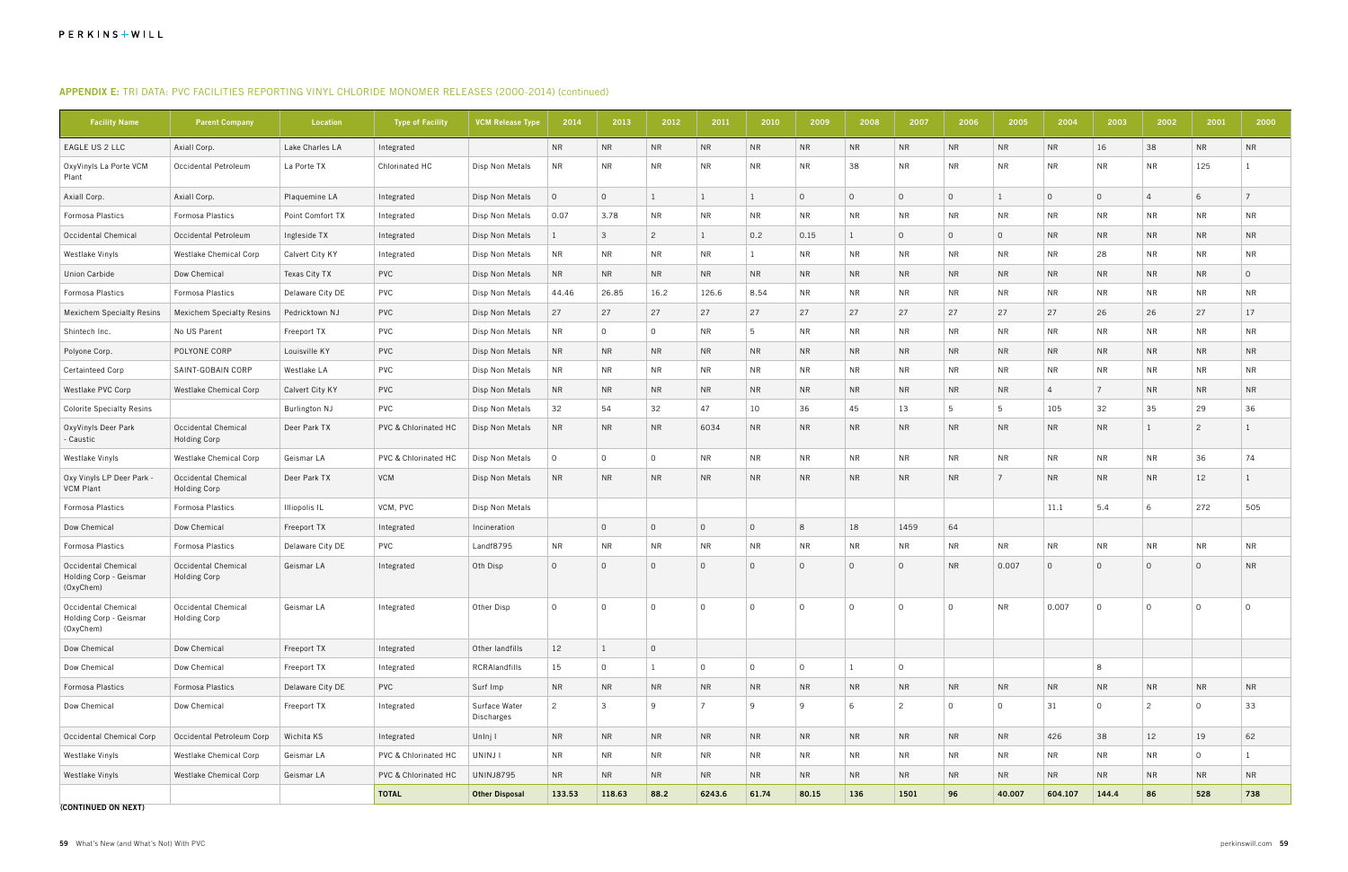## APPENDIX E: TRI DATA: PVC FACILITIES REPORTING VINYL CHLORIDE MONOMER RELEASES (2000-2014) (continued)

| Facility Name | Parent Company | Location | Type of Facility | VCM Release Type | 2014 | 2013 | 2012 | 2011 | 2010 | 2009 | 2008 | 2007 | 2006 | 2005 | 2004 | 2003 | 2002 | 2001 | 2000 |
|---|---|---|---|---|---|---|---|---|---|---|---|---|---|---|---|---|---|---|---|
| EAGLE US 2 LLC | Axiall Corp. | Lake Charles LA | Integrated | | NR | NR | NR | NR | NR | NR | NR | NR | NR | NR | NR | 16 | 38 | NR | NR |
| OxyVinyls La Porte VCM Plant | Occidental Petroleum | La Porte TX | Chlorinated HC | Disp Non Metals | NR | NR | NR | NR | NR | NR | 38 | NR | NR | NR | NR | NR | NR | 125 | 1 |
| Axiall Corp. | Axiall Corp. | Plaquemine LA | Integrated | Disp Non Metals | 0 | 0 | 1 | 1 | 1 | 0 | 0 | 0 | 0 | 1 | 0 | 0 | 4 | 6 | 7 |
| Formosa Plastics | Formosa Plastics | Point Comfort TX | Integrated | Disp Non Metals | 0.07 | 3.78 | NR | NR | NR | NR | NR | NR | NR | NR | NR | NR | NR | NR | NR |
| Occidental Chemical | Occidental Petroleum | Ingleside TX | Integrated | Disp Non Metals | 1 | 3 | 2 | 1 | 0.2 | 0.15 | 1 | 0 | 0 | 0 | NR | NR | NR | NR | NR |
| Westlake Vinyls | Westlake Chemical Corp | Calvert City KY | Integrated | Disp Non Metals | NR | NR | NR | NR | 1 | NR | NR | NR | NR | NR | NR | 28 | NR | NR | NR |
| Union Carbide | Dow Chemical | Texas City TX | PVC | Disp Non Metals | NR | NR | NR | NR | NR | NR | NR | NR | NR | NR | NR | NR | NR | NR | 0 |
| Formosa Plastics | Formosa Plastics | Delaware City DE | PVC | Disp Non Metals | 44.46 | 26.85 | 16.2 | 126.6 | 8.54 | NR | NR | NR | NR | NR | NR | NR | NR | NR | NR |
| Mexichem Specialty Resins | Mexichem Specialty Resins | Pedricktown NJ | PVC | Disp Non Metals | 27 | 27 | 27 | 27 | 27 | 27 | 27 | 27 | 27 | 27 | 27 | 26 | 26 | 27 | 17 |
| Shintech Inc. | No US Parent | Freeport TX | PVC | Disp Non Metals | NR | 0 | 0 | NR | 5 | NR | NR | NR | NR | NR | NR | NR | NR | NR | NR |
| Polyone Corp. | POLYONE CORP | Louisville KY | PVC | Disp Non Metals | NR | NR | NR | NR | NR | NR | NR | NR | NR | NR | NR | NR | NR | NR | NR |
| Certainteed Corp | SAINT-GOBAIN CORP | Westlake LA | PVC | Disp Non Metals | NR | NR | NR | NR | NR | NR | NR | NR | NR | NR | NR | NR | NR | NR | NR |
| Westlake PVC Corp | Westlake Chemical Corp | Calvert City KY | PVC | Disp Non Metals | NR | NR | NR | NR | NR | NR | NR | NR | NR | NR | 4 | 7 | NR | NR | NR |
| Colorite Specialty Resins | | Burlington NJ | PVC | Disp Non Metals | 32 | 54 | 32 | 47 | 10 | 36 | 45 | 13 | 5 | 5 | 105 | 32 | 35 | 29 | 36 |
| OxyVinyls Deer Park - Caustic | Occidental Chemical Holding Corp | Deer Park TX | PVC & Chlorinated HC | Disp Non Metals | NR | NR | NR | 6034 | NR | NR | NR | NR | NR | NR | NR | NR | 1 | 2 | 1 |
| Westlake Vinyls | Westlake Chemical Corp | Geismar LA | PVC & Chlorinated HC | Disp Non Metals | 0 | 0 | 0 | NR | NR | NR | NR | NR | NR | NR | NR | NR | NR | 36 | 74 |
| Oxy Vinyls LP Deer Park - VCM Plant | Occidental Chemical Holding Corp | Deer Park TX | VCM | Disp Non Metals | NR | NR | NR | NR | NR | NR | NR | NR | NR | 7 | NR | NR | NR | 12 | 1 |
| Formosa Plastics | Formosa Plastics | Illiopolis IL | VCM, PVC | Disp Non Metals | | | | | | | | | | | 11.1 | 5.4 | 6 | 272 | 505 |
| Dow Chemical | Dow Chemical | Freeport TX | Integrated | Incineration | | 0 | 0 | 0 | 0 | 8 | 18 | 1459 | 64 | | | | | | |
| Formosa Plastics | Formosa Plastics | Delaware City DE | PVC | Landf8795 | NR | NR | NR | NR | NR | NR | NR | NR | NR | NR | NR | NR | NR | NR | NR |
| Occidental Chemical Holding Corp - Geismar (OxyChem) | Occidental Chemical Holding Corp | Geismar LA | Integrated | Oth Disp | 0 | 0 | 0 | 0 | 0 | 0 | 0 | 0 | NR | 0.007 | 0 | 0 | 0 | 0 | NR |
| Occidental Chemical Holding Corp - Geismar (OxyChem) | Occidental Chemical Holding Corp | Geismar LA | Integrated | Other Disp | 0 | 0 | 0 | 0 | 0 | 0 | 0 | 0 | 0 | NR | 0.007 | 0 | 0 | 0 | 0 |
| Dow Chemical | Dow Chemical | Freeport TX | Integrated | Other landfills | 12 | 1 | 0 | | | | | | | | | | | | |
| Dow Chemical | Dow Chemical | Freeport TX | Integrated | RCRAlandfills | 15 | 0 | 1 | 0 | 0 | 0 | 1 | 0 | | | | 8 | | | |
| Formosa Plastics | Formosa Plastics | Delaware City DE | PVC | Surf Imp | NR | NR | NR | NR | NR | NR | NR | NR | NR | NR | NR | NR | NR | NR | NR |
| Dow Chemical | Dow Chemical | Freeport TX | Integrated | Surface Water Discharges | 2 | 3 | 9 | 7 | 9 | 9 | 6 | 2 | 0 | 0 | 31 | 0 | 2 | 0 | 33 |
| Occidental Chemical Corp | Occidental Petroleum Corp | Wichita KS | Integrated | UnInj I | NR | NR | NR | NR | NR | NR | NR | NR | NR | NR | 426 | 38 | 12 | 19 | 62 |
| Westlake Vinyls | Westlake Chemical Corp | Geismar LA | PVC & Chlorinated HC | UNINJ I | NR | NR | NR | NR | NR | NR | NR | NR | NR | NR | NR | NR | NR | 0 | 1 |
| Westlake Vinyls | Westlake Chemical Corp | Geismar LA | PVC & Chlorinated HC | UNINJ8795 | NR | NR | NR | NR | NR | NR | NR | NR | NR | NR | NR | NR | NR | NR | NR |
| | | | **TOTAL** | **Other Disposal** | **133.53** | **118.63** | **88.2** | **6243.6** | **61.74** | **80.15** | **136** | **1501** | **96** | **40.007** | **604.107** | **144.4** | **86** | **528** | **738** |

**(CONTINUED ON NEXT)**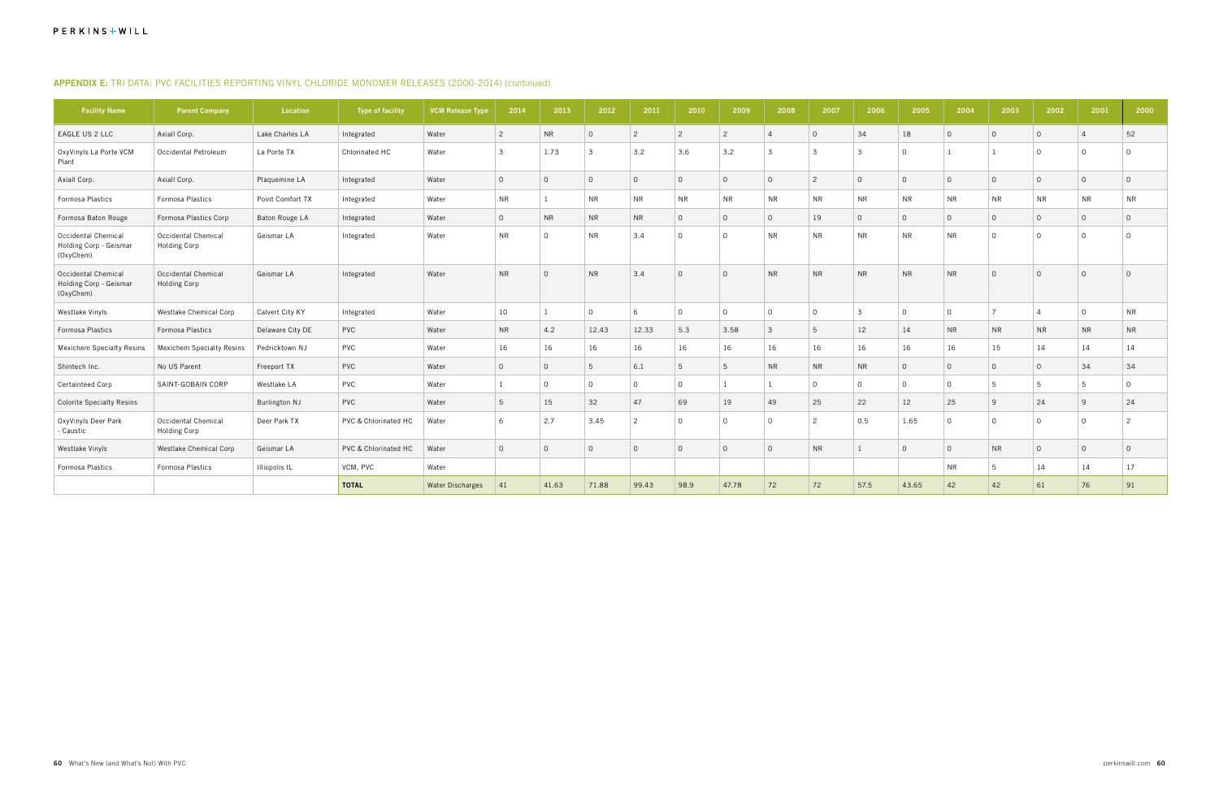**APPENDIX E:** TRI DATA: PVC FACILITIES REPORTING VINYL CHLORIDE MONOMER RELEASES (2000-2014) (continued)

| Facility Name | Parent Company | Location | Type of facility | VCM Release Type | 2014 | 2013 | 2012 | 2011 | 2010 | 2009 | 2008 | 2007 | 2006 | 2005 | 2004 | 2003 | 2002 | 2001 | 2000 |
|---|---|---|---|---|---|---|---|---|---|---|---|---|---|---|---|---|---|---|---|
| EAGLE US 2 LLC | Axiall Corp. | Lake Charles LA | Integrated | Water | 2 | NR | 0 | 2 | 2 | 2 | 4 | 0 | 34 | 18 | 0 | 0 | 0 | 4 | 52 |
| OxyVinyls La Porte VCM Plant | Occidental Petroleum | La Porte TX | Chlorinated HC | Water | 3 | 1.73 | 3 | 3.2 | 3.6 | 3.2 | 3 | 3 | 3 | 0 | 1 | 1 | 0 | 0 | 0 |
| Axiall Corp. | Axiall Corp. | Plaquemine LA | Integrated | Water | 0 | 0 | 0 | 0 | 0 | 0 | 0 | 2 | 0 | 0 | 0 | 0 | 0 | 0 | 0 |
| Formosa Plastics | Formosa Plastics | Point Comfort TX | Integrated | Water | NR | 1 | NR | NR | NR | NR | NR | NR | NR | NR | NR | NR | NR | NR | NR |
| Formosa Baton Rouge | Formosa Plastics Corp | Baton Rouge LA | Integrated | Water | 0 | NR | NR | NR | 0 | 0 | 0 | 19 | 0 | 0 | 0 | 0 | 0 | 0 | 0 |
| Occidental Chemical Holding Corp - Geismar (OxyChem) | Occidental Chemical Holding Corp | Geismar LA | Integrated | Water | NR | 0 | NR | 3.4 | 0 | 0 | NR | NR | NR | NR | NR | 0 | 0 | 0 | 0 |
| Occidental Chemical Holding Corp - Geismar (OxyChem) | Occidental Chemical Holding Corp | Geismar LA | Integrated | Water | NR | 0 | NR | 3.4 | 0 | 0 | NR | NR | NR | NR | NR | 0 | 0 | 0 | 0 |
| Westlake Vinyls | Westlake Chemical Corp | Calvert City KY | Integrated | Water | 10 | 1 | 0 | 6 | 0 | 0 | 0 | 0 | 3 | 0 | 0 | 7 | 4 | 0 | NR |
| Formosa Plastics | Formosa Plastics | Delaware City DE | PVC | Water | NR | 4.2 | 12.43 | 12.33 | 5.3 | 3.58 | 3 | 5 | 12 | 14 | NR | NR | NR | NR | NR |
| Mexichem Specialty Resins | Mexichem Specialty Resins | Pedricktown NJ | PVC | Water | 16 | 16 | 16 | 16 | 16 | 16 | 16 | 16 | 16 | 16 | 16 | 15 | 14 | 14 | 14 |
| Shintech Inc. | No US Parent | Freeport TX | PVC | Water | 0 | 0 | 5 | 6.1 | 5 | 5 | NR | NR | NR | 0 | 0 | 0 | 0 | 34 | 34 |
| Certainteed Corp | SAINT-GOBAIN CORP | Westlake LA | PVC | Water | 1 | 0 | 0 | 0 | 0 | 1 | 1 | 0 | 0 | 0 | 0 | 5 | 5 | 5 | 0 |
| Colorite Specialty Resins | | Burlington NJ | PVC | Water | 5 | 15 | 32 | 47 | 69 | 19 | 49 | 25 | 22 | 12 | 25 | 9 | 24 | 9 | 24 |
| OxyVinyls Deer Park - Caustic | Occidental Chemical Holding Corp | Deer Park TX | PVC & Chlorinated HC | Water | 6 | 2.7 | 3.45 | 2 | 0 | 0 | 0 | 2 | 0.5 | 1.65 | 0 | 0 | 0 | 0 | 2 |
| Westlake Vinyls | Westlake Chemical Corp | Geismar LA | PVC & Chlorinated HC | Water | 0 | 0 | 0 | 0 | 0 | 0 | 0 | NR | 1 | 0 | 0 | NR | 0 | 0 | 0 |
| Formosa Plastics | Formosa Plastics | Illiopolis IL | VCM, PVC | Water | | | | | | | | | | | NR | 5 | 14 | 14 | 17 |
| | | | **TOTAL** | Water Discharges | 41 | 41.63 | 71.88 | 99.43 | 98.9 | 47.78 | 72 | 72 | 57.5 | 43.65 | 42 | 42 | 61 | 76 | 91 |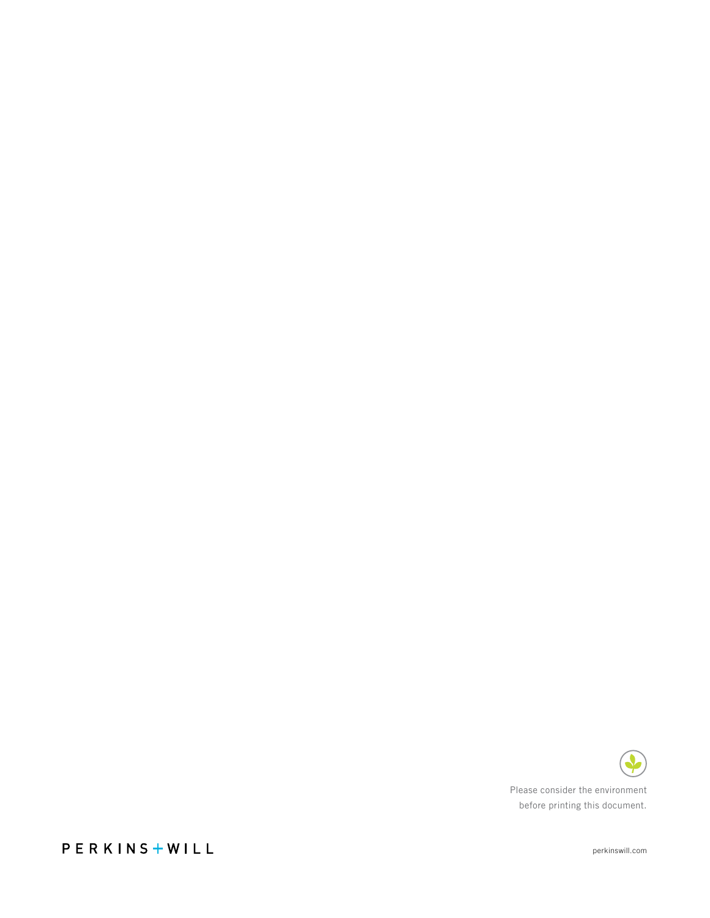Please consider the environment before printing this document.

PERKINS+WILL

perkinswill.com